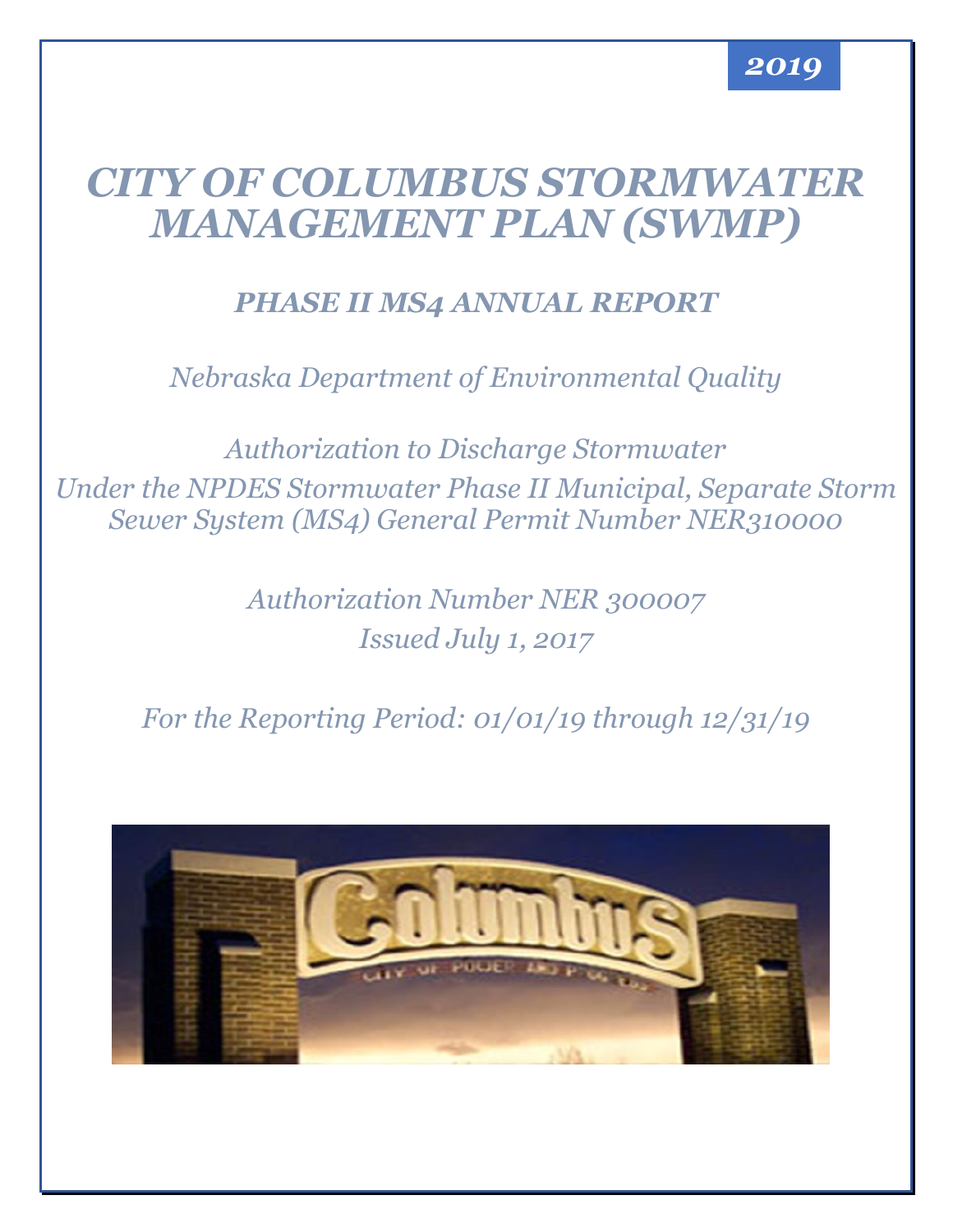**2019**

# CITY OF COLUMBUS STORMWATER MANAGEMENT PLAN (SWMP)

## PHASE II MS4 ANNUAL REPORT

*Nebraska Department of Environmental Quality*

*Authorization to Discharge Stormwater*
*Under the NPDES Stormwater Phase II Municipal, Separate Storm Sewer System (MS4) General Permit Number NER310000*

*Authorization Number NER 300007*
*Issued July 1, 2017*

*For the Reporting Period: 01/01/19 through 12/31/19*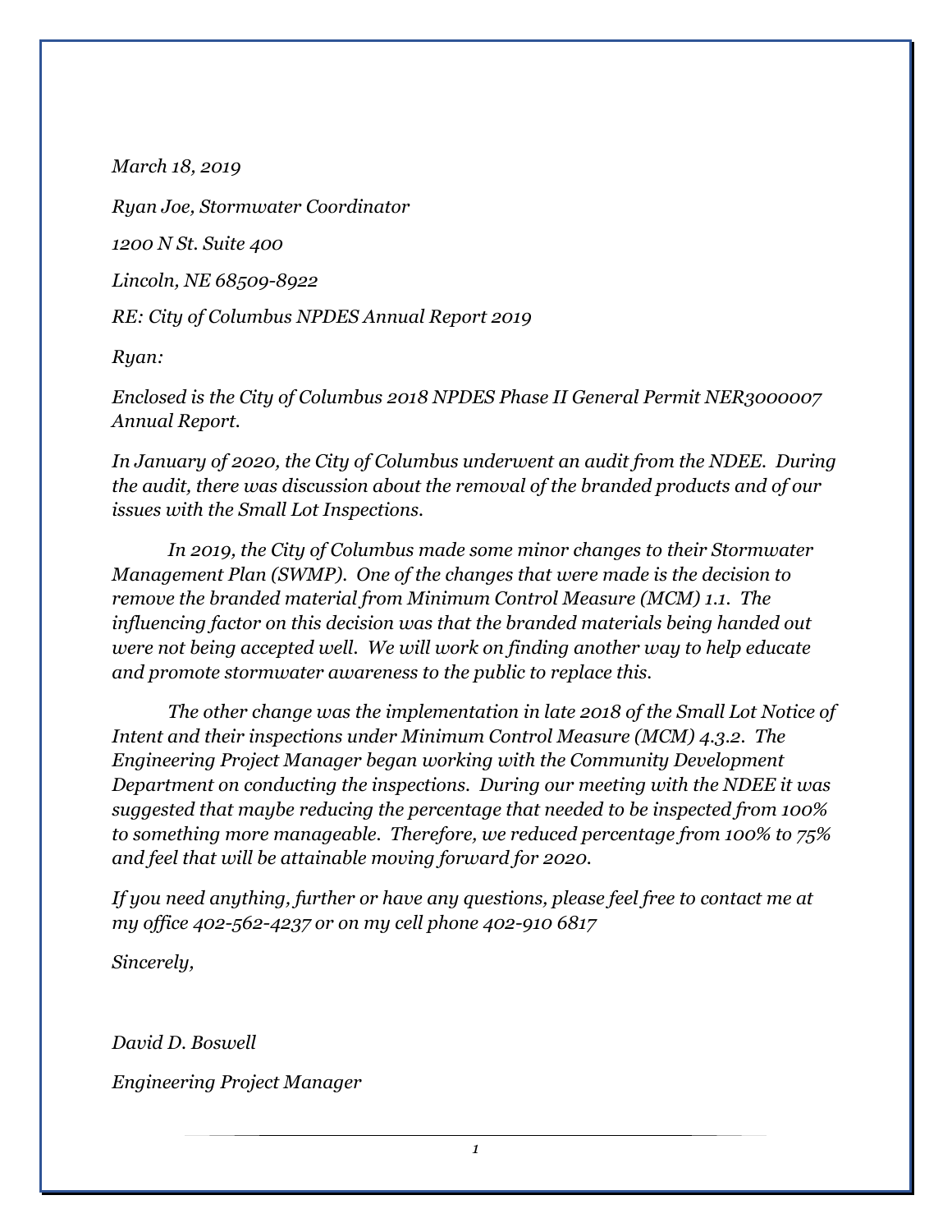*March 18, 2019*

*Ryan Joe, Stormwater Coordinator*

*1200 N St. Suite 400*

*Lincoln, NE 68509-8922*

*RE: City of Columbus NPDES Annual Report 2019*

*Ryan:*

*Enclosed is the City of Columbus 2018 NPDES Phase II General Permit NER3000007 Annual Report.*

*In January of 2020, the City of Columbus underwent an audit from the NDEE. During the audit, there was discussion about the removal of the branded products and of our issues with the Small Lot Inspections.*

*In 2019, the City of Columbus made some minor changes to their Stormwater Management Plan (SWMP). One of the changes that were made is the decision to remove the branded material from Minimum Control Measure (MCM) 1.1. The influencing factor on this decision was that the branded materials being handed out were not being accepted well. We will work on finding another way to help educate and promote stormwater awareness to the public to replace this.*

*The other change was the implementation in late 2018 of the Small Lot Notice of Intent and their inspections under Minimum Control Measure (MCM) 4.3.2. The Engineering Project Manager began working with the Community Development Department on conducting the inspections. During our meeting with the NDEE it was suggested that maybe reducing the percentage that needed to be inspected from 100% to something more manageable. Therefore, we reduced percentage from 100% to 75% and feel that will be attainable moving forward for 2020.*

*If you need anything, further or have any questions, please feel free to contact me at my office 402-562-4237 or on my cell phone 402-910 6817*

*Sincerely,*

*David D. Boswell*

*Engineering Project Manager*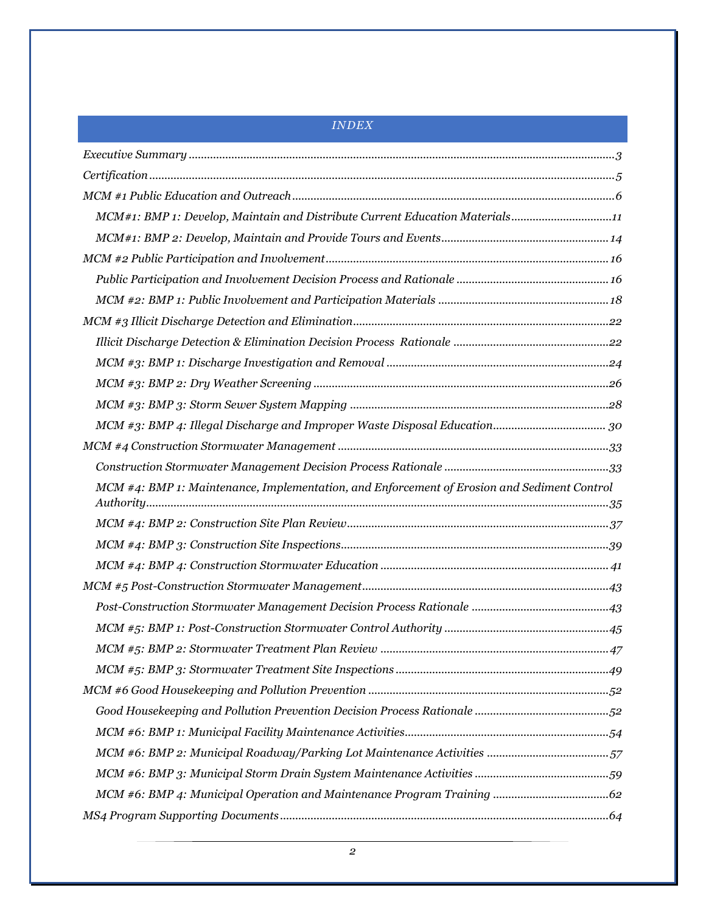## *INDEX*

*Executive Summary* ............................................................ *3*

*Certification* ............................................................ *5*

*MCM #1 Public Education and Outreach* ............................................................ *6*

- *MCM#1: BMP 1: Develop, Maintain and Distribute Current Education Materials* ............................................................ *11*
- *MCM#1: BMP 2: Develop, Maintain and Provide Tours and Events* ............................................................ *14*

*MCM #2 Public Participation and Involvement* ............................................................ *16*

- *Public Participation and Involvement Decision Process and Rationale* ............................................................ *16*
- *MCM #2: BMP 1: Public Involvement and Participation Materials* ............................................................ *18*

*MCM #3 Illicit Discharge Detection and Elimination* ............................................................ *22*

- *Illicit Discharge Detection & Elimination Decision Process Rationale* ............................................................ *22*
- *MCM #3: BMP 1: Discharge Investigation and Removal* ............................................................ *24*
- *MCM #3: BMP 2: Dry Weather Screening* ............................................................ *26*
- *MCM #3: BMP 3: Storm Sewer System Mapping* ............................................................ *28*
- *MCM #3: BMP 4: Illegal Discharge and Improper Waste Disposal Education* ............................................................ *30*

*MCM #4 Construction Stormwater Management* ............................................................ *33*

- *Construction Stormwater Management Decision Process Rationale* ............................................................ *33*
- *MCM #4: BMP 1: Maintenance, Implementation, and Enforcement of Erosion and Sediment Control Authority* ............................................................ *35*
- *MCM #4: BMP 2: Construction Site Plan Review* ............................................................ *37*
- *MCM #4: BMP 3: Construction Site Inspections* ............................................................ *39*
- *MCM #4: BMP 4: Construction Stormwater Education* ............................................................ *41*

*MCM #5 Post-Construction Stormwater Management* ............................................................ *43*

- *Post-Construction Stormwater Management Decision Process Rationale* ............................................................ *43*
- *MCM #5: BMP 1: Post-Construction Stormwater Control Authority* ............................................................ *45*
- *MCM #5: BMP 2: Stormwater Treatment Plan Review* ............................................................ *47*
- *MCM #5: BMP 3: Stormwater Treatment Site Inspections* ............................................................ *49*

*MCM #6 Good Housekeeping and Pollution Prevention* ............................................................ *52*

- *Good Housekeeping and Pollution Prevention Decision Process Rationale* ............................................................ *52*
- *MCM #6: BMP 1: Municipal Facility Maintenance Activities* ............................................................ *54*
- *MCM #6: BMP 2: Municipal Roadway/Parking Lot Maintenance Activities* ............................................................ *57*
- *MCM #6: BMP 3: Municipal Storm Drain System Maintenance Activities* ............................................................ *59*
- *MCM #6: BMP 4: Municipal Operation and Maintenance Program Training* ............................................................ *62*

*MS4 Program Supporting Documents* ............................................................ *64*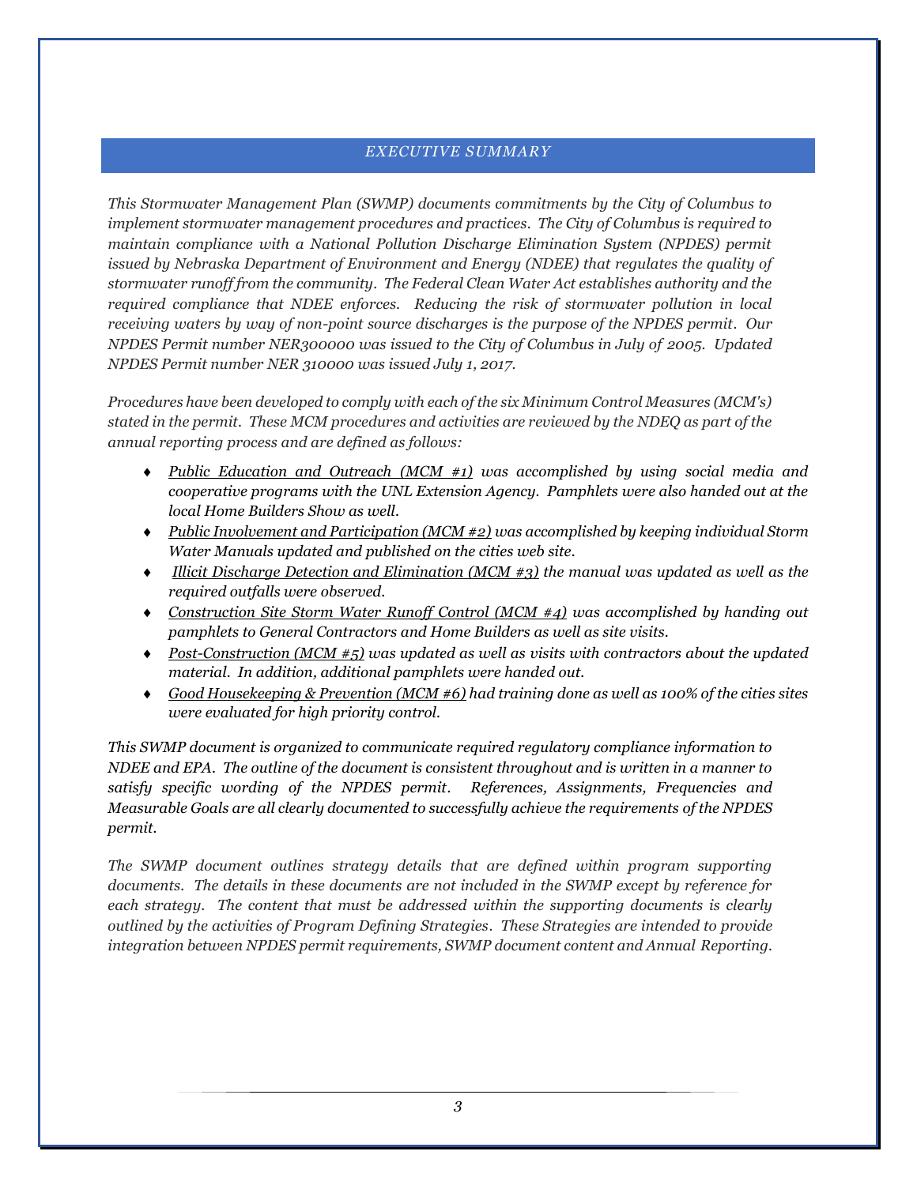## *EXECUTIVE SUMMARY*

*This Stormwater Management Plan (SWMP) documents commitments by the City of Columbus to implement stormwater management procedures and practices. The City of Columbus is required to maintain compliance with a National Pollution Discharge Elimination System (NPDES) permit issued by Nebraska Department of Environment and Energy (NDEE) that regulates the quality of stormwater runoff from the community. The Federal Clean Water Act establishes authority and the required compliance that NDEE enforces. Reducing the risk of stormwater pollution in local receiving waters by way of non-point source discharges is the purpose of the NPDES permit. Our NPDES Permit number NER300000 was issued to the City of Columbus in July of 2005. Updated NPDES Permit number NER 310000 was issued July 1, 2017.*

*Procedures have been developed to comply with each of the six Minimum Control Measures (MCM's) stated in the permit. These MCM procedures and activities are reviewed by the NDEQ as part of the annual reporting process and are defined as follows:*

- *<u>Public Education and Outreach (MCM #1)</u> was accomplished by using social media and cooperative programs with the UNL Extension Agency. Pamphlets were also handed out at the local Home Builders Show as well.*
- *<u>Public Involvement and Participation (MCM #2)</u> was accomplished by keeping individual Storm Water Manuals updated and published on the cities web site.*
- *<u>Illicit Discharge Detection and Elimination (MCM #3)</u> the manual was updated as well as the required outfalls were observed.*
- *<u>Construction Site Storm Water Runoff Control (MCM #4)</u> was accomplished by handing out pamphlets to General Contractors and Home Builders as well as site visits.*
- *<u>Post-Construction (MCM #5)</u> was updated as well as visits with contractors about the updated material. In addition, additional pamphlets were handed out.*
- *<u>Good Housekeeping & Prevention (MCM #6)</u> had training done as well as 100% of the cities sites were evaluated for high priority control.*

*This SWMP document is organized to communicate required regulatory compliance information to NDEE and EPA. The outline of the document is consistent throughout and is written in a manner to satisfy specific wording of the NPDES permit. References, Assignments, Frequencies and Measurable Goals are all clearly documented to successfully achieve the requirements of the NPDES permit.*

*The SWMP document outlines strategy details that are defined within program supporting documents. The details in these documents are not included in the SWMP except by reference for each strategy. The content that must be addressed within the supporting documents is clearly outlined by the activities of Program Defining Strategies. These Strategies are intended to provide integration between NPDES permit requirements, SWMP document content and Annual Reporting.*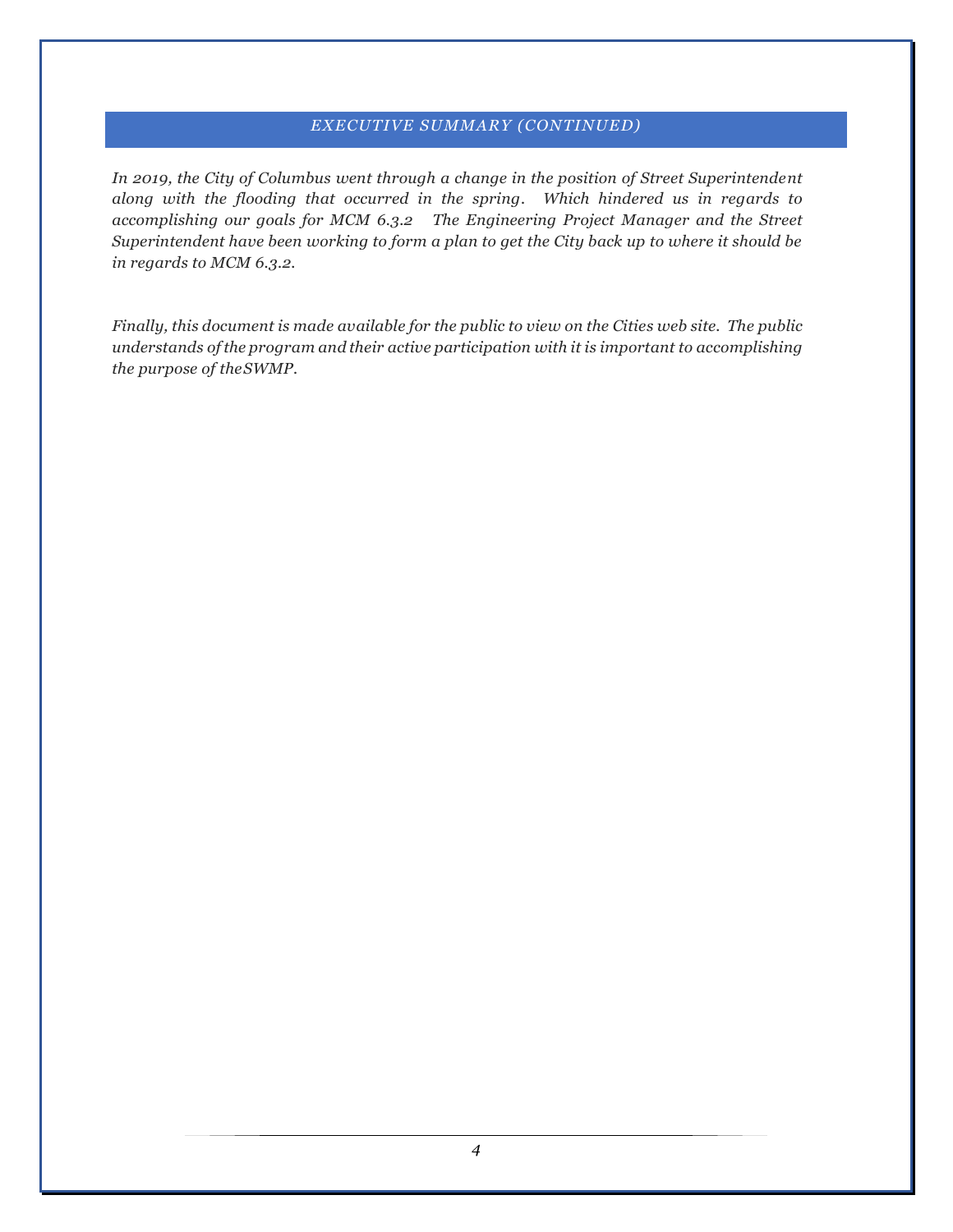## *EXECUTIVE SUMMARY (CONTINUED)*

*In 2019, the City of Columbus went through a change in the position of Street Superintendent along with the flooding that occurred in the spring. Which hindered us in regards to accomplishing our goals for MCM 6.3.2 The Engineering Project Manager and the Street Superintendent have been working to form a plan to get the City back up to where it should be in regards to MCM 6.3.2.*

*Finally, this document is made available for the public to view on the Cities web site. The public understands of the program and their active participation with it is important to accomplishing the purpose of theSWMP.*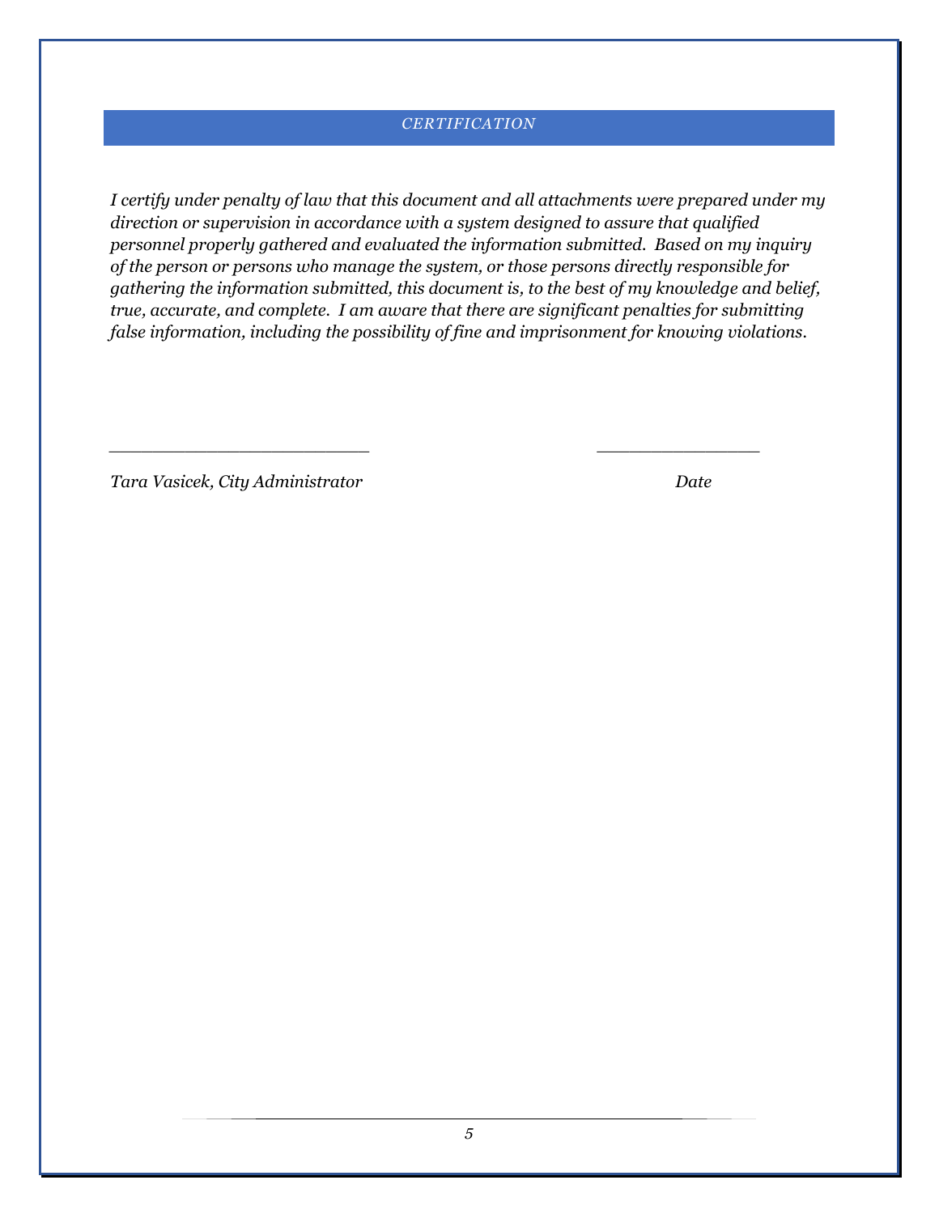## *CERTIFICATION*

*I certify under penalty of law that this document and all attachments were prepared under my direction or supervision in accordance with a system designed to assure that qualified personnel properly gathered and evaluated the information submitted. Based on my inquiry of the person or persons who manage the system, or those persons directly responsible for gathering the information submitted, this document is, to the best of my knowledge and belief, true, accurate, and complete. I am aware that there are significant penalties for submitting false information, including the possibility of fine and imprisonment for knowing violations.*

\_\_\_\_\_\_\_\_\_\_\_\_\_\_\_\_\_\_\_\_\_\_\_\_\_\_ \_\_\_\_\_\_\_\_\_\_\_\_\_\_\_\_

*Tara Vasicek, City Administrator* *Date*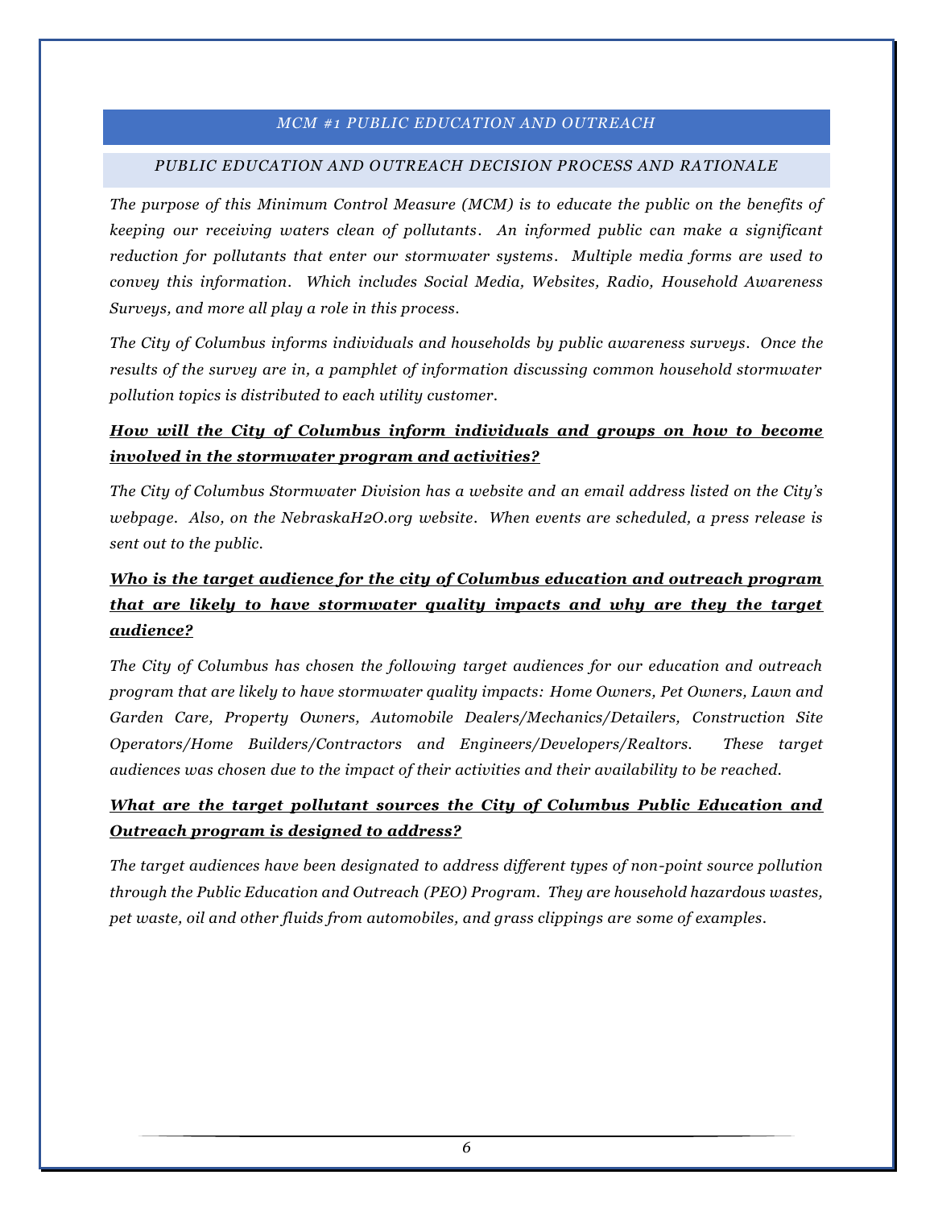## *MCM #1 PUBLIC EDUCATION AND OUTREACH*

### *PUBLIC EDUCATION AND OUTREACH DECISION PROCESS AND RATIONALE*

*The purpose of this Minimum Control Measure (MCM) is to educate the public on the benefits of keeping our receiving waters clean of pollutants. An informed public can make a significant reduction for pollutants that enter our stormwater systems. Multiple media forms are used to convey this information. Which includes Social Media, Websites, Radio, Household Awareness Surveys, and more all play a role in this process.*

*The City of Columbus informs individuals and households by public awareness surveys. Once the results of the survey are in, a pamphlet of information discussing common household stormwater pollution topics is distributed to each utility customer.*

***How will the City of Columbus inform individuals and groups on how to become involved in the stormwater program and activities?***

*The City of Columbus Stormwater Division has a website and an email address listed on the City's webpage. Also, on the NebraskaH2O.org website. When events are scheduled, a press release is sent out to the public.*

***Who is the target audience for the city of Columbus education and outreach program that are likely to have stormwater quality impacts and why are they the target audience?***

*The City of Columbus has chosen the following target audiences for our education and outreach program that are likely to have stormwater quality impacts: Home Owners, Pet Owners, Lawn and Garden Care, Property Owners, Automobile Dealers/Mechanics/Detailers, Construction Site Operators/Home Builders/Contractors and Engineers/Developers/Realtors. These target audiences was chosen due to the impact of their activities and their availability to be reached.*

***What are the target pollutant sources the City of Columbus Public Education and Outreach program is designed to address?***

*The target audiences have been designated to address different types of non-point source pollution through the Public Education and Outreach (PEO) Program. They are household hazardous wastes, pet waste, oil and other fluids from automobiles, and grass clippings are some of examples.*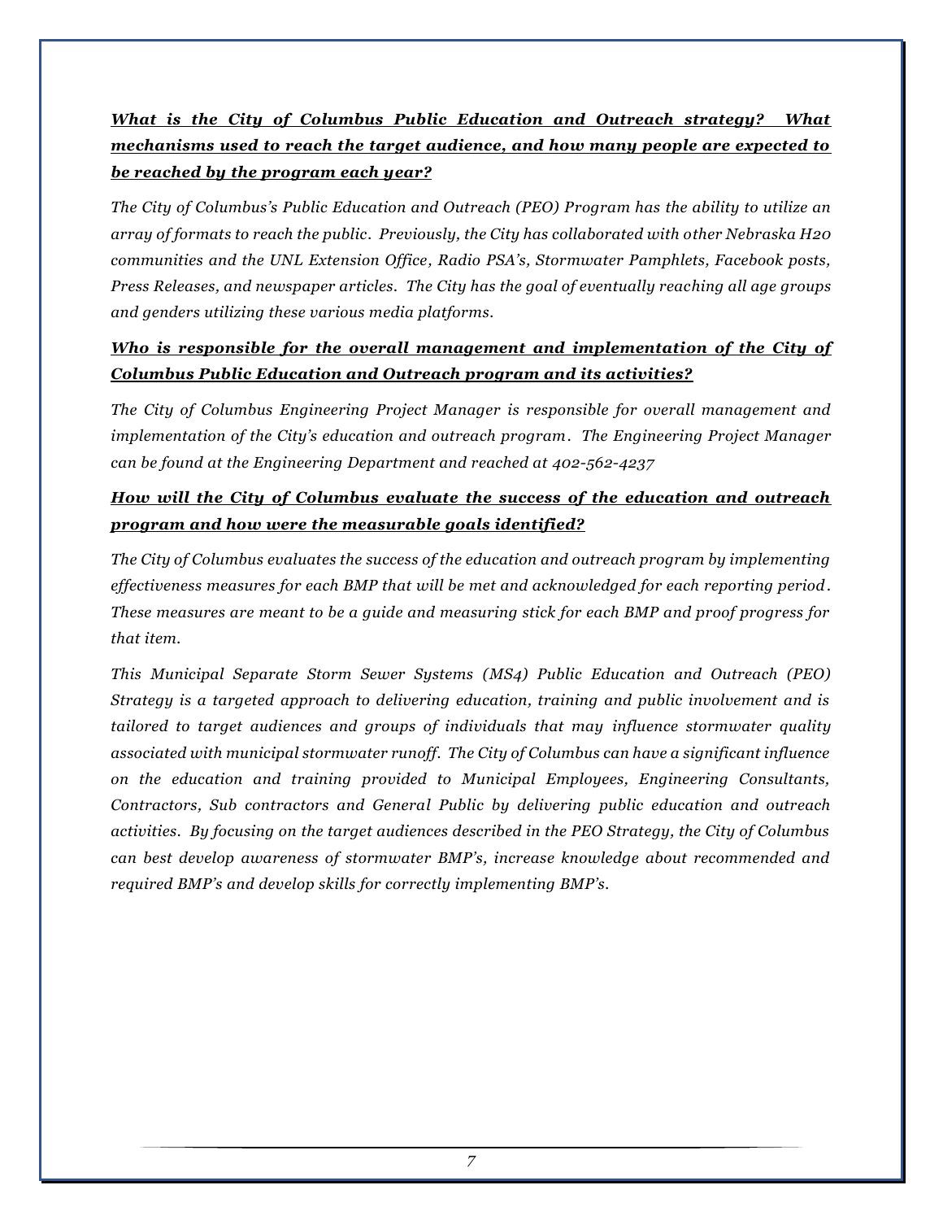***What is the City of Columbus Public Education and Outreach strategy? What mechanisms used to reach the target audience, and how many people are expected to be reached by the program each year?***

*The City of Columbus's Public Education and Outreach (PEO) Program has the ability to utilize an array of formats to reach the public. Previously, the City has collaborated with other Nebraska H2o communities and the UNL Extension Office, Radio PSA's, Stormwater Pamphlets, Facebook posts, Press Releases, and newspaper articles. The City has the goal of eventually reaching all age groups and genders utilizing these various media platforms.*

***Who is responsible for the overall management and implementation of the City of Columbus Public Education and Outreach program and its activities?***

*The City of Columbus Engineering Project Manager is responsible for overall management and implementation of the City's education and outreach program. The Engineering Project Manager can be found at the Engineering Department and reached at 402-562-4237*

***How will the City of Columbus evaluate the success of the education and outreach program and how were the measurable goals identified?***

*The City of Columbus evaluates the success of the education and outreach program by implementing effectiveness measures for each BMP that will be met and acknowledged for each reporting period. These measures are meant to be a guide and measuring stick for each BMP and proof progress for that item.*

*This Municipal Separate Storm Sewer Systems (MS4) Public Education and Outreach (PEO) Strategy is a targeted approach to delivering education, training and public involvement and is tailored to target audiences and groups of individuals that may influence stormwater quality associated with municipal stormwater runoff. The City of Columbus can have a significant influence on the education and training provided to Municipal Employees, Engineering Consultants, Contractors, Sub contractors and General Public by delivering public education and outreach activities. By focusing on the target audiences described in the PEO Strategy, the City of Columbus can best develop awareness of stormwater BMP's, increase knowledge about recommended and required BMP's and develop skills for correctly implementing BMP's.*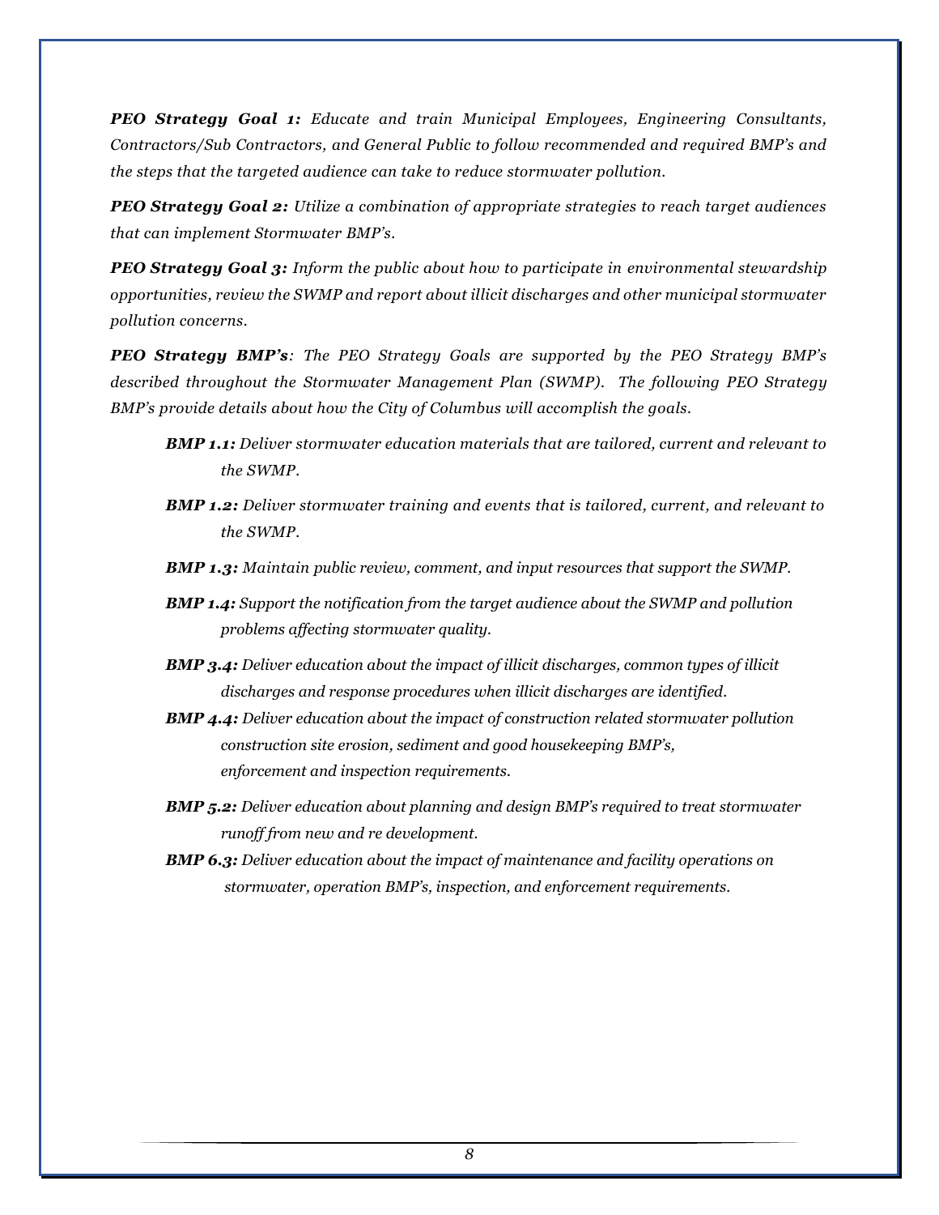***PEO Strategy Goal 1:*** *Educate and train Municipal Employees, Engineering Consultants, Contractors/Sub Contractors, and General Public to follow recommended and required BMP's and the steps that the targeted audience can take to reduce stormwater pollution.*

***PEO Strategy Goal 2:*** *Utilize a combination of appropriate strategies to reach target audiences that can implement Stormwater BMP's.*

***PEO Strategy Goal 3:*** *Inform the public about how to participate in environmental stewardship opportunities, review the SWMP and report about illicit discharges and other municipal stormwater pollution concerns.*

***PEO Strategy BMP's****: The PEO Strategy Goals are supported by the PEO Strategy BMP's described throughout the Stormwater Management Plan (SWMP). The following PEO Strategy BMP's provide details about how the City of Columbus will accomplish the goals.*

- ***BMP 1.1:*** *Deliver stormwater education materials that are tailored, current and relevant to the SWMP.*
- ***BMP 1.2:*** *Deliver stormwater training and events that is tailored, current, and relevant to the SWMP.*
- ***BMP 1.3:*** *Maintain public review, comment, and input resources that support the SWMP.*
- ***BMP 1.4:*** *Support the notification from the target audience about the SWMP and pollution problems affecting stormwater quality.*
- ***BMP 3.4:*** *Deliver education about the impact of illicit discharges, common types of illicit discharges and response procedures when illicit discharges are identified.*
- ***BMP 4.4:*** *Deliver education about the impact of construction related stormwater pollution construction site erosion, sediment and good housekeeping BMP's, enforcement and inspection requirements.*
- ***BMP 5.2:*** *Deliver education about planning and design BMP's required to treat stormwater runoff from new and re development.*
- ***BMP 6.3:*** *Deliver education about the impact of maintenance and facility operations on stormwater, operation BMP's, inspection, and enforcement requirements.*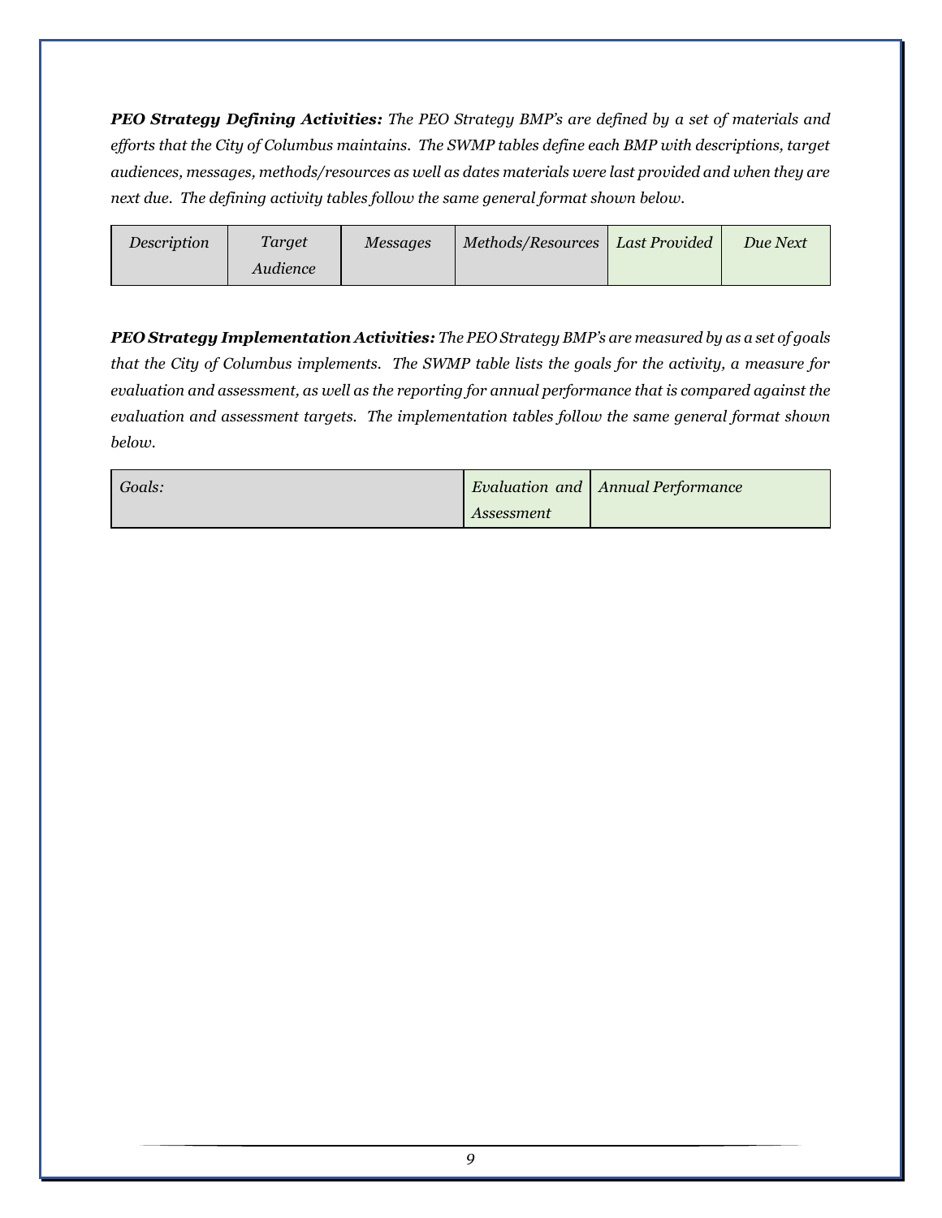***PEO Strategy Defining Activities:*** *The PEO Strategy BMP's are defined by a set of materials and efforts that the City of Columbus maintains. The SWMP tables define each BMP with descriptions, target audiences, messages, methods/resources as well as dates materials were last provided and when they are next due. The defining activity tables follow the same general format shown below.*

| *Description* | *Target Audience* | *Messages* | *Methods/Resources* | *Last Provided* | *Due Next* |
|---|---|---|---|---|---|

***PEO Strategy Implementation Activities:*** *The PEO Strategy BMP's are measured by as a set of goals that the City of Columbus implements. The SWMP table lists the goals for the activity, a measure for evaluation and assessment, as well as the reporting for annual performance that is compared against the evaluation and assessment targets. The implementation tables follow the same general format shown below.*

| *Goals:* | *Evaluation and Assessment* | *Annual Performance* |
|---|---|---|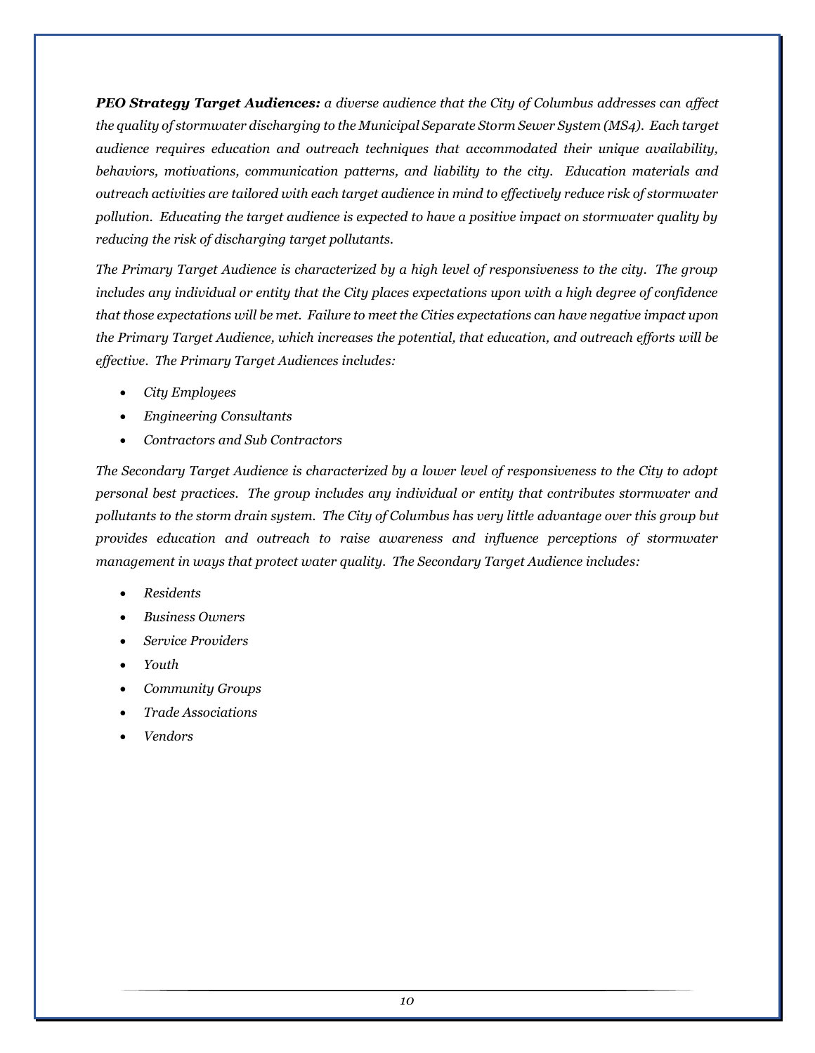***PEO Strategy Target Audiences:*** *a diverse audience that the City of Columbus addresses can affect the quality of stormwater discharging to the Municipal Separate Storm Sewer System (MS4). Each target audience requires education and outreach techniques that accommodated their unique availability, behaviors, motivations, communication patterns, and liability to the city. Education materials and outreach activities are tailored with each target audience in mind to effectively reduce risk of stormwater pollution. Educating the target audience is expected to have a positive impact on stormwater quality by reducing the risk of discharging target pollutants.*

*The Primary Target Audience is characterized by a high level of responsiveness to the city. The group includes any individual or entity that the City places expectations upon with a high degree of confidence that those expectations will be met. Failure to meet the Cities expectations can have negative impact upon the Primary Target Audience, which increases the potential, that education, and outreach efforts will be effective. The Primary Target Audiences includes:*

- *City Employees*
- *Engineering Consultants*
- *Contractors and Sub Contractors*

*The Secondary Target Audience is characterized by a lower level of responsiveness to the City to adopt personal best practices. The group includes any individual or entity that contributes stormwater and pollutants to the storm drain system. The City of Columbus has very little advantage over this group but provides education and outreach to raise awareness and influence perceptions of stormwater management in ways that protect water quality. The Secondary Target Audience includes:*

- *Residents*
- *Business Owners*
- *Service Providers*
- *Youth*
- *Community Groups*
- *Trade Associations*
- *Vendors*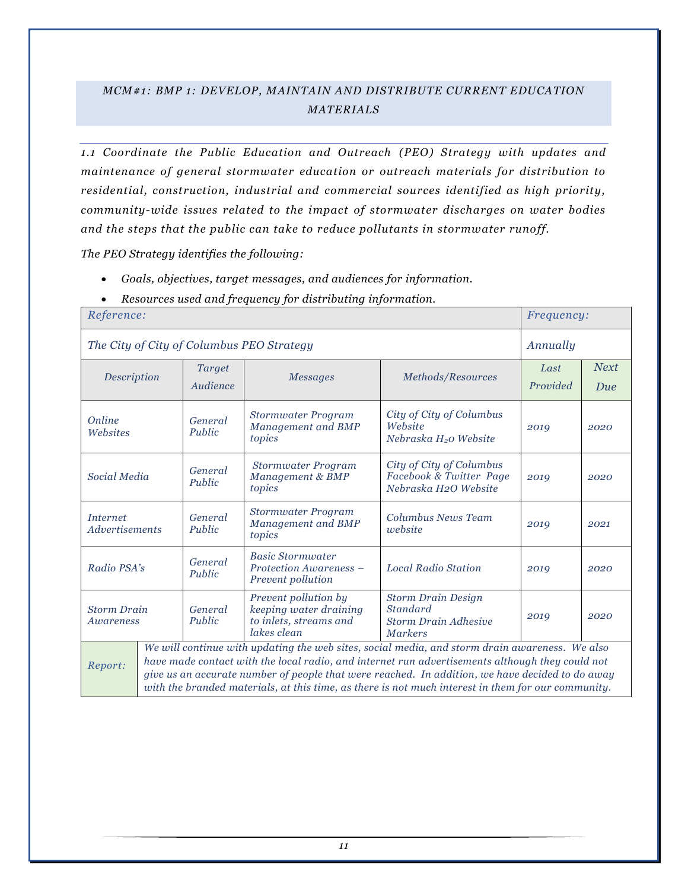## *MCM#1: BMP 1: DEVELOP, MAINTAIN AND DISTRIBUTE CURRENT EDUCATION MATERIALS*

*1.1 Coordinate the Public Education and Outreach (PEO) Strategy with updates and maintenance of general stormwater education or outreach materials for distribution to residential, construction, industrial and commercial sources identified as high priority, community-wide issues related to the impact of stormwater discharges on water bodies and the steps that the public can take to reduce pollutants in stormwater runoff.*

*The PEO Strategy identifies the following:*

- *Goals, objectives, target messages, and audiences for information.*
- *Resources used and frequency for distributing information.*

| Reference: | | | | Frequency: | |
|---|---|---|---|---|---|
| The City of City of Columbus PEO Strategy | | | | Annually | |
| Description | Target Audience | Messages | Methods/Resources | Last Provided | Next Due |
| Online Websites | General Public | Stormwater Program Management and BMP topics | City of City of Columbus Website<br>Nebraska $H_2O$ Website | 2019 | 2020 |
| Social Media | General Public | Stormwater Program Management & BMP topics | City of City of Columbus Facebook & Twitter Page<br>Nebraska H2O Website | 2019 | 2020 |
| Internet Advertisements | General Public | Stormwater Program Management and BMP topics | Columbus News Team website | 2019 | 2021 |
| Radio PSA's | General Public | Basic Stormwater Protection Awareness – Prevent pollution | Local Radio Station | 2019 | 2020 |
| Storm Drain Awareness | General Public | Prevent pollution by keeping water draining to inlets, streams and lakes clean | Storm Drain Design Standard<br>Storm Drain Adhesive Markers | 2019 | 2020 |
| Report: | We will continue with updating the web sites, social media, and storm drain awareness. We also have made contact with the local radio, and internet run advertisements although they could not give us an accurate number of people that were reached. In addition, we have decided to do away with the branded materials, at this time, as there is not much interest in them for our community. | | | | |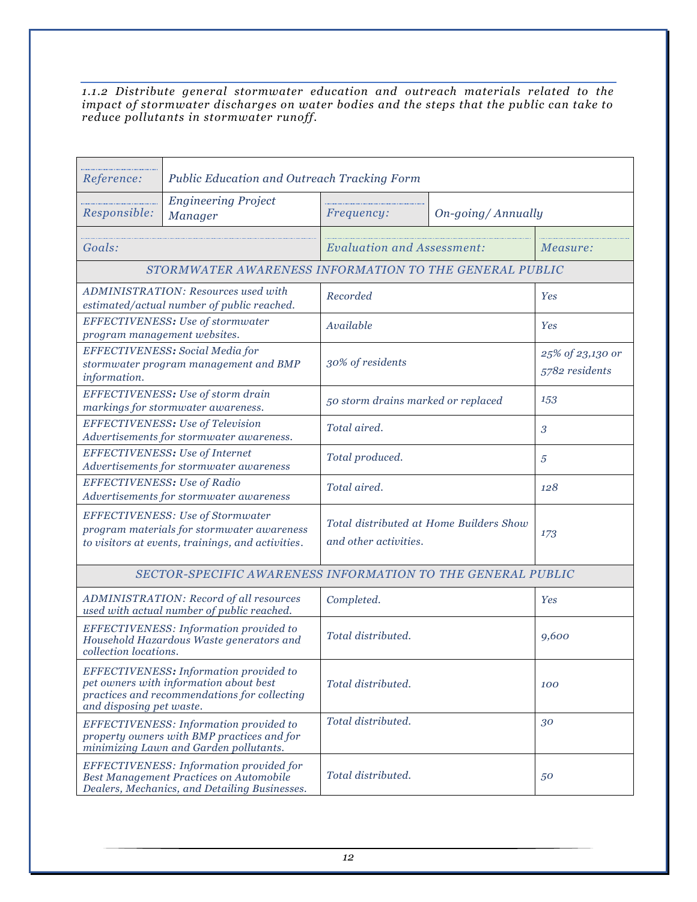*1.1.2 Distribute general stormwater education and outreach materials related to the impact of stormwater discharges on water bodies and the steps that the public can take to reduce pollutants in stormwater runoff.*

| | | | | |
|---|---|---|---|---|
| *Reference:* | *Public Education and Outreach Tracking Form* | | | |
| *Responsible:* | *Engineering Project Manager* | *Frequency:* | *On-going/ Annually* | |

| *Goals:* | *Evaluation and Assessment:* | *Measure:* |
|---|---|---|
| *STORMWATER AWARENESS INFORMATION TO THE GENERAL PUBLIC* | | |
| *ADMINISTRATION: Resources used with estimated/actual number of public reached.* | *Recorded* | *Yes* |
| *EFFECTIVENESS: Use of stormwater program management websites.* | *Available* | *Yes* |
| *EFFECTIVENESS: Social Media for stormwater program management and BMP information.* | *30% of residents* | *25% of 23,130 or 5782 residents* |
| *EFFECTIVENESS: Use of storm drain markings for stormwater awareness.* | *50 storm drains marked or replaced* | *153* |
| *EFFECTIVENESS: Use of Television Advertisements for stormwater awareness.* | *Total aired.* | *3* |
| *EFFECTIVENESS: Use of Internet Advertisements for stormwater awareness* | *Total produced.* | *5* |
| *EFFECTIVENESS: Use of Radio Advertisements for stormwater awareness* | *Total aired.* | *128* |
| *EFFECTIVENESS: Use of Stormwater program materials for stormwater awareness to visitors at events, trainings, and activities.* | *Total distributed at Home Builders Show and other activities.* | *173* |
| *SECTOR-SPECIFIC AWARENESS INFORMATION TO THE GENERAL PUBLIC* | | |
| *ADMINISTRATION: Record of all resources used with actual number of public reached.* | *Completed.* | *Yes* |
| *EFFECTIVENESS: Information provided to Household Hazardous Waste generators and collection locations.* | *Total distributed.* | *9,600* |
| *EFFECTIVENESS: Information provided to pet owners with information about best practices and recommendations for collecting and disposing pet waste.* | *Total distributed.* | *100* |
| *EFFECTIVENESS: Information provided to property owners with BMP practices and for minimizing Lawn and Garden pollutants.* | *Total distributed.* | *30* |
| *EFFECTIVENESS: Information provided for Best Management Practices on Automobile Dealers, Mechanics, and Detailing Businesses.* | *Total distributed.* | *50* |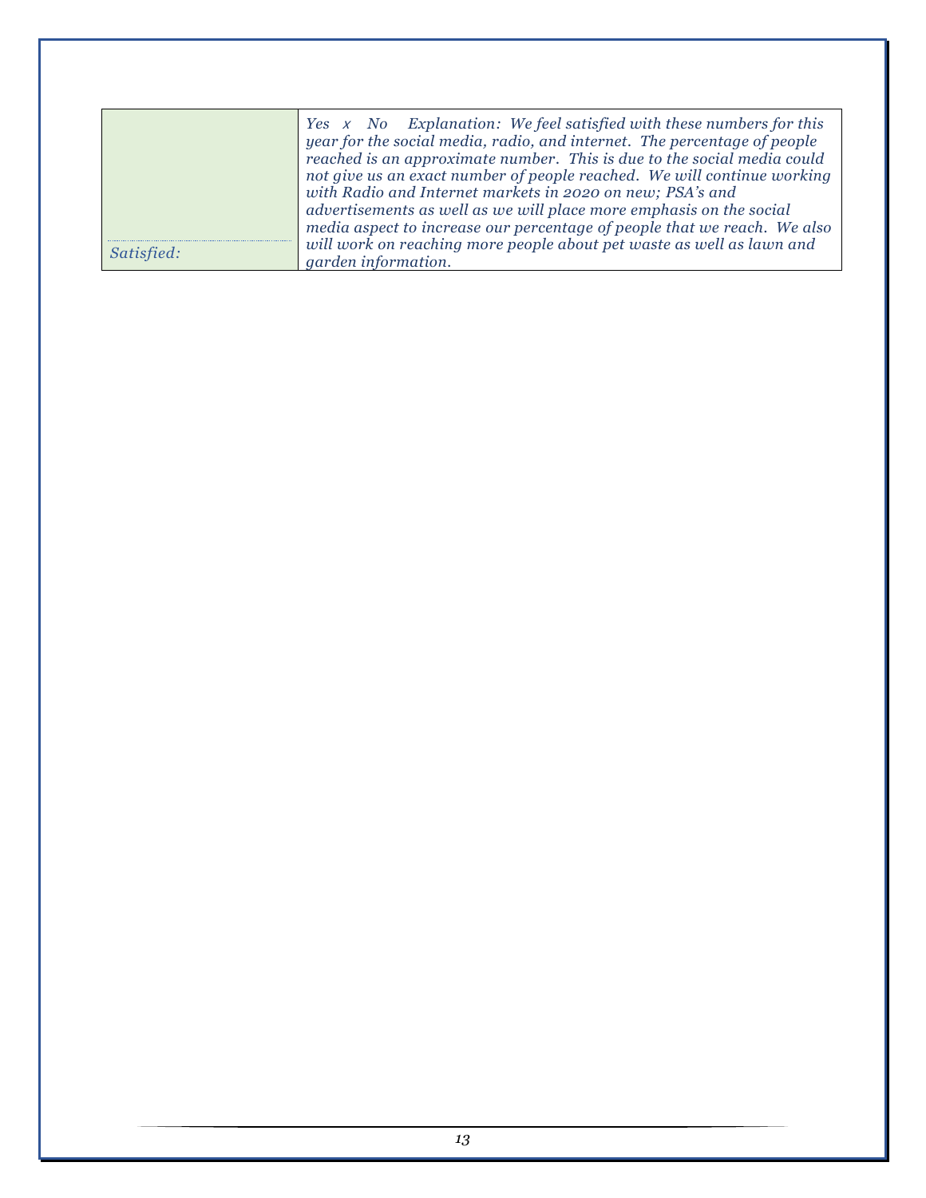| | |
|---|---|
| *Satisfied:* | *Yes x No Explanation: We feel satisfied with these numbers for this year for the social media, radio, and internet. The percentage of people reached is an approximate number. This is due to the social media could not give us an exact number of people reached. We will continue working with Radio and Internet markets in 2020 on new; PSA's and advertisements as well as we will place more emphasis on the social media aspect to increase our percentage of people that we reach. We also will work on reaching more people about pet waste as well as lawn and garden information.* |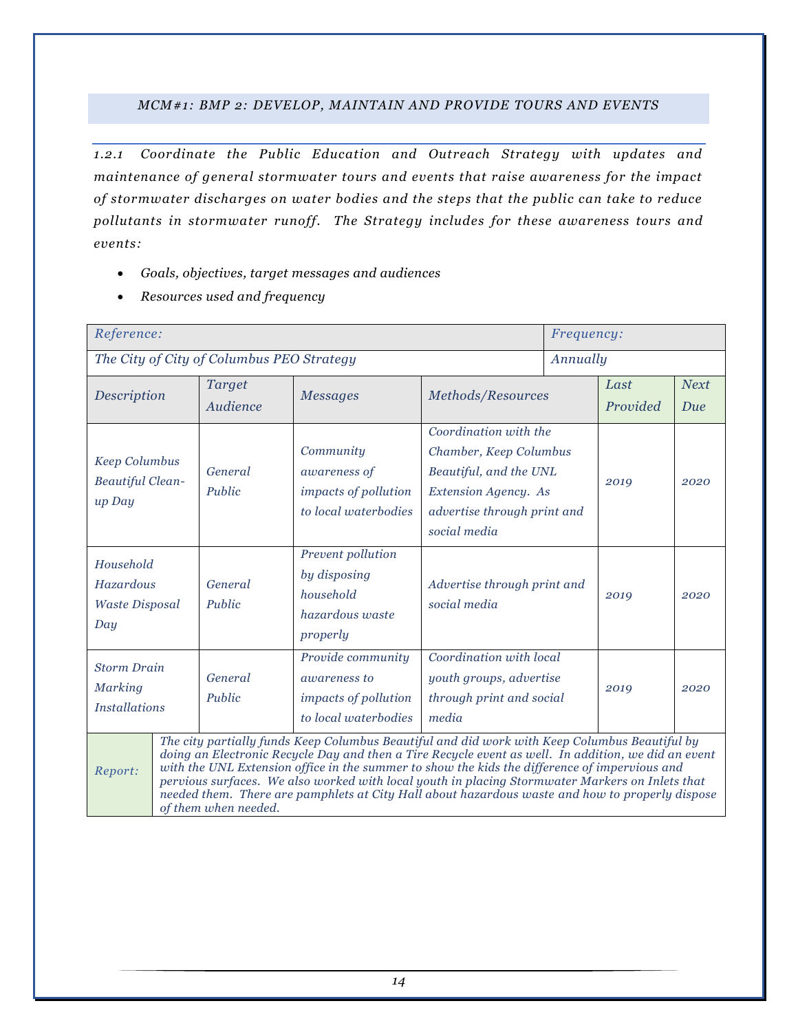### *MCM#1: BMP 2: DEVELOP, MAINTAIN AND PROVIDE TOURS AND EVENTS*

*1.2.1 Coordinate the Public Education and Outreach Strategy with updates and maintenance of general stormwater tours and events that raise awareness for the impact of stormwater discharges on water bodies and the steps that the public can take to reduce pollutants in stormwater runoff. The Strategy includes for these awareness tours and events:*

- *Goals, objectives, target messages and audiences*
- *Resources used and frequency*

| *Reference:* | | | | *Frequency:* | |
|---|---|---|---|---|---|
| *The City of City of Columbus PEO Strategy* | | | | *Annually* | |
| *Description* | *Target Audience* | *Messages* | *Methods/Resources* | *Last Provided* | *Next Due* |
| *Keep Columbus Beautiful Clean-up Day* | *General Public* | *Community awareness of impacts of pollution to local waterbodies* | *Coordination with the Chamber, Keep Columbus Beautiful, and the UNL Extension Agency. As advertise through print and social media* | *2019* | *2020* |
| *Household Hazardous Waste Disposal Day* | *General Public* | *Prevent pollution by disposing household hazardous waste properly* | *Advertise through print and social media* | *2019* | *2020* |
| *Storm Drain Marking Installations* | *General Public* | *Provide community awareness to impacts of pollution to local waterbodies* | *Coordination with local youth groups, advertise through print and social media* | *2019* | *2020* |
| *Report:* | *The city partially funds Keep Columbus Beautiful and did work with Keep Columbus Beautiful by doing an Electronic Recycle Day and then a Tire Recycle event as well. In addition, we did an event with the UNL Extension office in the summer to show the kids the difference of impervious and pervious surfaces. We also worked with local youth in placing Stormwater Markers on Inlets that needed them. There are pamphlets at City Hall about hazardous waste and how to properly dispose of them when needed.* | | | | |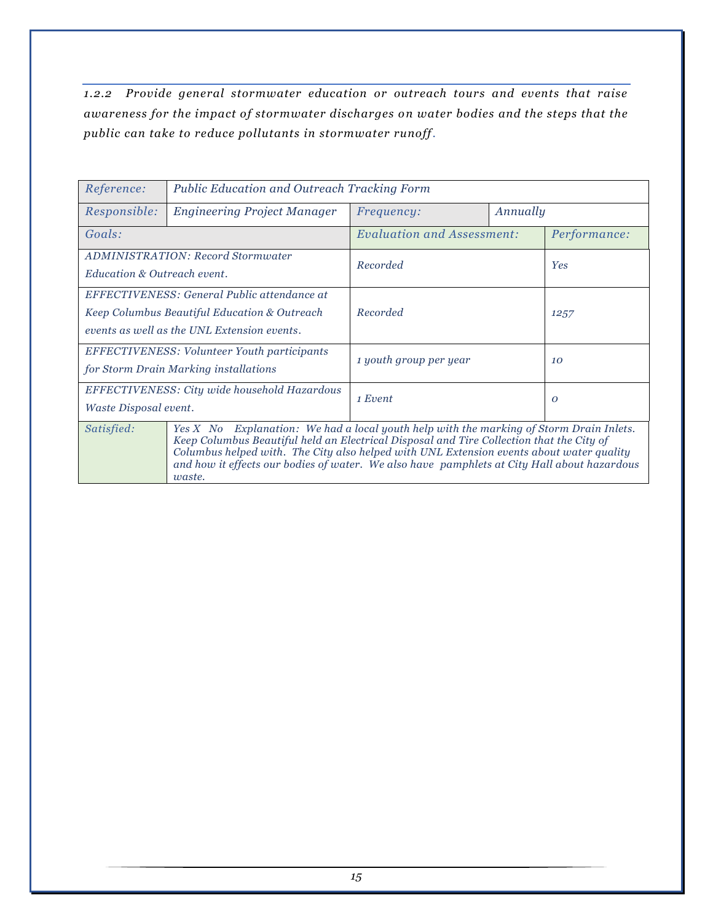*1.2.2 Provide general stormwater education or outreach tours and events that raise awareness for the impact of stormwater discharges on water bodies and the steps that the public can take to reduce pollutants in stormwater runoff.*

| | | | | |
|---|---|---|---|---|
| *Reference:* | *Public Education and Outreach Tracking Form* | | | |
| *Responsible:* | *Engineering Project Manager* | *Frequency:* | *Annually* | |
| *Goals:* | | *Evaluation and Assessment:* | | *Performance:* |
| *ADMINISTRATION: Record Stormwater Education & Outreach event.* | | *Recorded* | | *Yes* |
| *EFFECTIVENESS: General Public attendance at Keep Columbus Beautiful Education & Outreach events as well as the UNL Extension events.* | | *Recorded* | | *1257* |
| *EFFECTIVENESS: Volunteer Youth participants for Storm Drain Marking installations* | | *1 youth group per year* | | *10* |
| *EFFECTIVENESS: City wide household Hazardous Waste Disposal event.* | | *1 Event* | | *0* |
| *Satisfied:* | *Yes X No Explanation: We had a local youth help with the marking of Storm Drain Inlets. Keep Columbus Beautiful held an Electrical Disposal and Tire Collection that the City of Columbus helped with. The City also helped with UNL Extension events about water quality and how it effects our bodies of water. We also have pamphlets at City Hall about hazardous waste.* | | | |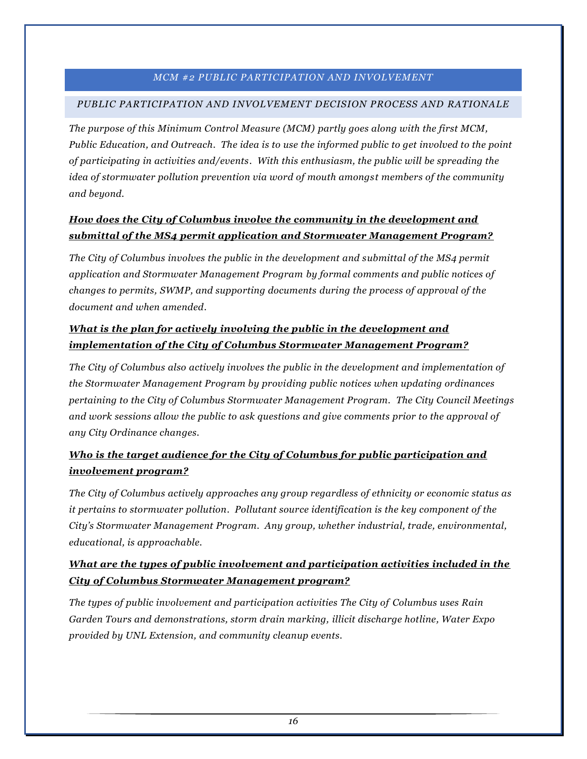## *MCM #2 PUBLIC PARTICIPATION AND INVOLVEMENT*

### *PUBLIC PARTICIPATION AND INVOLVEMENT DECISION PROCESS AND RATIONALE*

*The purpose of this Minimum Control Measure (MCM) partly goes along with the first MCM, Public Education, and Outreach. The idea is to use the informed public to get involved to the point of participating in activities and/events. With this enthusiasm, the public will be spreading the idea of stormwater pollution prevention via word of mouth amongst members of the community and beyond.*

#### ***How does the City of Columbus involve the community in the development and submittal of the MS4 permit application and Stormwater Management Program?***

*The City of Columbus involves the public in the development and submittal of the MS4 permit application and Stormwater Management Program by formal comments and public notices of changes to permits, SWMP, and supporting documents during the process of approval of the document and when amended.*

#### ***What is the plan for actively involving the public in the development and implementation of the City of Columbus Stormwater Management Program?***

*The City of Columbus also actively involves the public in the development and implementation of the Stormwater Management Program by providing public notices when updating ordinances pertaining to the City of Columbus Stormwater Management Program. The City Council Meetings and work sessions allow the public to ask questions and give comments prior to the approval of any City Ordinance changes.*

#### ***Who is the target audience for the City of Columbus for public participation and involvement program?***

*The City of Columbus actively approaches any group regardless of ethnicity or economic status as it pertains to stormwater pollution. Pollutant source identification is the key component of the City's Stormwater Management Program. Any group, whether industrial, trade, environmental, educational, is approachable.*

#### ***What are the types of public involvement and participation activities included in the City of Columbus Stormwater Management program?***

*The types of public involvement and participation activities The City of Columbus uses Rain Garden Tours and demonstrations, storm drain marking, illicit discharge hotline, Water Expo provided by UNL Extension, and community cleanup events.*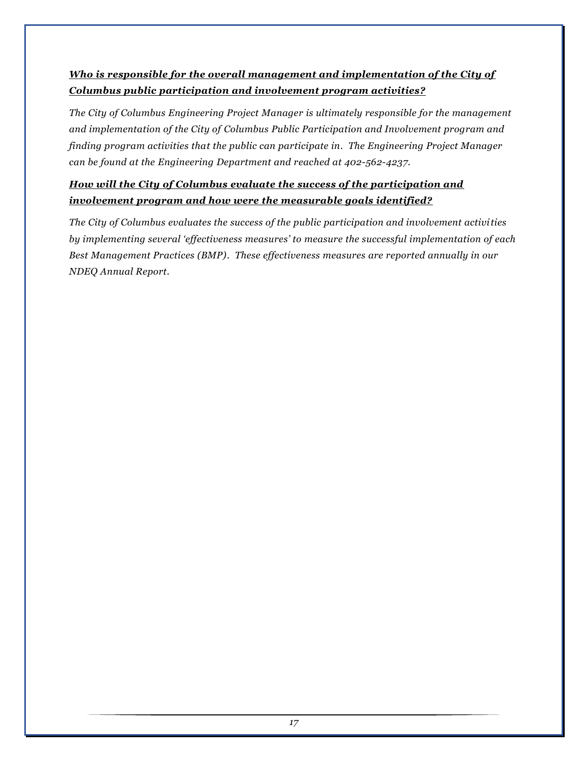***Who is responsible for the overall management and implementation of the City of Columbus public participation and involvement program activities?***

*The City of Columbus Engineering Project Manager is ultimately responsible for the management and implementation of the City of Columbus Public Participation and Involvement program and finding program activities that the public can participate in. The Engineering Project Manager can be found at the Engineering Department and reached at 402-562-4237.*

***How will the City of Columbus evaluate the success of the participation and involvement program and how were the measurable goals identified?***

*The City of Columbus evaluates the success of the public participation and involvement activities by implementing several 'effectiveness measures' to measure the successful implementation of each Best Management Practices (BMP). These effectiveness measures are reported annually in our NDEQ Annual Report.*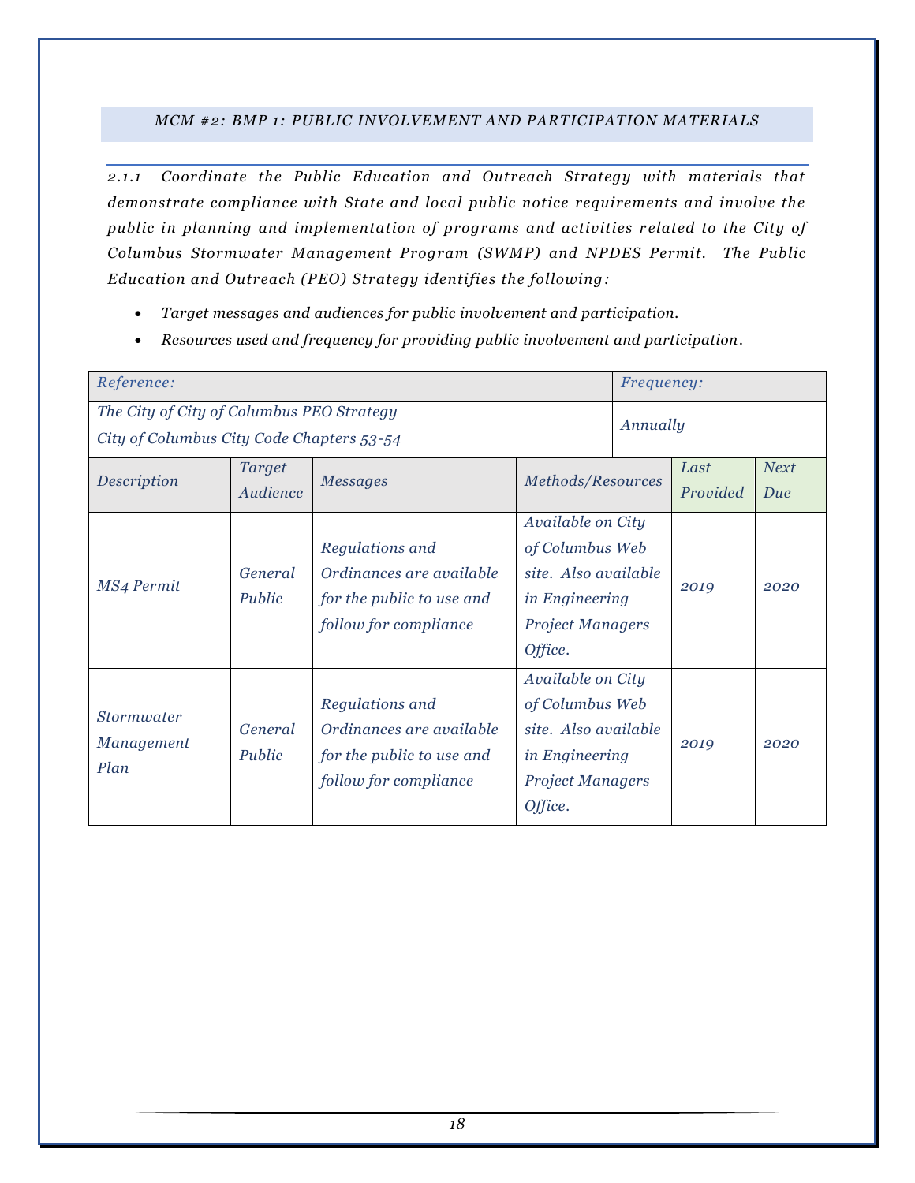### *MCM #2: BMP 1: PUBLIC INVOLVEMENT AND PARTICIPATION MATERIALS*

*2.1.1 Coordinate the Public Education and Outreach Strategy with materials that demonstrate compliance with State and local public notice requirements and involve the public in planning and implementation of programs and activities related to the City of Columbus Stormwater Management Program (SWMP) and NPDES Permit. The Public Education and Outreach (PEO) Strategy identifies the following:*

- *Target messages and audiences for public involvement and participation.*
- *Resources used and frequency for providing public involvement and participation.*

| *Reference:* | | | | *Frequency:* | |
|---|---|---|---|---|---|
| *The City of City of Columbus PEO Strategy*<br>*City of Columbus City Code Chapters 53-54* | | | | *Annually* | |
| *Description* | *Target Audience* | *Messages* | *Methods/Resources* | *Last Provided* | *Next Due* |
| *MS4 Permit* | *General Public* | *Regulations and Ordinances are available for the public to use and follow for compliance* | *Available on City of Columbus Web site. Also available in Engineering Project Managers Office.* | *2019* | *2020* |
| *Stormwater Management Plan* | *General Public* | *Regulations and Ordinances are available for the public to use and follow for compliance* | *Available on City of Columbus Web site. Also available in Engineering Project Managers Office.* | *2019* | *2020* |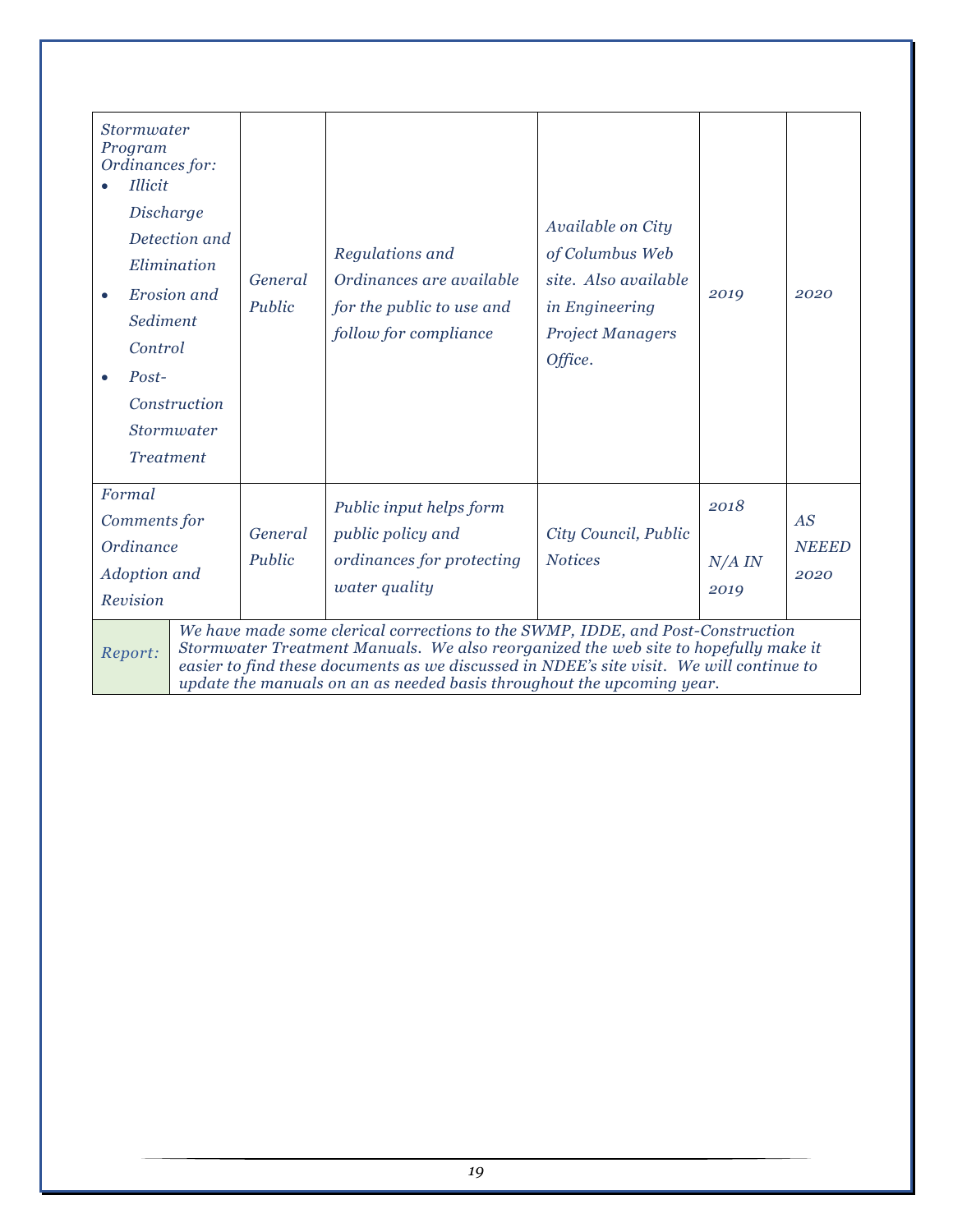| | | | | | |
|---|---|---|---|---|---|
| *Stormwater Program Ordinances for:*<br>• *Illicit Discharge Detection and Elimination*<br>• *Erosion and Sediment Control*<br>• *Post-Construction Stormwater Treatment* | *General Public* | *Regulations and Ordinances are available for the public to use and follow for compliance* | *Available on City of Columbus Web site. Also available in Engineering Project Managers Office.* | *2019* | *2020* |
| *Formal Comments for Ordinance Adoption and Revision* | *General Public* | *Public input helps form public policy and ordinances for protecting water quality* | *City Council, Public Notices* | *2018*<br><br>*N/A IN 2019* | *AS NEEED 2020* |

| | |
|---|---|
| *Report:* | *We have made some clerical corrections to the SWMP, IDDE, and Post-Construction Stormwater Treatment Manuals. We also reorganized the web site to hopefully make it easier to find these documents as we discussed in NDEE's site visit. We will continue to update the manuals on an as needed basis throughout the upcoming year.* |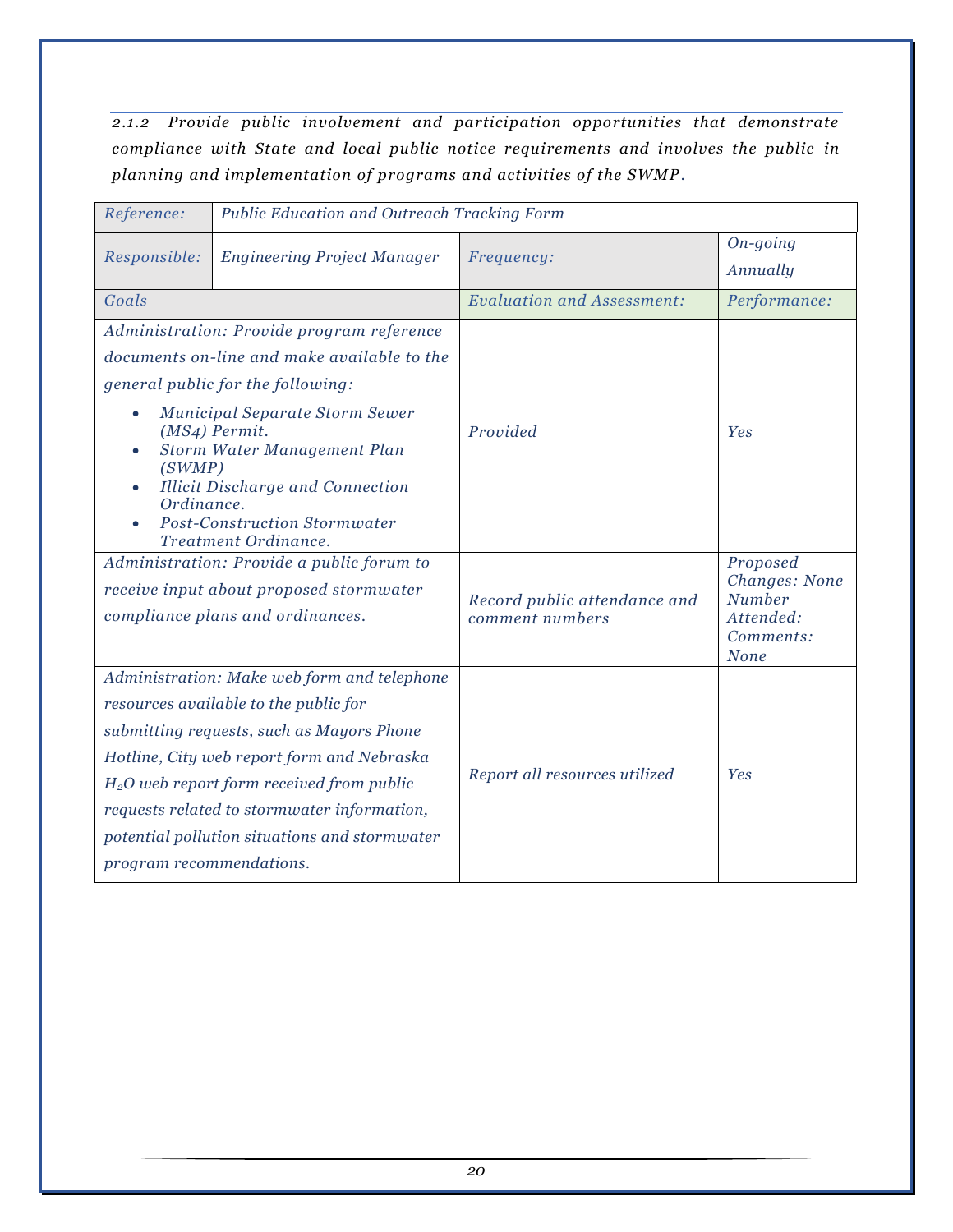### *2.1.2 Provide public involvement and participation opportunities that demonstrate compliance with State and local public notice requirements and involves the public in planning and implementation of programs and activities of the SWMP.*

| | | | |
|---|---|---|---|
| *Reference:* | *Public Education and Outreach Tracking Form* | | |
| *Responsible:* | *Engineering Project Manager* | *Frequency:* | *On-going Annually* |
| *Goals* | | *Evaluation and Assessment:* | *Performance:* |
| *Administration: Provide program reference documents on-line and make available to the general public for the following:* <br>• *Municipal Separate Storm Sewer (MS4) Permit.* <br>• *Storm Water Management Plan (SWMP)* <br>• *Illicit Discharge and Connection Ordinance.* <br>• *Post-Construction Stormwater Treatment Ordinance.* | | *Provided* | *Yes* |
| *Administration: Provide a public forum to receive input about proposed stormwater compliance plans and ordinances.* | | *Record public attendance and comment numbers* | *Proposed Changes: None* <br>*Number Attended:* <br>*Comments: None* |
| *Administration: Make web form and telephone resources available to the public for submitting requests, such as Mayors Phone Hotline, City web report form and Nebraska $H_2O$ web report form received from public requests related to stormwater information, potential pollution situations and stormwater program recommendations.* | | *Report all resources utilized* | *Yes* |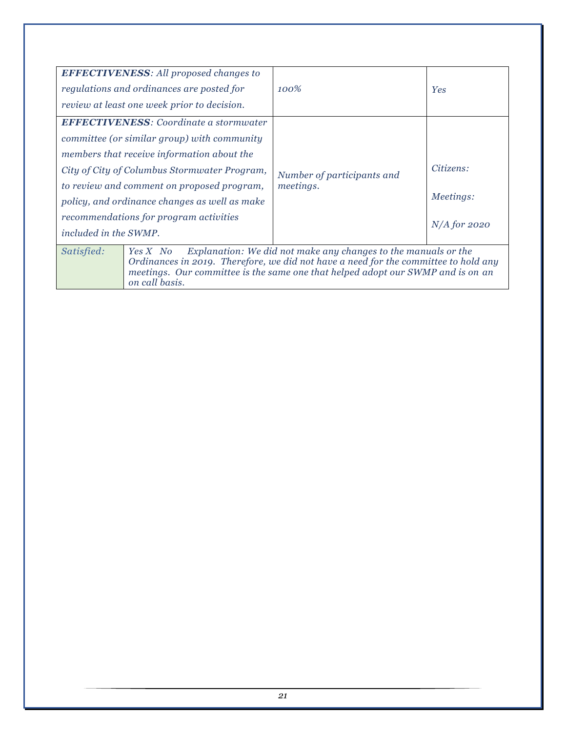| | | |
|---|---|---|
| ***EFFECTIVENESS**: All proposed changes to regulations and ordinances are posted for review at least one week prior to decision.* | *100%* | *Yes* |
| ***EFFECTIVENESS**: Coordinate a stormwater committee (or similar group) with community members that receive information about the City of City of Columbus Stormwater Program, to review and comment on proposed program, policy, and ordinance changes as well as make recommendations for program activities included in the SWMP.* | *Number of participants and meetings.* | *Citizens:*<br><br>*Meetings:*<br><br>*N/A for 2020* |
| *Satisfied:* | *Yes X No Explanation: We did not make any changes to the manuals or the Ordinances in 2019. Therefore, we did not have a need for the committee to hold any meetings. Our committee is the same one that helped adopt our SWMP and is on an on call basis.* | |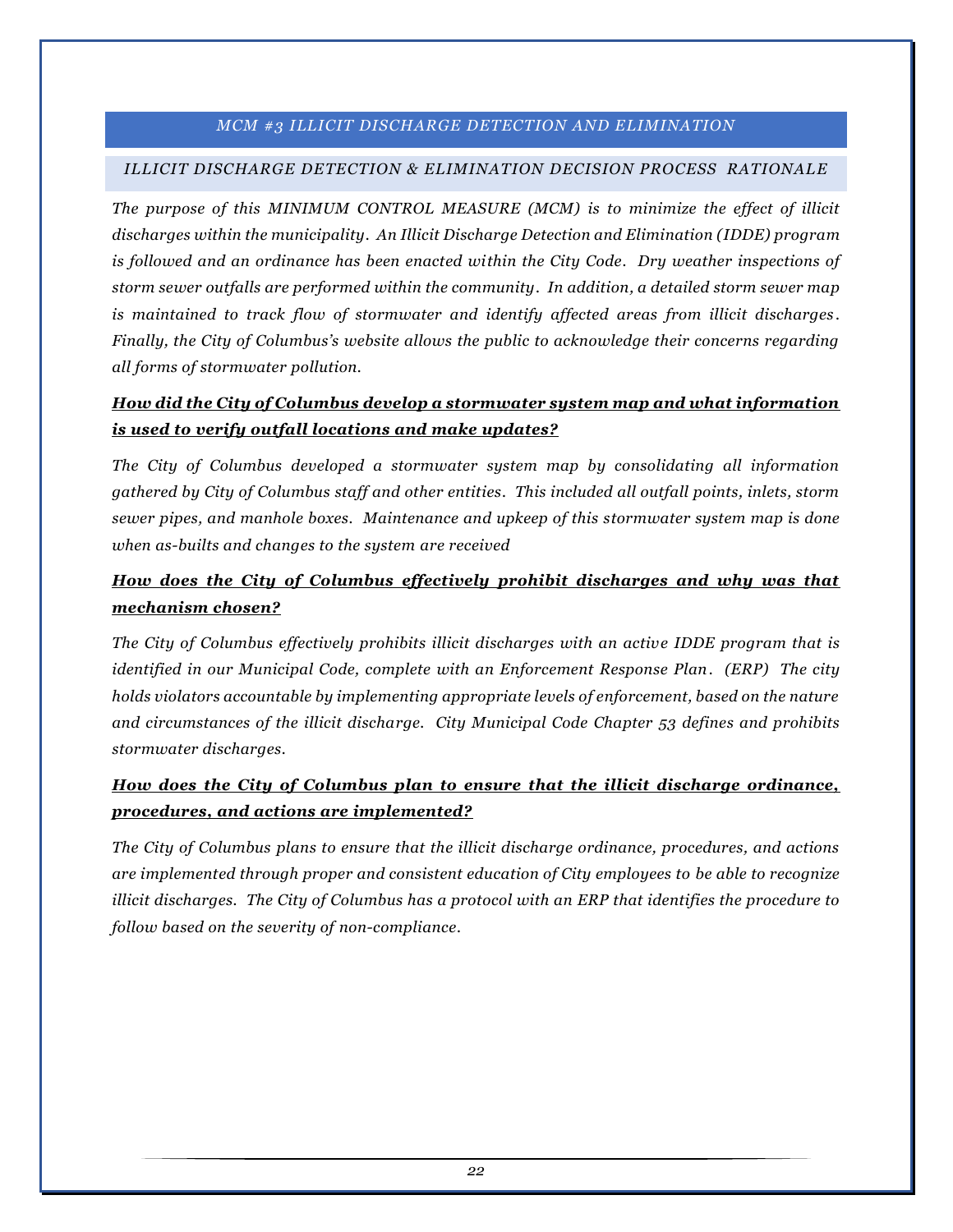# *MCM #3 ILLICIT DISCHARGE DETECTION AND ELIMINATION*

## *ILLICIT DISCHARGE DETECTION & ELIMINATION DECISION PROCESS RATIONALE*

*The purpose of this MINIMUM CONTROL MEASURE (MCM) is to minimize the effect of illicit discharges within the municipality. An Illicit Discharge Detection and Elimination (IDDE) program is followed and an ordinance has been enacted within the City Code. Dry weather inspections of storm sewer outfalls are performed within the community. In addition, a detailed storm sewer map is maintained to track flow of stormwater and identify affected areas from illicit discharges. Finally, the City of Columbus's website allows the public to acknowledge their concerns regarding all forms of stormwater pollution.*

### ***How did the City of Columbus develop a stormwater system map and what information is used to verify outfall locations and make updates?***

*The City of Columbus developed a stormwater system map by consolidating all information gathered by City of Columbus staff and other entities. This included all outfall points, inlets, storm sewer pipes, and manhole boxes. Maintenance and upkeep of this stormwater system map is done when as-builts and changes to the system are received*

### ***How does the City of Columbus effectively prohibit discharges and why was that mechanism chosen?***

*The City of Columbus effectively prohibits illicit discharges with an active IDDE program that is identified in our Municipal Code, complete with an Enforcement Response Plan. (ERP) The city holds violators accountable by implementing appropriate levels of enforcement, based on the nature and circumstances of the illicit discharge. City Municipal Code Chapter 53 defines and prohibits stormwater discharges.*

### ***How does the City of Columbus plan to ensure that the illicit discharge ordinance, procedures, and actions are implemented?***

*The City of Columbus plans to ensure that the illicit discharge ordinance, procedures, and actions are implemented through proper and consistent education of City employees to be able to recognize illicit discharges. The City of Columbus has a protocol with an ERP that identifies the procedure to follow based on the severity of non-compliance.*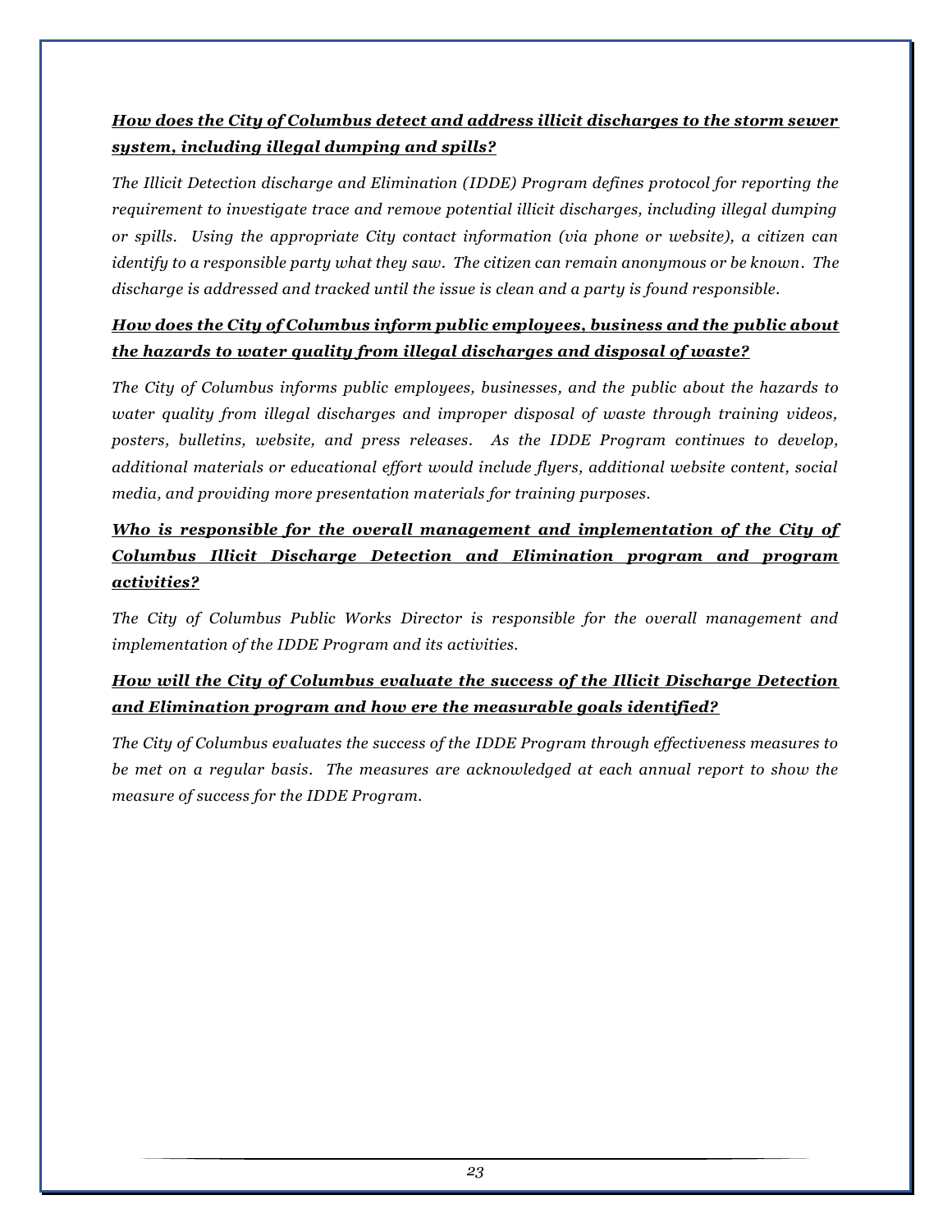***How does the City of Columbus detect and address illicit discharges to the storm sewer system, including illegal dumping and spills?***

*The Illicit Detection discharge and Elimination (IDDE) Program defines protocol for reporting the requirement to investigate trace and remove potential illicit discharges, including illegal dumping or spills. Using the appropriate City contact information (via phone or website), a citizen can identify to a responsible party what they saw. The citizen can remain anonymous or be known. The discharge is addressed and tracked until the issue is clean and a party is found responsible.*

***How does the City of Columbus inform public employees, business and the public about the hazards to water quality from illegal discharges and disposal of waste?***

*The City of Columbus informs public employees, businesses, and the public about the hazards to water quality from illegal discharges and improper disposal of waste through training videos, posters, bulletins, website, and press releases. As the IDDE Program continues to develop, additional materials or educational effort would include flyers, additional website content, social media, and providing more presentation materials for training purposes.*

***Who is responsible for the overall management and implementation of the City of Columbus Illicit Discharge Detection and Elimination program and program activities?***

*The City of Columbus Public Works Director is responsible for the overall management and implementation of the IDDE Program and its activities.*

***How will the City of Columbus evaluate the success of the Illicit Discharge Detection and Elimination program and how ere the measurable goals identified?***

*The City of Columbus evaluates the success of the IDDE Program through effectiveness measures to be met on a regular basis. The measures are acknowledged at each annual report to show the measure of success for the IDDE Program.*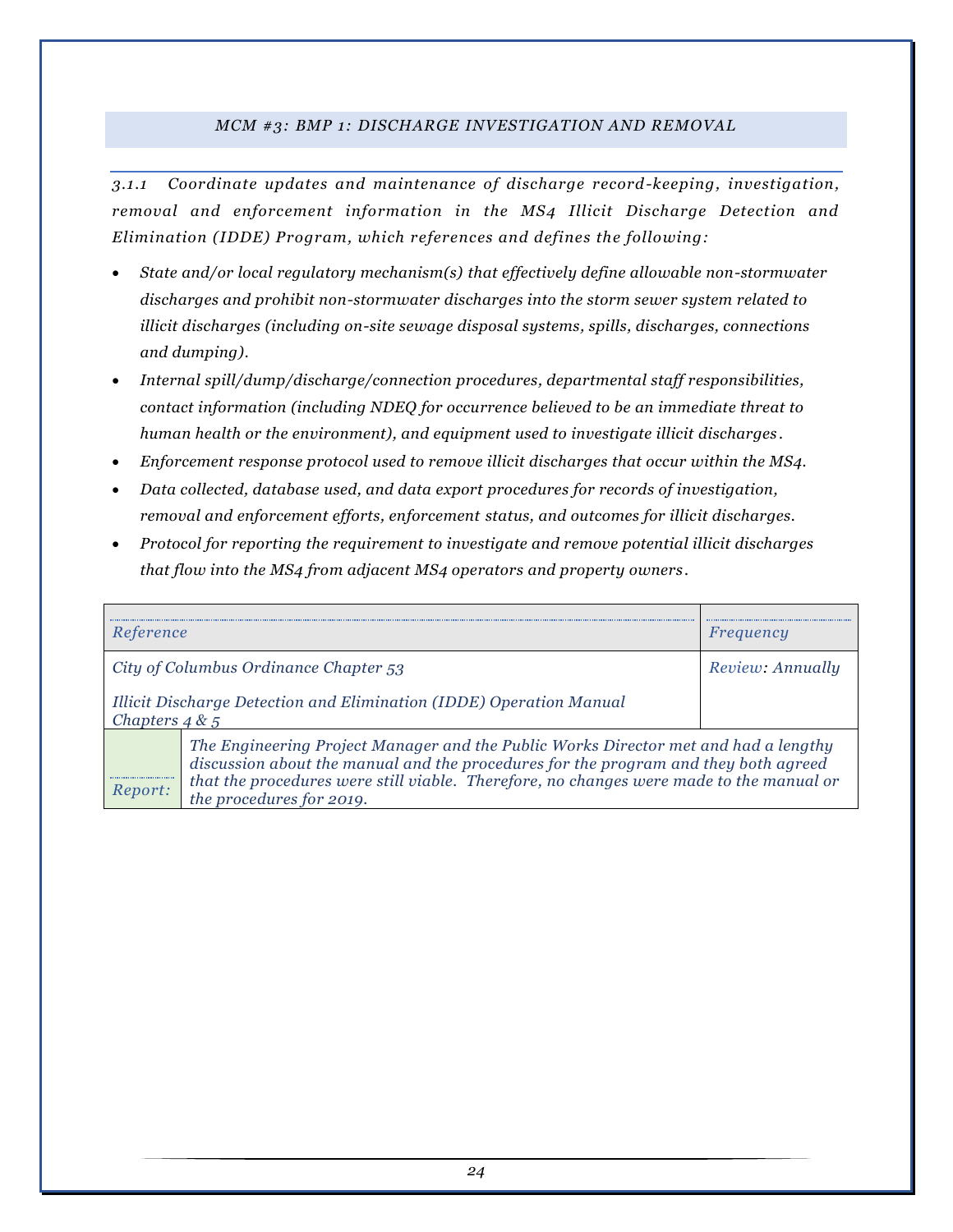### *MCM #3: BMP 1: DISCHARGE INVESTIGATION AND REMOVAL*

*3.1.1 Coordinate updates and maintenance of discharge record-keeping, investigation, removal and enforcement information in the MS4 Illicit Discharge Detection and Elimination (IDDE) Program, which references and defines the following:*

- *State and/or local regulatory mechanism(s) that effectively define allowable non-stormwater discharges and prohibit non-stormwater discharges into the storm sewer system related to illicit discharges (including on-site sewage disposal systems, spills, discharges, connections and dumping).*
- *Internal spill/dump/discharge/connection procedures, departmental staff responsibilities, contact information (including NDEQ for occurrence believed to be an immediate threat to human health or the environment), and equipment used to investigate illicit discharges.*
- *Enforcement response protocol used to remove illicit discharges that occur within the MS4.*
- *Data collected, database used, and data export procedures for records of investigation, removal and enforcement efforts, enforcement status, and outcomes for illicit discharges.*
- *Protocol for reporting the requirement to investigate and remove potential illicit discharges that flow into the MS4 from adjacent MS4 operators and property owners.*

| *Reference* | | *Frequency* |
|---|---|---|
| *City of Columbus Ordinance Chapter 53*<br><br>*Illicit Discharge Detection and Elimination (IDDE) Operation Manual Chapters 4 & 5* | | *Review: Annually* |
| *Report:* | *The Engineering Project Manager and the Public Works Director met and had a lengthy discussion about the manual and the procedures for the program and they both agreed that the procedures were still viable. Therefore, no changes were made to the manual or the procedures for 2019.* | |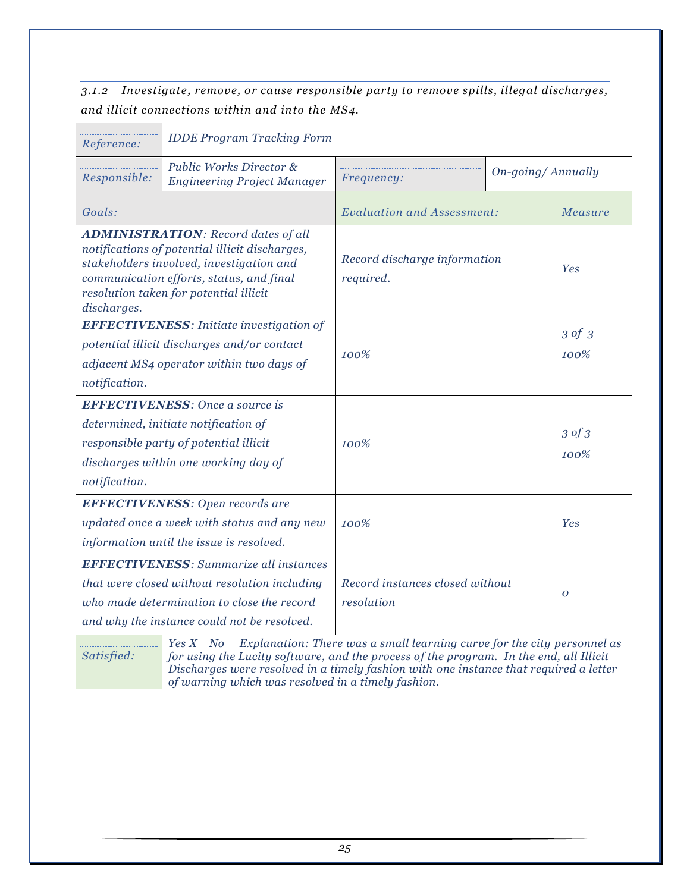### *3.1.2 Investigate, remove, or cause responsible party to remove spills, illegal discharges, and illicit connections within and into the MS4.*

| | | | | |
|---|---|---|---|---|
| *Reference:* | *IDDE Program Tracking Form* | | | |
| *Responsible:* | *Public Works Director & Engineering Project Manager* | *Frequency:* | *On-going/ Annually* | |
| *Goals:* | | *Evaluation and Assessment:* | | *Measure* |
| ***ADMINISTRATION**: Record dates of all notifications of potential illicit discharges, stakeholders involved, investigation and communication efforts, status, and final resolution taken for potential illicit discharges.* | | *Record discharge information required.* | | *Yes* |
| ***EFFECTIVENESS**: Initiate investigation of potential illicit discharges and/or contact adjacent MS4 operator within two days of notification.* | | *100%* | | *3 of 3 100%* |
| ***EFFECTIVENESS**: Once a source is determined, initiate notification of responsible party of potential illicit discharges within one working day of notification.* | | *100%* | | *3 of 3 100%* |
| ***EFFECTIVENESS**: Open records are updated once a week with status and any new information until the issue is resolved.* | | *100%* | | *Yes* |
| ***EFFECTIVENESS**: Summarize all instances that were closed without resolution including who made determination to close the record and why the instance could not be resolved.* | | *Record instances closed without resolution* | | *0* |
| *Satisfied:* | *Yes X No Explanation: There was a small learning curve for the city personnel as for using the Lucity software, and the process of the program. In the end, all Illicit Discharges were resolved in a timely fashion with one instance that required a letter of warning which was resolved in a timely fashion.* | | | |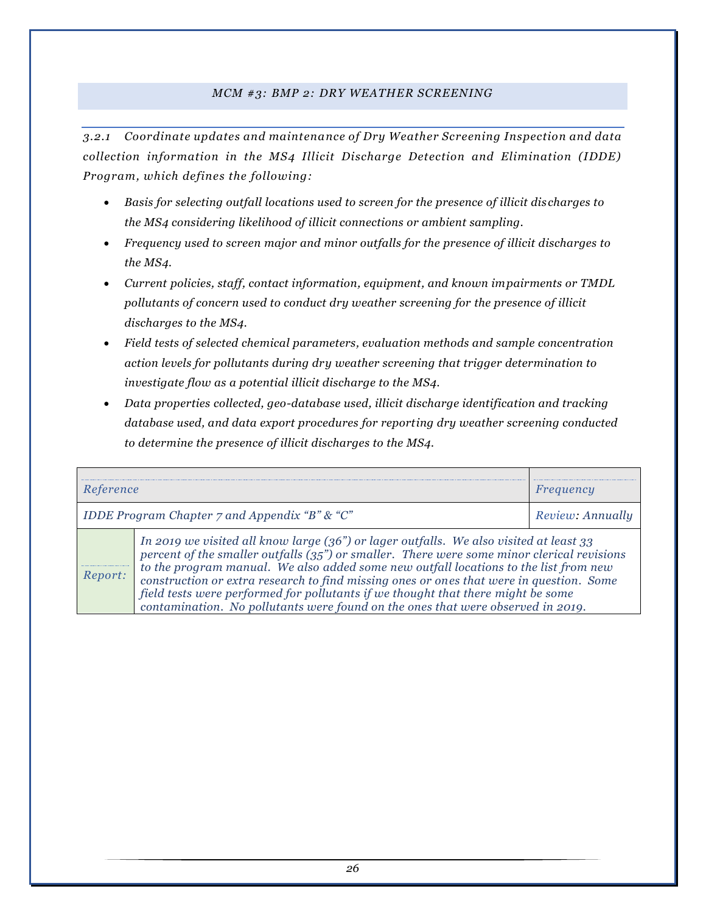### *MCM #3: BMP 2: DRY WEATHER SCREENING*

*3.2.1 Coordinate updates and maintenance of Dry Weather Screening Inspection and data collection information in the MS4 Illicit Discharge Detection and Elimination (IDDE) Program, which defines the following:*

- *Basis for selecting outfall locations used to screen for the presence of illicit discharges to the MS4 considering likelihood of illicit connections or ambient sampling.*
- *Frequency used to screen major and minor outfalls for the presence of illicit discharges to the MS4.*
- *Current policies, staff, contact information, equipment, and known impairments or TMDL pollutants of concern used to conduct dry weather screening for the presence of illicit discharges to the MS4.*
- *Field tests of selected chemical parameters, evaluation methods and sample concentration action levels for pollutants during dry weather screening that trigger determination to investigate flow as a potential illicit discharge to the MS4.*
- *Data properties collected, geo-database used, illicit discharge identification and tracking database used, and data export procedures for reporting dry weather screening conducted to determine the presence of illicit discharges to the MS4.*

| *Reference* | | *Frequency* |
|---|---|---|
| *IDDE Program Chapter 7 and Appendix "B" & "C"* | | *Review: Annually* |
| *Report:* | *In 2019 we visited all know large (36") or lager outfalls. We also visited at least 33 percent of the smaller outfalls (35") or smaller. There were some minor clerical revisions to the program manual. We also added some new outfall locations to the list from new construction or extra research to find missing ones or ones that were in question. Some field tests were performed for pollutants if we thought that there might be some contamination. No pollutants were found on the ones that were observed in 2019.* | |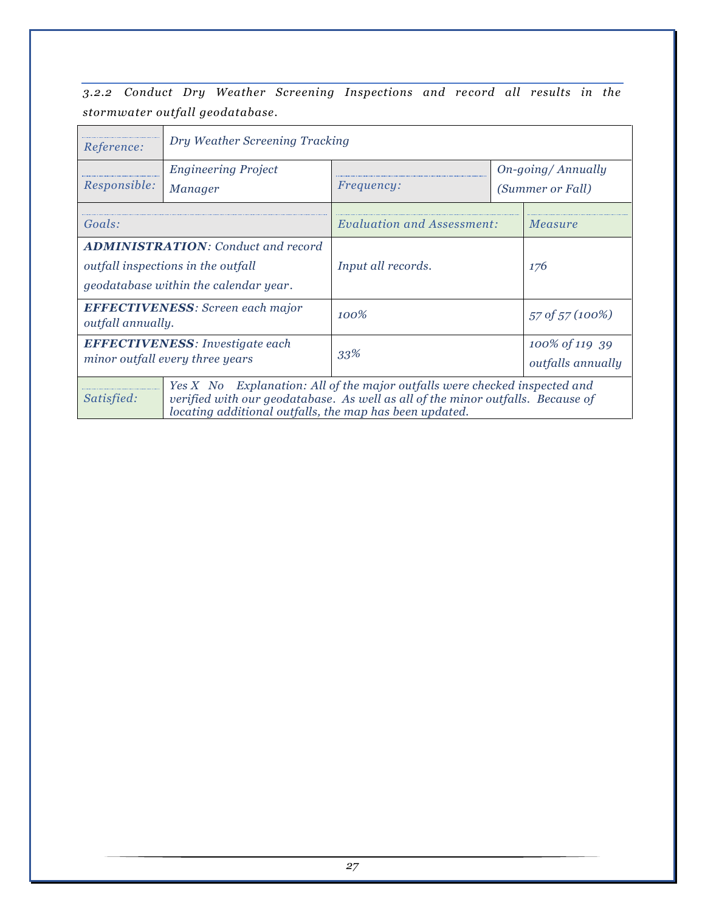*3.2.2 Conduct Dry Weather Screening Inspections and record all results in the stormwater outfall geodatabase.*

| | | | | |
|---|---|---|---|---|
| *Reference:* | *Dry Weather Screening Tracking* | | | |
| *Responsible:* | *Engineering Project Manager* | *Frequency:* | *On-going/ Annually (Summer or Fall)* | |
| *Goals:* | | *Evaluation and Assessment:* | | *Measure* |
| ***ADMINISTRATION**: Conduct and record outfall inspections in the outfall geodatabase within the calendar year.* | | *Input all records.* | | *176* |
| ***EFFECTIVENESS**: Screen each major outfall annually.* | | *100%* | | *57 of 57 (100%)* |
| ***EFFECTIVENESS**: Investigate each minor outfall every three years* | | *33%* | | *100% of 119 39 outfalls annually* |
| *Satisfied:* | *Yes X No Explanation: All of the major outfalls were checked inspected and verified with our geodatabase. As well as all of the minor outfalls. Because of locating additional outfalls, the map has been updated.* | | | |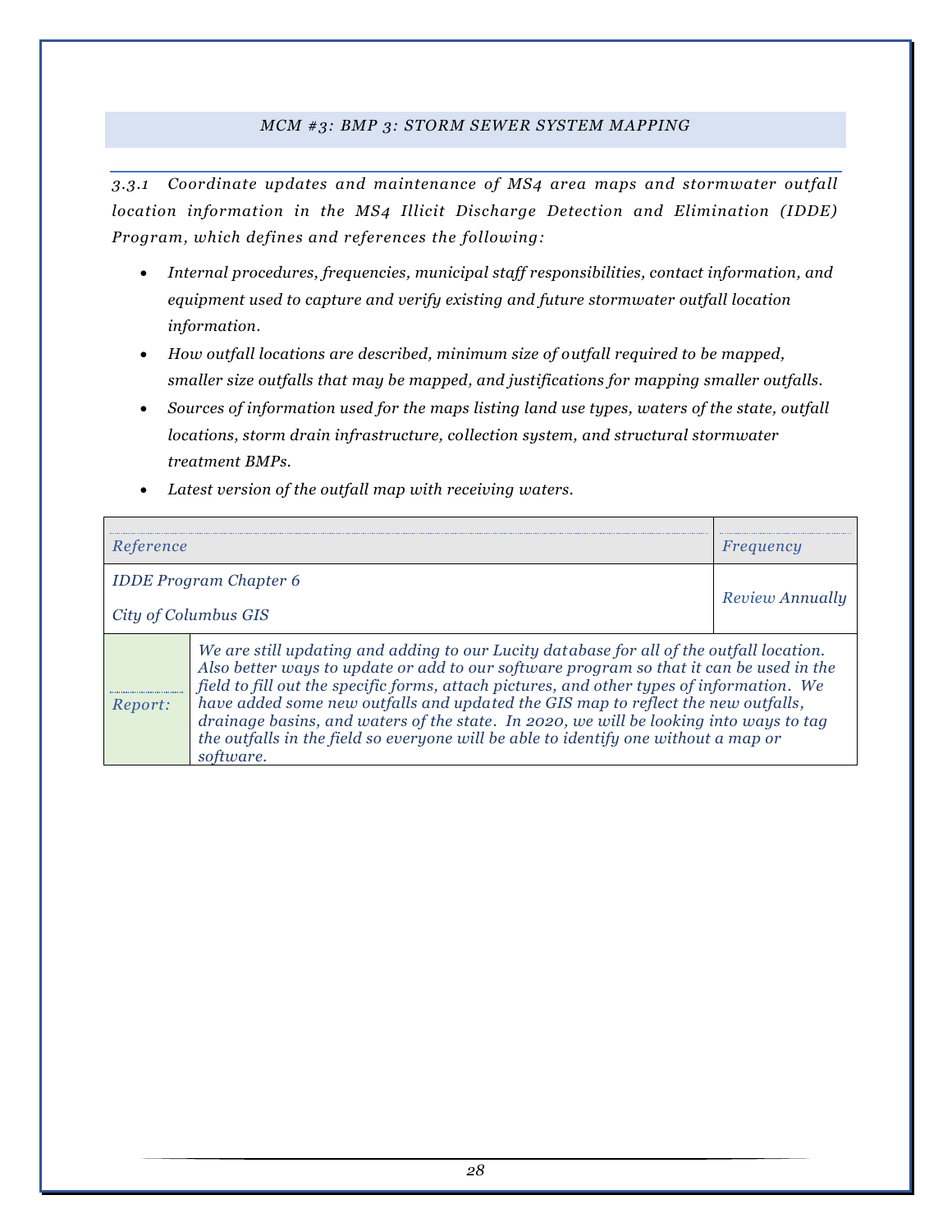### *MCM #3: BMP 3: STORM SEWER SYSTEM MAPPING*

*3.3.1 Coordinate updates and maintenance of MS4 area maps and stormwater outfall location information in the MS4 Illicit Discharge Detection and Elimination (IDDE) Program, which defines and references the following:*

- *Internal procedures, frequencies, municipal staff responsibilities, contact information, and equipment used to capture and verify existing and future stormwater outfall location information.*
- *How outfall locations are described, minimum size of outfall required to be mapped, smaller size outfalls that may be mapped, and justifications for mapping smaller outfalls.*
- *Sources of information used for the maps listing land use types, waters of the state, outfall locations, storm drain infrastructure, collection system, and structural stormwater treatment BMPs.*
- *Latest version of the outfall map with receiving waters.*

| *Reference* | | *Frequency* |
|---|---|---|
| *IDDE Program Chapter 6*<br><br>*City of Columbus GIS* | | *Review Annually* |
| *Report:* | *We are still updating and adding to our Lucity database for all of the outfall location. Also better ways to update or add to our software program so that it can be used in the field to fill out the specific forms, attach pictures, and other types of information. We have added some new outfalls and updated the GIS map to reflect the new outfalls, drainage basins, and waters of the state. In 2020, we will be looking into ways to tag the outfalls in the field so everyone will be able to identify one without a map or software.* | |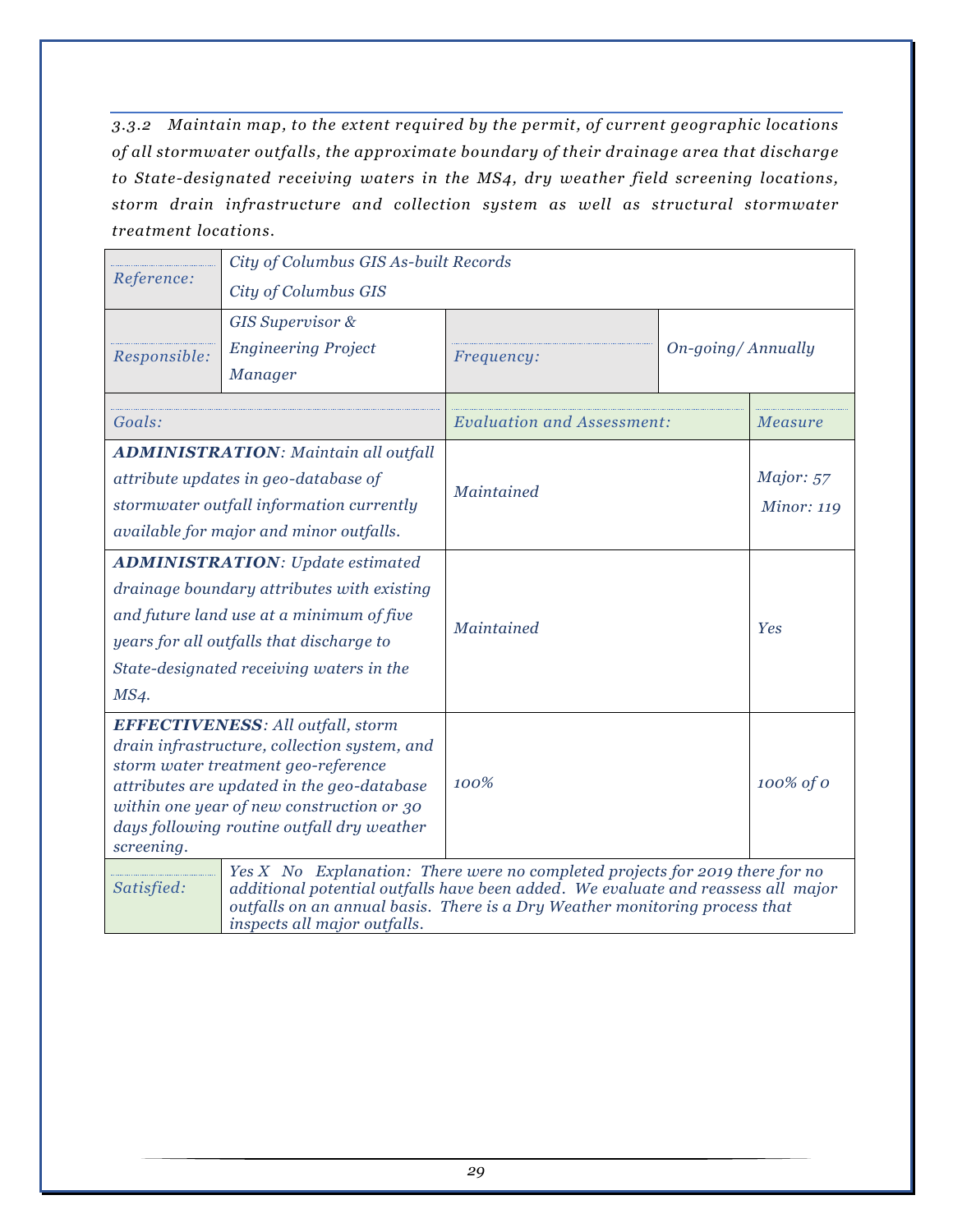*3.3.2 Maintain map, to the extent required by the permit, of current geographic locations of all stormwater outfalls, the approximate boundary of their drainage area that discharge to State-designated receiving waters in the MS4, dry weather field screening locations, storm drain infrastructure and collection system as well as structural stormwater treatment locations.*

| | | | |
|---|---|---|---|
| *Reference:* | *City of Columbus GIS As-built Records*<br>*City of Columbus GIS* | | |
| *Responsible:* | *GIS Supervisor & Engineering Project Manager* | *Frequency:* | *On-going/ Annually* |
| *Goals:* | | *Evaluation and Assessment:* | *Measure* |
| ***ADMINISTRATION**: Maintain all outfall attribute updates in geo-database of stormwater outfall information currently available for major and minor outfalls.* | | *Maintained* | *Major: 57*<br>*Minor: 119* |
| ***ADMINISTRATION**: Update estimated drainage boundary attributes with existing and future land use at a minimum of five years for all outfalls that discharge to State-designated receiving waters in the MS4.* | | *Maintained* | *Yes* |
| ***EFFECTIVENESS**: All outfall, storm drain infrastructure, collection system, and storm water treatment geo-reference attributes are updated in the geo-database within one year of new construction or 30 days following routine outfall dry weather screening.* | | *100%* | *100% of 0* |
| *Satisfied:* | *Yes X No Explanation: There were no completed projects for 2019 there for no additional potential outfalls have been added. We evaluate and reassess all major outfalls on an annual basis. There is a Dry Weather monitoring process that inspects all major outfalls.* | | |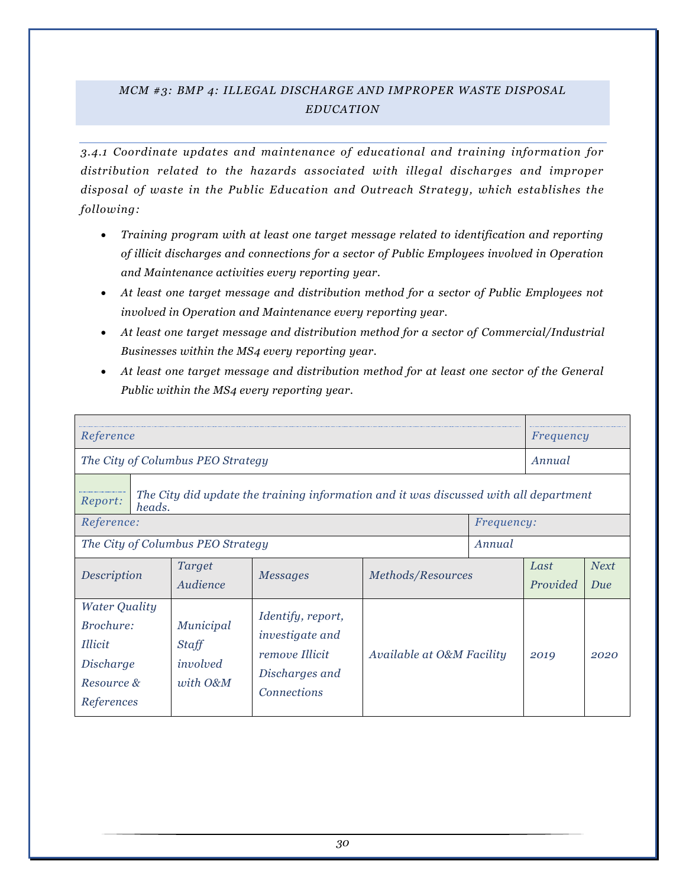### *MCM #3: BMP 4: ILLEGAL DISCHARGE AND IMPROPER WASTE DISPOSAL EDUCATION*

*3.4.1 Coordinate updates and maintenance of educational and training information for distribution related to the hazards associated with illegal discharges and improper disposal of waste in the Public Education and Outreach Strategy, which establishes the following:*

- *Training program with at least one target message related to identification and reporting of illicit discharges and connections for a sector of Public Employees involved in Operation and Maintenance activities every reporting year.*
- *At least one target message and distribution method for a sector of Public Employees not involved in Operation and Maintenance every reporting year.*
- *At least one target message and distribution method for a sector of Commercial/Industrial Businesses within the MS4 every reporting year.*
- *At least one target message and distribution method for at least one sector of the General Public within the MS4 every reporting year.*

| Reference | Frequency |
|---|---|
| The City of Columbus PEO Strategy | Annual |

**Report:** *The City did update the training information and it was discussed with all department heads.*

| Reference: | Frequency: |
|---|---|
| The City of Columbus PEO Strategy | Annual |

| Description | Target Audience | Messages | Methods/Resources | Last Provided | Next Due |
|---|---|---|---|---|---|
| Water Quality Brochure: Illicit Discharge Resource & References | Municipal Staff involved with O&M | Identify, report, investigate and remove Illicit Discharges and Connections | Available at O&M Facility | 2019 | 2020 |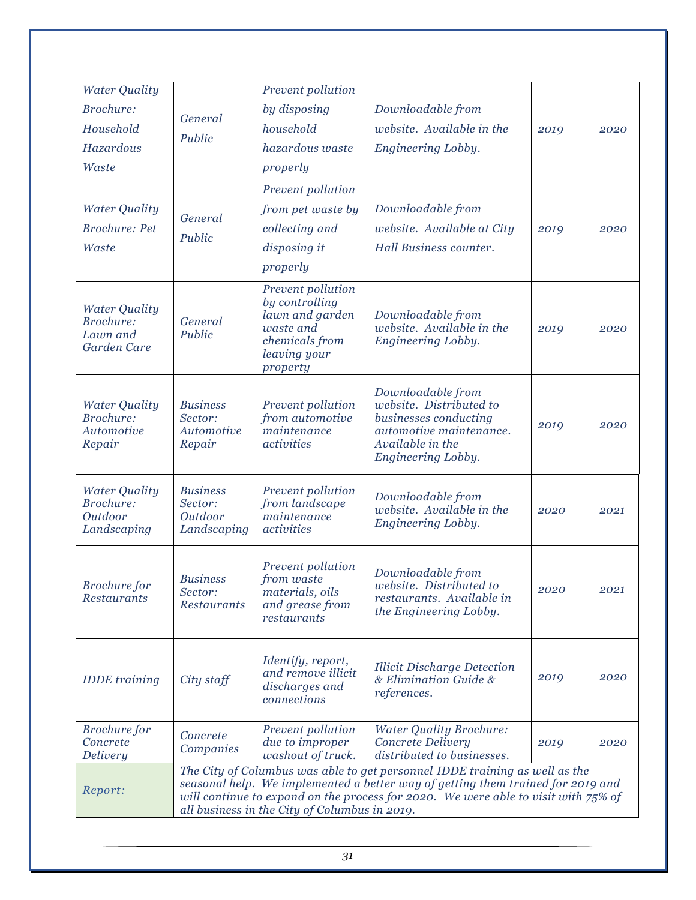| | | | | | |
|---|---|---|---|---|---|
| *Water Quality Brochure: Household Hazardous Waste* | *General Public* | *Prevent pollution by disposing household hazardous waste properly* | *Downloadable from website. Available in the Engineering Lobby.* | *2019* | *2020* |
| *Water Quality Brochure: Pet Waste* | *General Public* | *Prevent pollution from pet waste by collecting and disposing it properly* | *Downloadable from website. Available at City Hall Business counter.* | *2019* | *2020* |
| *Water Quality Brochure: Lawn and Garden Care* | *General Public* | *Prevent pollution by controlling lawn and garden waste and chemicals from leaving your property* | *Downloadable from website. Available in the Engineering Lobby.* | *2019* | *2020* |
| *Water Quality Brochure: Automotive Repair* | *Business Sector: Automotive Repair* | *Prevent pollution from automotive maintenance activities* | *Downloadable from website. Distributed to businesses conducting automotive maintenance. Available in the Engineering Lobby.* | *2019* | *2020* |
| *Water Quality Brochure: Outdoor Landscaping* | *Business Sector: Outdoor Landscaping* | *Prevent pollution from landscape maintenance activities* | *Downloadable from website. Available in the Engineering Lobby.* | *2020* | *2021* |
| *Brochure for Restaurants* | *Business Sector: Restaurants* | *Prevent pollution from waste materials, oils and grease from restaurants* | *Downloadable from website. Distributed to restaurants. Available in the Engineering Lobby.* | *2020* | *2021* |
| *IDDE training* | *City staff* | *Identify, report, and remove illicit discharges and connections* | *Illicit Discharge Detection & Elimination Guide & references.* | *2019* | *2020* |
| *Brochure for Concrete Delivery* | *Concrete Companies* | *Prevent pollution due to improper washout of truck.* | *Water Quality Brochure: Concrete Delivery distributed to businesses.* | *2019* | *2020* |
| *Report:* | *The City of Columbus was able to get personnel IDDE training as well as the seasonal help. We implemented a better way of getting them trained for 2019 and will continue to expand on the process for 2020. We were able to visit with 75% of all business in the City of Columbus in 2019.* | | | | |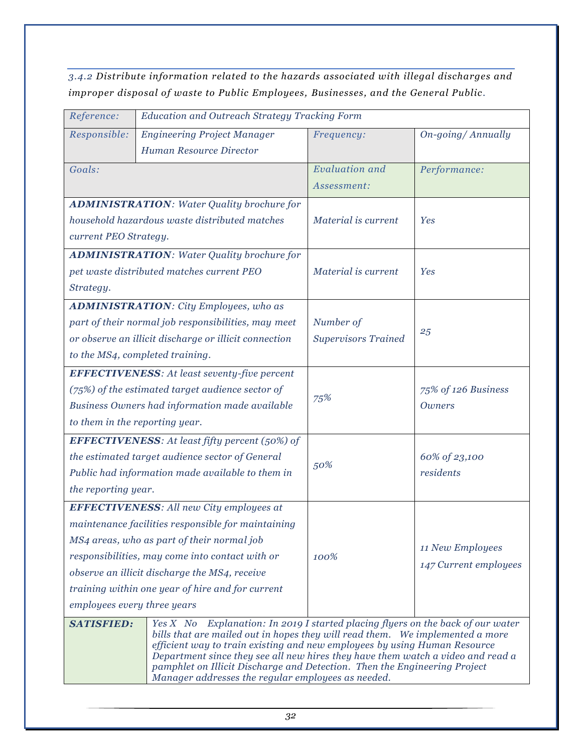*3.4.2 Distribute information related to the hazards associated with illegal discharges and improper disposal of waste to Public Employees, Businesses, and the General Public.*

| | | | |
|---|---|---|---|
| *Reference:* | *Education and Outreach Strategy Tracking Form* | | |
| *Responsible:* | *Engineering Project Manager Human Resource Director* | *Frequency:* | *On-going/ Annually* |
| *Goals:* | | *Evaluation and Assessment:* | *Performance:* |
| ***ADMINISTRATION**: Water Quality brochure for household hazardous waste distributed matches current PEO Strategy.* | | *Material is current* | *Yes* |
| ***ADMINISTRATION**: Water Quality brochure for pet waste distributed matches current PEO Strategy.* | | *Material is current* | *Yes* |
| ***ADMINISTRATION**: City Employees, who as part of their normal job responsibilities, may meet or observe an illicit discharge or illicit connection to the MS4, completed training.* | | *Number of Supervisors Trained* | *25* |
| ***EFFECTIVENESS**: At least seventy-five percent (75%) of the estimated target audience sector of Business Owners had information made available to them in the reporting year.* | | *75%* | *75% of 126 Business Owners* |
| ***EFFECTIVENESS**: At least fifty percent (50%) of the estimated target audience sector of General Public had information made available to them in the reporting year.* | | *50%* | *60% of 23,100 residents* |
| ***EFFECTIVENESS**: All new City employees at maintenance facilities responsible for maintaining MS4 areas, who as part of their normal job responsibilities, may come into contact with or observe an illicit discharge the MS4, receive training within one year of hire and for current employees every three years* | | *100%* | *11 New Employees 147 Current employees* |
| ***SATISFIED:*** | *Yes X No Explanation: In 2019 I started placing flyers on the back of our water bills that are mailed out in hopes they will read them. We implemented a more efficient way to train existing and new employees by using Human Resource Department since they see all new hires they have them watch a video and read a pamphlet on Illicit Discharge and Detection. Then the Engineering Project Manager addresses the regular employees as needed.* | | |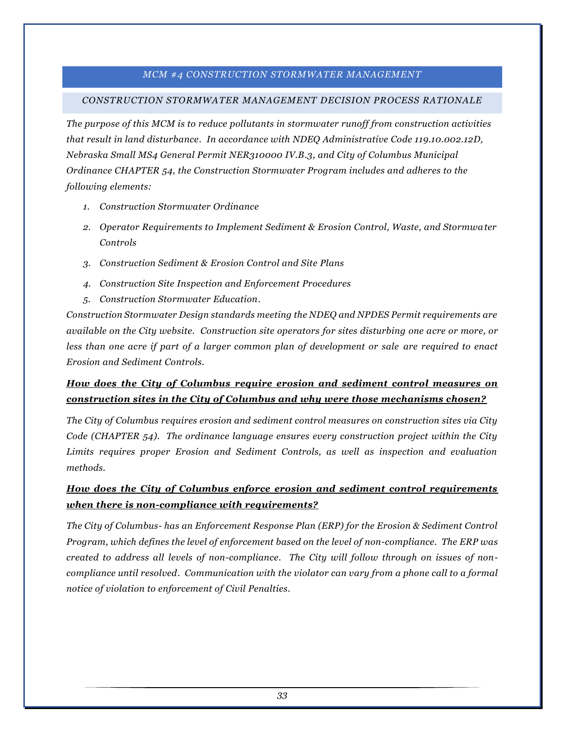## *MCM #4 CONSTRUCTION STORMWATER MANAGEMENT*

### *CONSTRUCTION STORMWATER MANAGEMENT DECISION PROCESS RATIONALE*

*The purpose of this MCM is to reduce pollutants in stormwater runoff from construction activities that result in land disturbance. In accordance with NDEQ Administrative Code 119.10.002.12D, Nebraska Small MS4 General Permit NER310000 IV.B.3, and City of Columbus Municipal Ordinance CHAPTER 54, the Construction Stormwater Program includes and adheres to the following elements:*

1. *Construction Stormwater Ordinance*
2. *Operator Requirements to Implement Sediment & Erosion Control, Waste, and Stormwater Controls*
3. *Construction Sediment & Erosion Control and Site Plans*
4. *Construction Site Inspection and Enforcement Procedures*
5. *Construction Stormwater Education.*

*Construction Stormwater Design standards meeting the NDEQ and NPDES Permit requirements are available on the City website. Construction site operators for sites disturbing one acre or more, or less than one acre if part of a larger common plan of development or sale are required to enact Erosion and Sediment Controls.*

***<u>How does the City of Columbus require erosion and sediment control measures on construction sites in the City of Columbus and why were those mechanisms chosen?</u>***

*The City of Columbus requires erosion and sediment control measures on construction sites via City Code (CHAPTER 54). The ordinance language ensures every construction project within the City Limits requires proper Erosion and Sediment Controls, as well as inspection and evaluation methods.*

***<u>How does the City of Columbus enforce erosion and sediment control requirements when there is non-compliance with requirements?</u>***

*The City of Columbus- has an Enforcement Response Plan (ERP) for the Erosion & Sediment Control Program, which defines the level of enforcement based on the level of non-compliance. The ERP was created to address all levels of non-compliance. The City will follow through on issues of non-compliance until resolved. Communication with the violator can vary from a phone call to a formal notice of violation to enforcement of Civil Penalties.*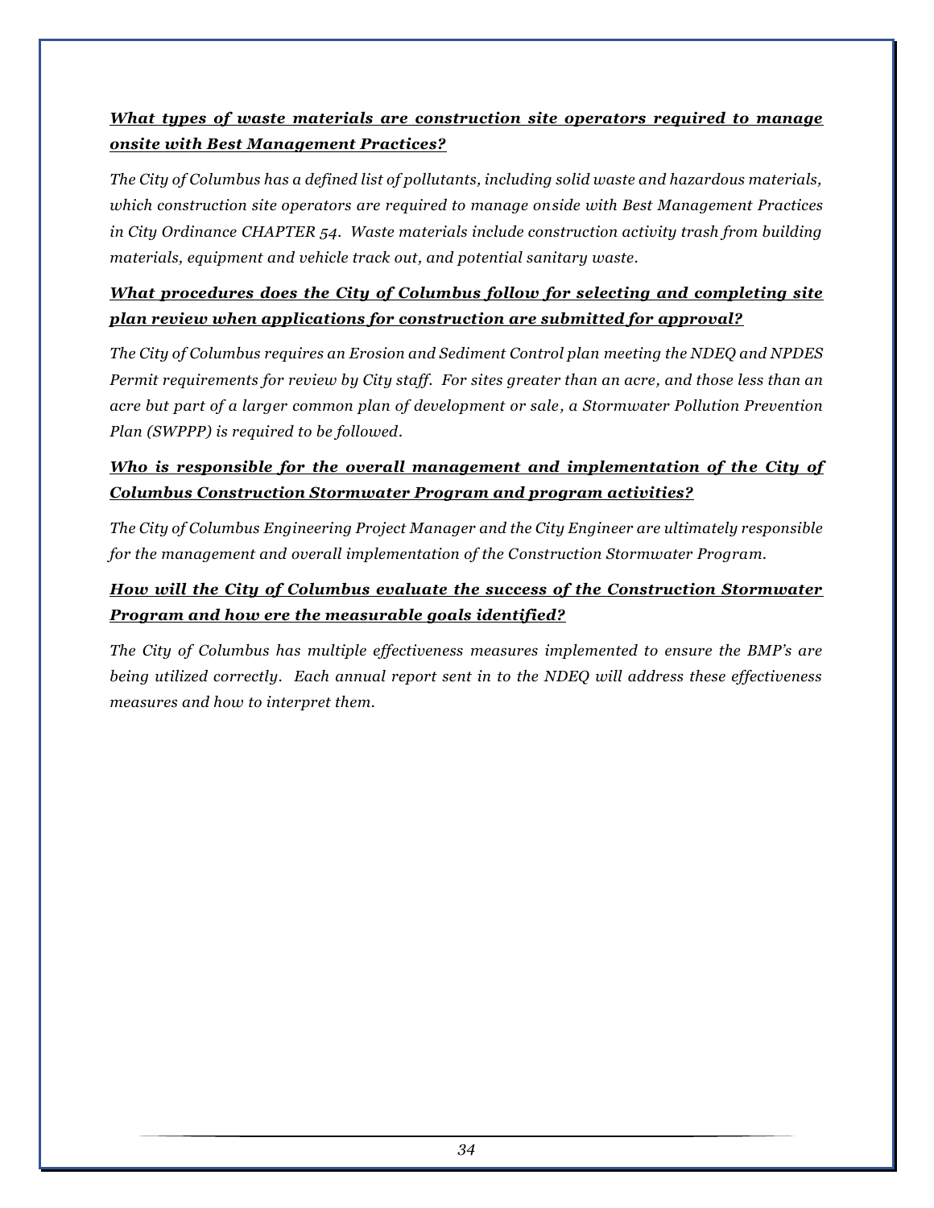***What types of waste materials are construction site operators required to manage onsite with Best Management Practices?***

*The City of Columbus has a defined list of pollutants, including solid waste and hazardous materials, which construction site operators are required to manage onside with Best Management Practices in City Ordinance CHAPTER 54. Waste materials include construction activity trash from building materials, equipment and vehicle track out, and potential sanitary waste.*

***What procedures does the City of Columbus follow for selecting and completing site plan review when applications for construction are submitted for approval?***

*The City of Columbus requires an Erosion and Sediment Control plan meeting the NDEQ and NPDES Permit requirements for review by City staff. For sites greater than an acre, and those less than an acre but part of a larger common plan of development or sale, a Stormwater Pollution Prevention Plan (SWPPP) is required to be followed.*

***Who is responsible for the overall management and implementation of the City of Columbus Construction Stormwater Program and program activities?***

*The City of Columbus Engineering Project Manager and the City Engineer are ultimately responsible for the management and overall implementation of the Construction Stormwater Program.*

***How will the City of Columbus evaluate the success of the Construction Stormwater Program and how ere the measurable goals identified?***

*The City of Columbus has multiple effectiveness measures implemented to ensure the BMP's are being utilized correctly. Each annual report sent in to the NDEQ will address these effectiveness measures and how to interpret them.*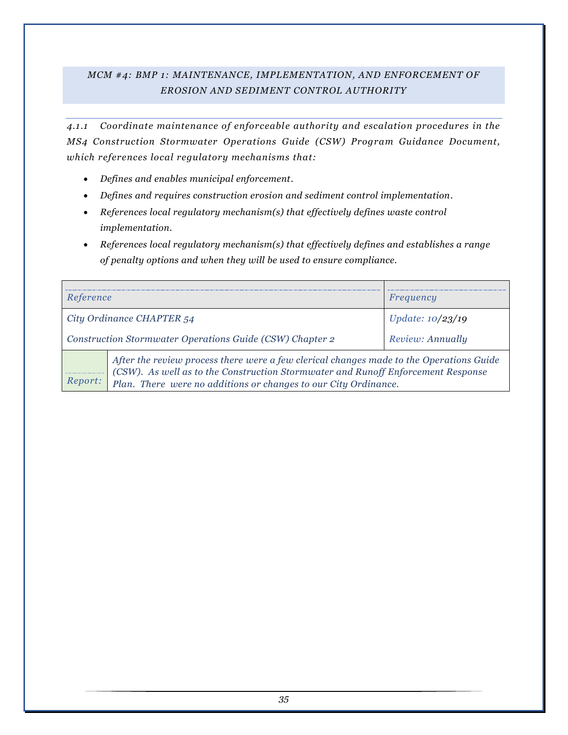## *MCM #4: BMP 1: MAINTENANCE, IMPLEMENTATION, AND ENFORCEMENT OF EROSION AND SEDIMENT CONTROL AUTHORITY*

*4.1.1 Coordinate maintenance of enforceable authority and escalation procedures in the MS4 Construction Stormwater Operations Guide (CSW) Program Guidance Document, which references local regulatory mechanisms that:*

- *Defines and enables municipal enforcement.*
- *Defines and requires construction erosion and sediment control implementation.*
- *References local regulatory mechanism(s) that effectively defines waste control implementation.*
- *References local regulatory mechanism(s) that effectively defines and establishes a range of penalty options and when they will be used to ensure compliance.*

| Reference | | Frequency |
|---|---|---|
| City Ordinance CHAPTER 54 | | Update: 10/23/19 |
| Construction Stormwater Operations Guide (CSW) Chapter 2 | | Review: Annually |
| Report: | After the review process there were a few clerical changes made to the Operations Guide (CSW). As well as to the Construction Stormwater and Runoff Enforcement Response Plan. There were no additions or changes to our City Ordinance. | |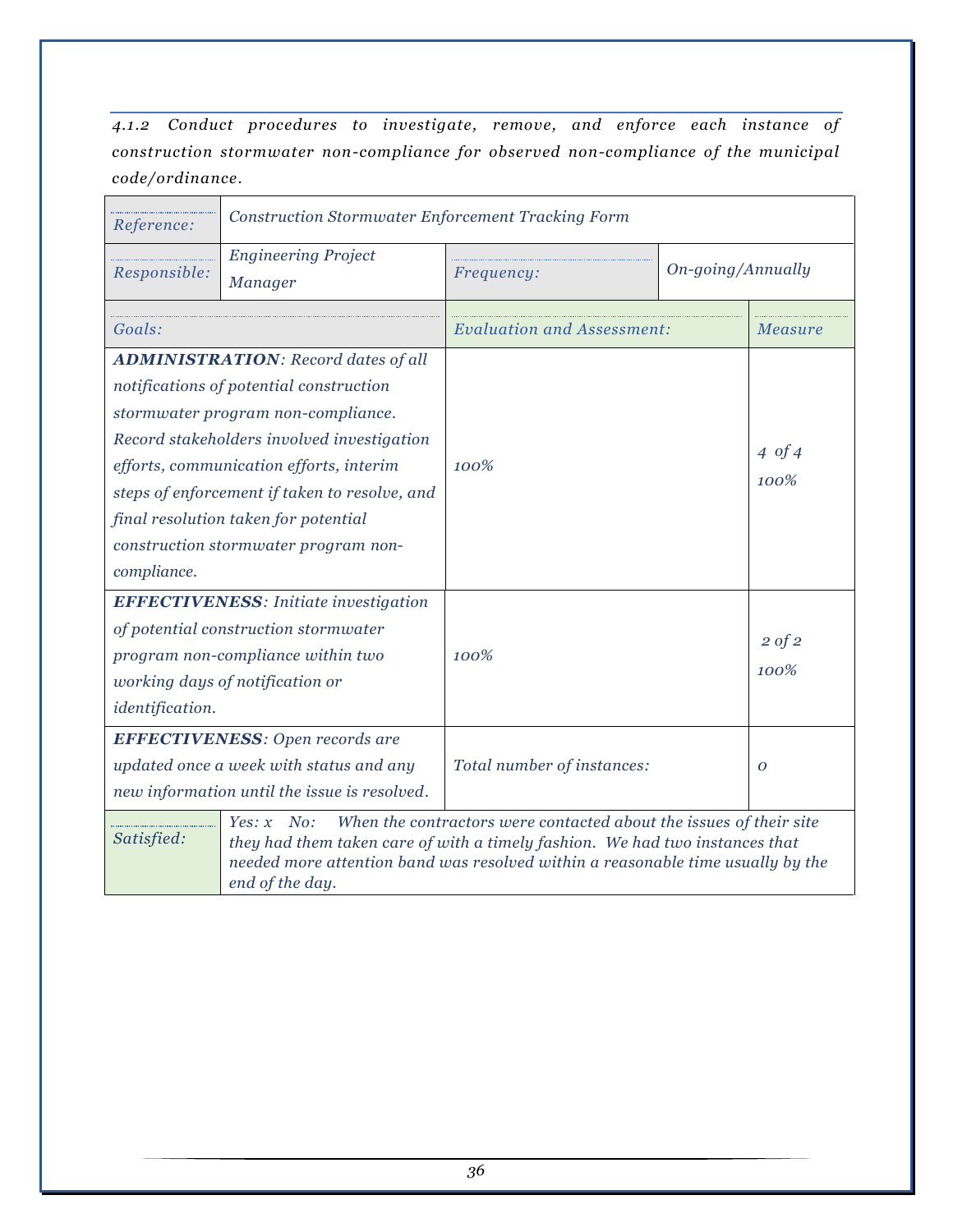*4.1.2 Conduct procedures to investigate, remove, and enforce each instance of construction stormwater non-compliance for observed non-compliance of the municipal code/ordinance.*

| | | | | |
|---|---|---|---|---|
| *Reference:* | *Construction Stormwater Enforcement Tracking Form* | | | |
| *Responsible:* | *Engineering Project Manager* | *Frequency:* | *On-going/Annually* | |
| *Goals:* | | *Evaluation and Assessment:* | | *Measure* |
| ***ADMINISTRATION**: Record dates of all notifications of potential construction stormwater program non-compliance. Record stakeholders involved investigation efforts, communication efforts, interim steps of enforcement if taken to resolve, and final resolution taken for potential construction stormwater program non-compliance.* | | *100%* | | *4 of 4 100%* |
| ***EFFECTIVENESS**: Initiate investigation of potential construction stormwater program non-compliance within two working days of notification or identification.* | | *100%* | | *2 of 2 100%* |
| ***EFFECTIVENESS**: Open records are updated once a week with status and any new information until the issue is resolved.* | | *Total number of instances:* | | *0* |
| *Satisfied:* | *Yes: x No: When the contractors were contacted about the issues of their site they had them taken care of with a timely fashion. We had two instances that needed more attention band was resolved within a reasonable time usually by the end of the day.* | | | |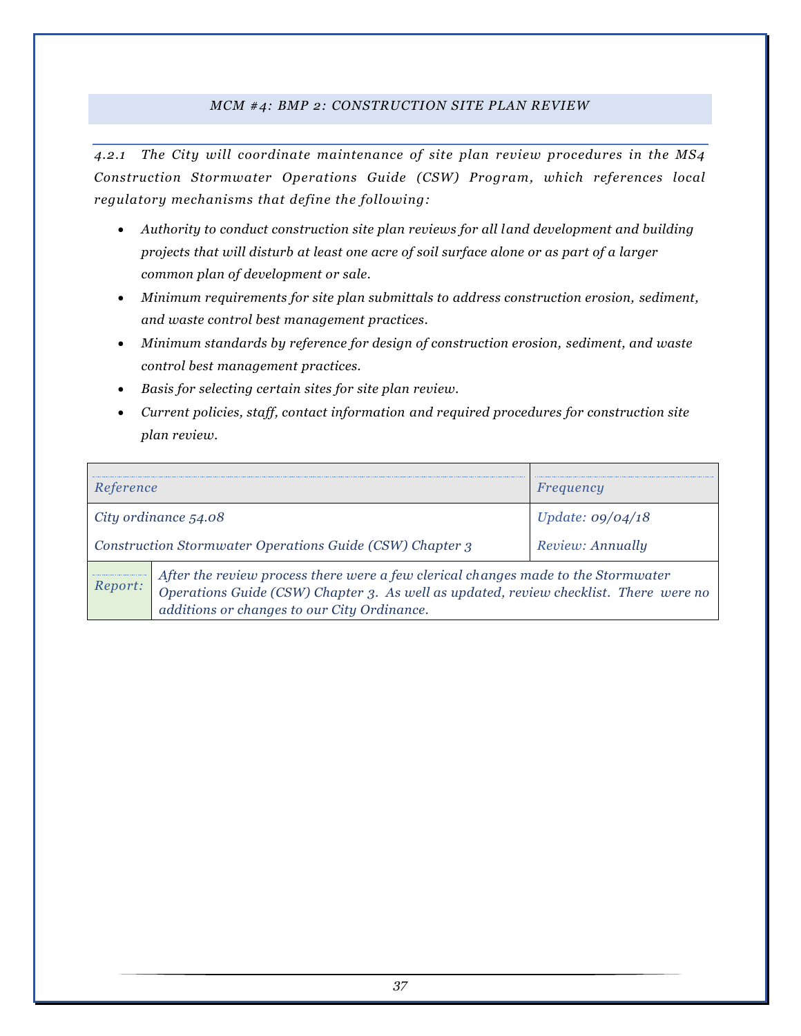## *MCM #4: BMP 2: CONSTRUCTION SITE PLAN REVIEW*

*4.2.1 The City will coordinate maintenance of site plan review procedures in the MS4 Construction Stormwater Operations Guide (CSW) Program, which references local regulatory mechanisms that define the following:*

- *Authority to conduct construction site plan reviews for all land development and building projects that will disturb at least one acre of soil surface alone or as part of a larger common plan of development or sale.*
- *Minimum requirements for site plan submittals to address construction erosion, sediment, and waste control best management practices.*
- *Minimum standards by reference for design of construction erosion, sediment, and waste control best management practices.*
- *Basis for selecting certain sites for site plan review.*
- *Current policies, staff, contact information and required procedures for construction site plan review.*

| *Reference* | *Frequency* |
|---|---|
| *City ordinance 54.08* | *Update: 09/04/18* |
| *Construction Stormwater Operations Guide (CSW) Chapter 3* | *Review: Annually* |

| *Report:* | *After the review process there were a few clerical changes made to the Stormwater Operations Guide (CSW) Chapter 3. As well as updated, review checklist. There were no additions or changes to our City Ordinance.* |
|---|---|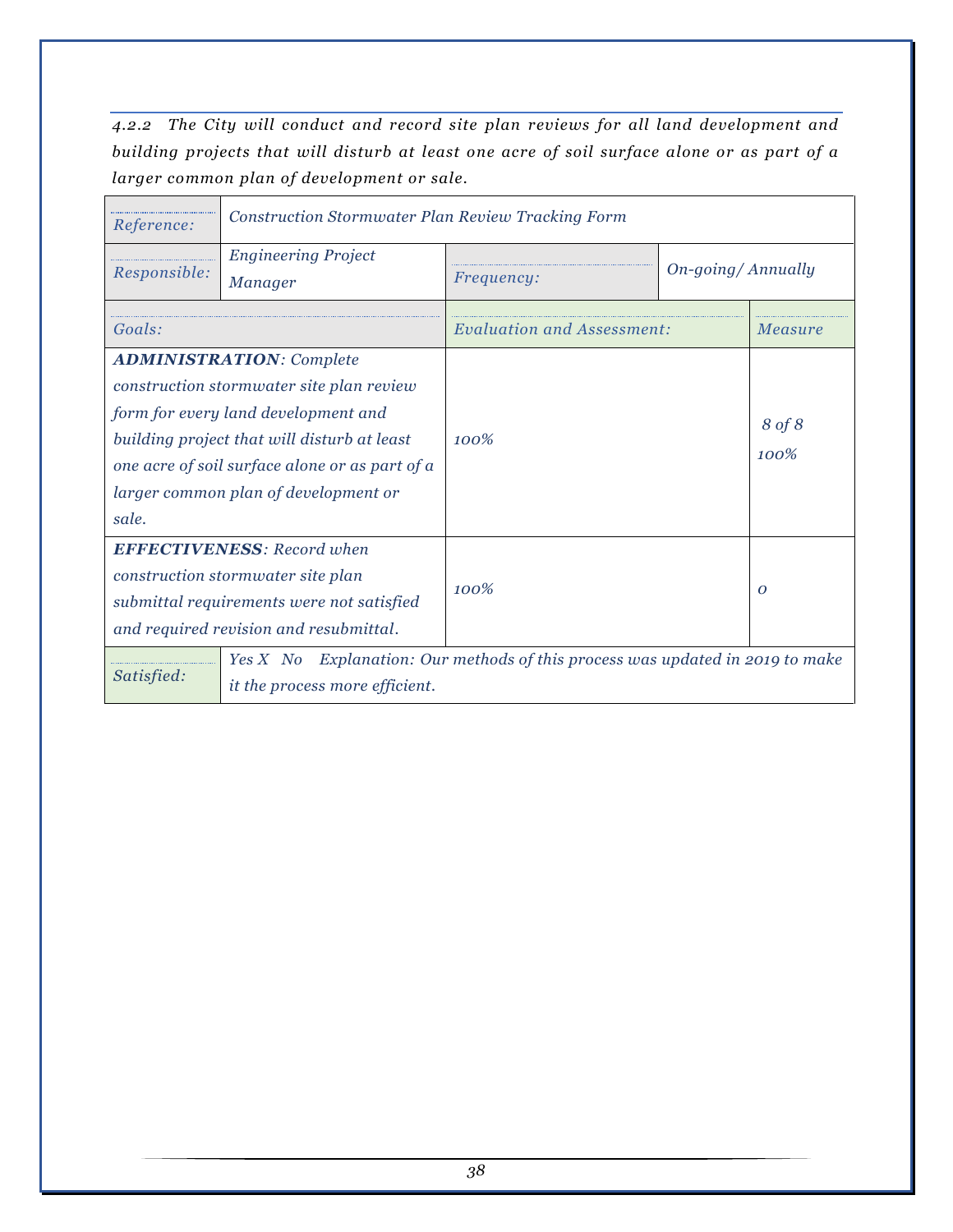*4.2.2 The City will conduct and record site plan reviews for all land development and building projects that will disturb at least one acre of soil surface alone or as part of a larger common plan of development or sale.*

| | | | | |
|---|---|---|---|---|
| *Reference:* | *Construction Stormwater Plan Review Tracking Form* | | | |
| *Responsible:* | *Engineering Project Manager* | *Frequency:* | *On-going/ Annually* | |
| *Goals:* | | *Evaluation and Assessment:* | | *Measure* |
| ***ADMINISTRATION**: Complete construction stormwater site plan review form for every land development and building project that will disturb at least one acre of soil surface alone or as part of a larger common plan of development or sale.* | | *100%* | | *8 of 8 100%* |
| ***EFFECTIVENESS**: Record when construction stormwater site plan submittal requirements were not satisfied and required revision and resubmittal.* | | *100%* | | *0* |
| *Satisfied:* | *Yes X No Explanation: Our methods of this process was updated in 2019 to make it the process more efficient.* | | | |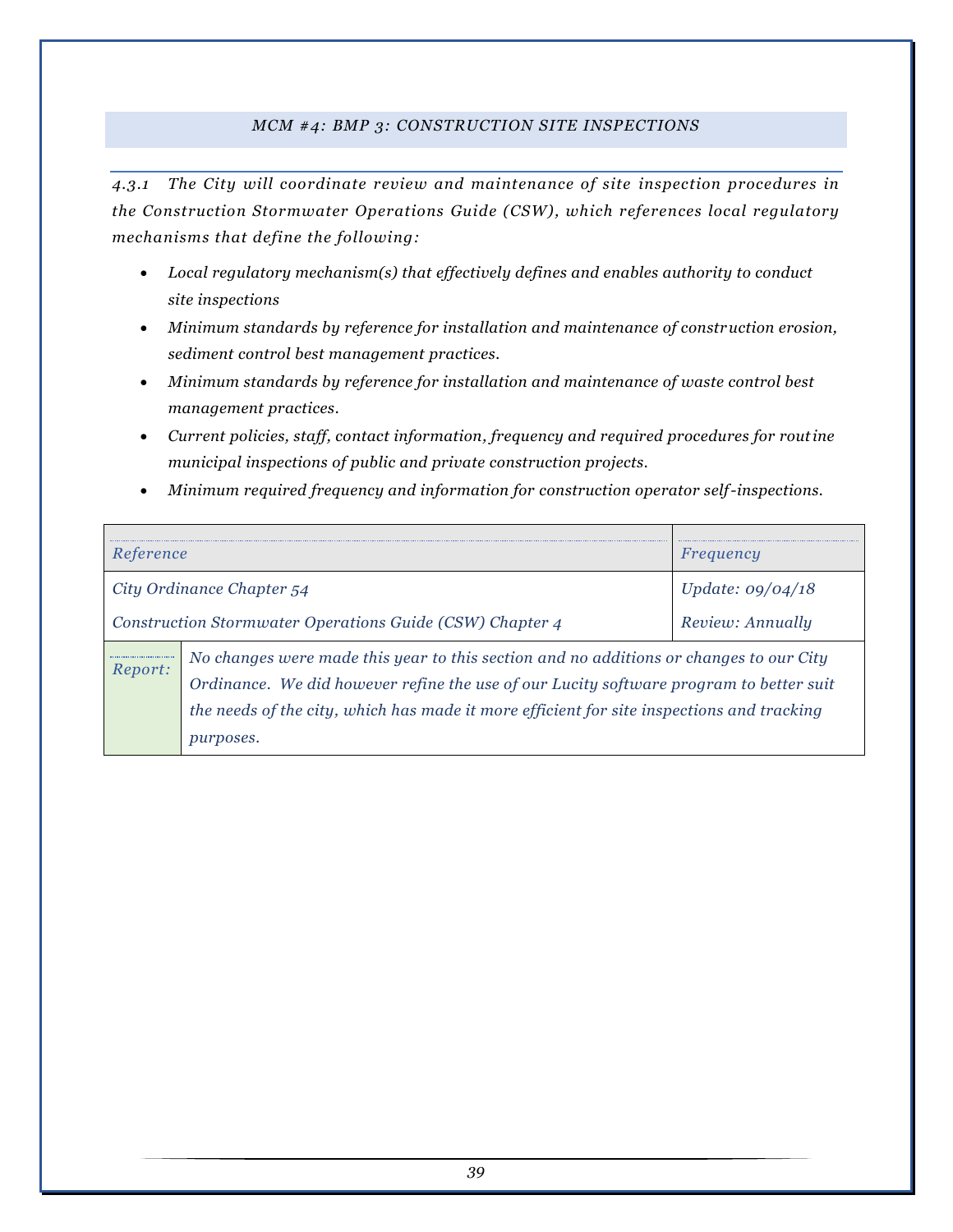## *MCM #4: BMP 3: CONSTRUCTION SITE INSPECTIONS*

*4.3.1 The City will coordinate review and maintenance of site inspection procedures in the Construction Stormwater Operations Guide (CSW), which references local regulatory mechanisms that define the following:*

- *Local regulatory mechanism(s) that effectively defines and enables authority to conduct site inspections*
- *Minimum standards by reference for installation and maintenance of construction erosion, sediment control best management practices.*
- *Minimum standards by reference for installation and maintenance of waste control best management practices.*
- *Current policies, staff, contact information, frequency and required procedures for routine municipal inspections of public and private construction projects.*
- *Minimum required frequency and information for construction operator self-inspections.*

| *Reference* | | *Frequency* |
|---|---|---|
| *City Ordinance Chapter 54* | | *Update: 09/04/18* |
| *Construction Stormwater Operations Guide (CSW) Chapter 4* | | *Review: Annually* |
| *Report:* | *No changes were made this year to this section and no additions or changes to our City Ordinance. We did however refine the use of our Lucity software program to better suit the needs of the city, which has made it more efficient for site inspections and tracking purposes.* | |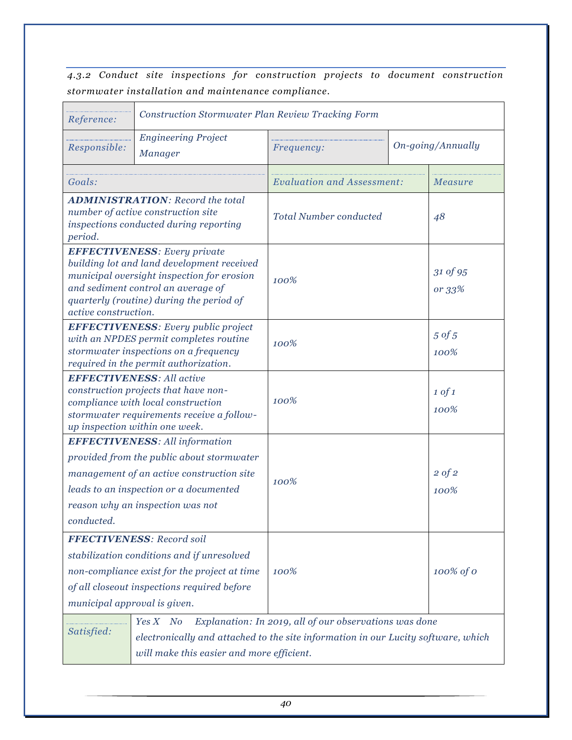*4.3.2 Conduct site inspections for construction projects to document construction stormwater installation and maintenance compliance.*

| | | | |
|---|---|---|---|
| *Reference:* | *Construction Stormwater Plan Review Tracking Form* | | |
| *Responsible:* | *Engineering Project Manager* | *Frequency:* | *On-going/Annually* |

| *Goals:* | *Evaluation and Assessment:* | *Measure* |
|---|---|---|
| ***ADMINISTRATION**: Record the total number of active construction site inspections conducted during reporting period.* | *Total Number conducted* | *48* |
| ***EFFECTIVENESS**: Every private building lot and land development received municipal oversight inspection for erosion and sediment control an average of quarterly (routine) during the period of active construction.* | *100%* | *31 of 95 or 33%* |
| ***EFFECTIVENESS**: Every public project with an NPDES permit completes routine stormwater inspections on a frequency required in the permit authorization.* | *100%* | *5 of 5 100%* |
| ***EFFECTIVENESS**: All active construction projects that have non-compliance with local construction stormwater requirements receive a follow-up inspection within one week.* | *100%* | *1 of 1 100%* |
| ***EFFECTIVENESS**: All information provided from the public about stormwater management of an active construction site leads to an inspection or a documented reason why an inspection was not conducted.* | *100%* | *2 of 2 100%* |
| ***FFECTIVENESS**: Record soil stabilization conditions and if unresolved non-compliance exist for the project at time of all closeout inspections required before municipal approval is given.* | *100%* | *100% of 0* |

| | |
|---|---|
| *Satisfied:* | *Yes X No Explanation: In 2019, all of our observations was done electronically and attached to the site information in our Lucity software, which will make this easier and more efficient.* |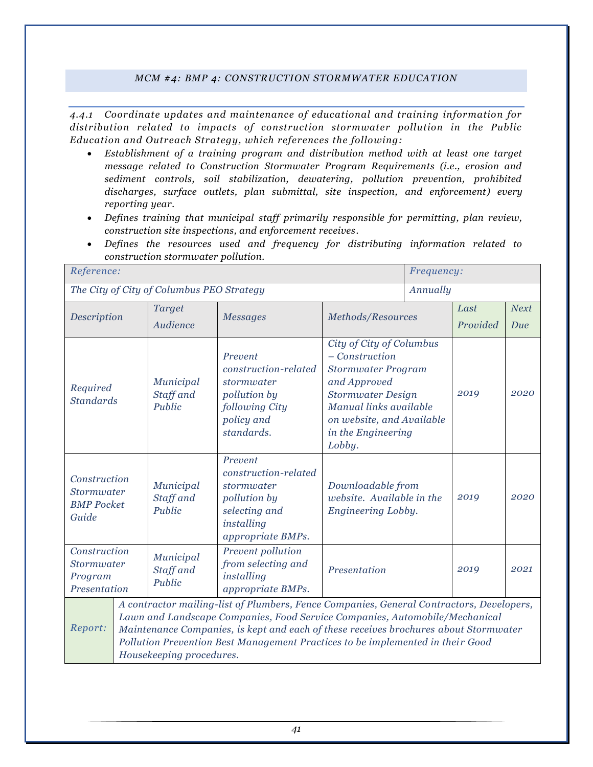## *MCM #4: BMP 4: CONSTRUCTION STORMWATER EDUCATION*

*4.4.1 Coordinate updates and maintenance of educational and training information for distribution related to impacts of construction stormwater pollution in the Public Education and Outreach Strategy, which references the following:*

- *Establishment of a training program and distribution method with at least one target message related to Construction Stormwater Program Requirements (i.e., erosion and sediment controls, soil stabilization, dewatering, pollution prevention, prohibited discharges, surface outlets, plan submittal, site inspection, and enforcement) every reporting year.*
- *Defines training that municipal staff primarily responsible for permitting, plan review, construction site inspections, and enforcement receives.*
- *Defines the resources used and frequency for distributing information related to construction stormwater pollution.*

| *Reference:* | | | | *Frequency:* | |
|---|---|---|---|---|---|
| *The City of City of Columbus PEO Strategy* | | | | *Annually* | |
| *Description* | *Target Audience* | *Messages* | *Methods/Resources* | *Last Provided* | *Next Due* |
| *Required Standards* | *Municipal Staff and Public* | *Prevent construction-related stormwater pollution by following City policy and standards.* | *City of City of Columbus – Construction Stormwater Program and Approved Stormwater Design Manual links available on website, and Available in the Engineering Lobby.* | *2019* | *2020* |
| *Construction Stormwater BMP Pocket Guide* | *Municipal Staff and Public* | *Prevent construction-related stormwater pollution by selecting and installing appropriate BMPs.* | *Downloadable from website. Available in the Engineering Lobby.* | *2019* | *2020* |
| *Construction Stormwater Program Presentation* | *Municipal Staff and Public* | *Prevent pollution from selecting and installing appropriate BMPs.* | *Presentation* | *2019* | *2021* |
| *Report:* | *A contractor mailing-list of Plumbers, Fence Companies, General Contractors, Developers, Lawn and Landscape Companies, Food Service Companies, Automobile/Mechanical Maintenance Companies, is kept and each of these receives brochures about Stormwater Pollution Prevention Best Management Practices to be implemented in their Good Housekeeping procedures.* | | | | |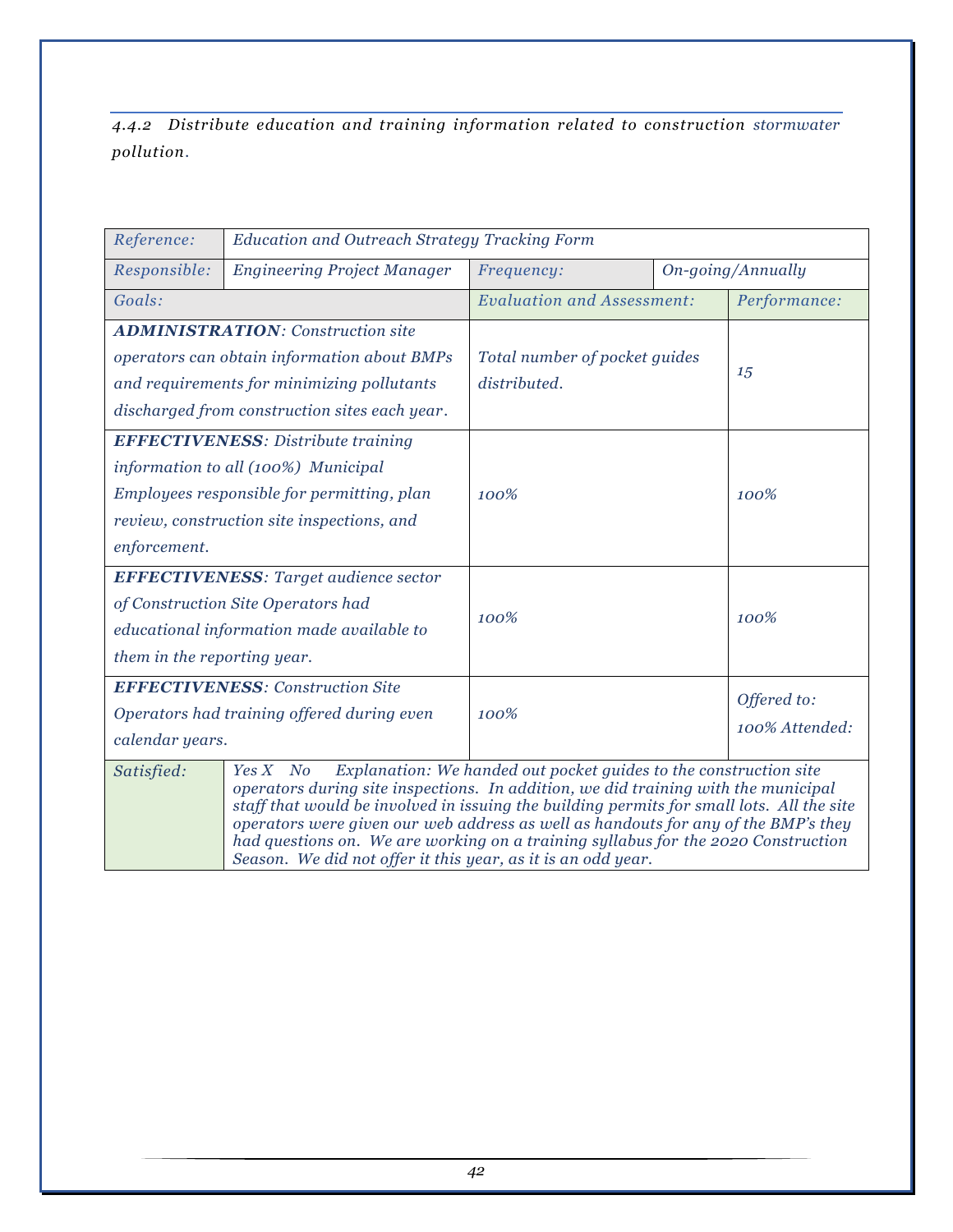### *4.4.2 Distribute education and training information related to construction stormwater pollution.*

| | | | | |
|---|---|---|---|---|
| *Reference:* | *Education and Outreach Strategy Tracking Form* | | | |
| *Responsible:* | *Engineering Project Manager* | *Frequency:* | *On-going/Annually* | |
| *Goals:* | | *Evaluation and Assessment:* | | *Performance:* |
| ***ADMINISTRATION**: Construction site operators can obtain information about BMPs and requirements for minimizing pollutants discharged from construction sites each year.* | | *Total number of pocket guides distributed.* | | *15* |
| ***EFFECTIVENESS**: Distribute training information to all (100%) Municipal Employees responsible for permitting, plan review, construction site inspections, and enforcement.* | | *100%* | | *100%* |
| ***EFFECTIVENESS**: Target audience sector of Construction Site Operators had educational information made available to them in the reporting year.* | | *100%* | | *100%* |
| ***EFFECTIVENESS**: Construction Site Operators had training offered during even calendar years.* | | *100%* | | *Offered to: 100% Attended:* |
| *Satisfied:* | *Yes X No Explanation: We handed out pocket guides to the construction site operators during site inspections. In addition, we did training with the municipal staff that would be involved in issuing the building permits for small lots. All the site operators were given our web address as well as handouts for any of the BMP's they had questions on. We are working on a training syllabus for the 2020 Construction Season. We did not offer it this year, as it is an odd year.* | | | |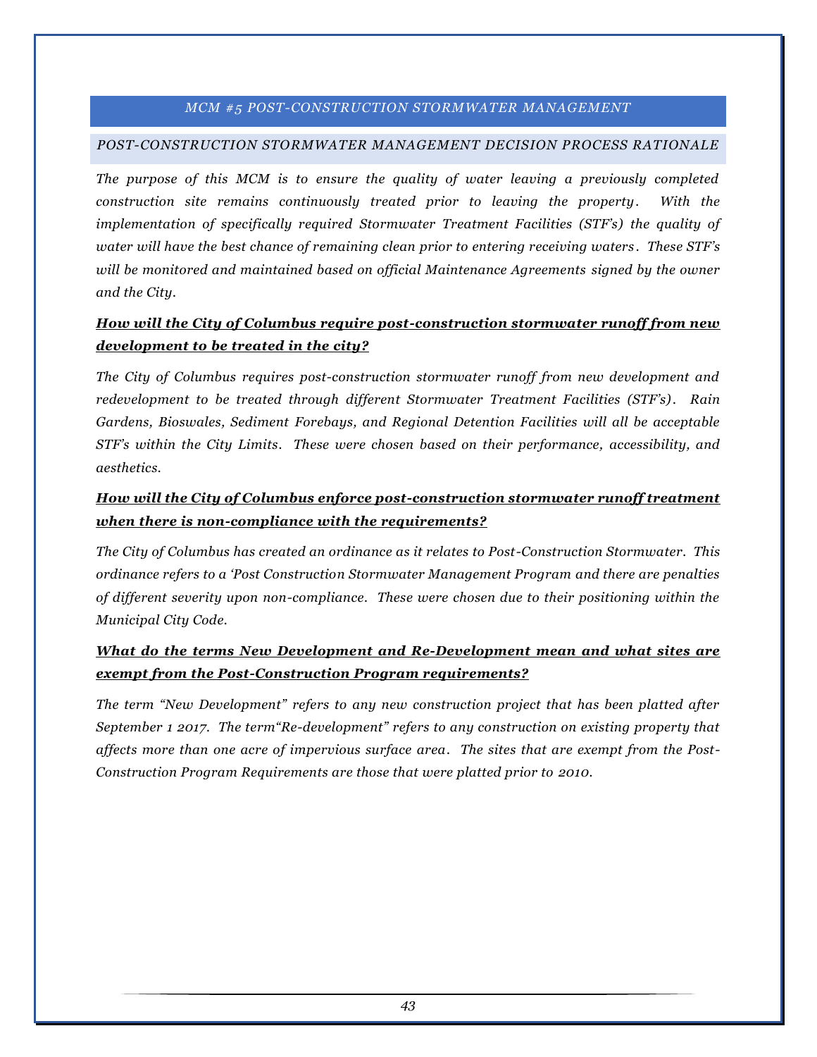## *MCM #5 POST-CONSTRUCTION STORMWATER MANAGEMENT*

### *POST-CONSTRUCTION STORMWATER MANAGEMENT DECISION PROCESS RATIONALE*

*The purpose of this MCM is to ensure the quality of water leaving a previously completed construction site remains continuously treated prior to leaving the property. With the implementation of specifically required Stormwater Treatment Facilities (STF's) the quality of water will have the best chance of remaining clean prior to entering receiving waters. These STF's will be monitored and maintained based on official Maintenance Agreements signed by the owner and the City.*

***<u>How will the City of Columbus require post-construction stormwater runoff from new development to be treated in the city?</u>***

*The City of Columbus requires post-construction stormwater runoff from new development and redevelopment to be treated through different Stormwater Treatment Facilities (STF's). Rain Gardens, Bioswales, Sediment Forebays, and Regional Detention Facilities will all be acceptable STF's within the City Limits. These were chosen based on their performance, accessibility, and aesthetics.*

***<u>How will the City of Columbus enforce post-construction stormwater runoff treatment when there is non-compliance with the requirements?</u>***

*The City of Columbus has created an ordinance as it relates to Post-Construction Stormwater. This ordinance refers to a 'Post Construction Stormwater Management Program and there are penalties of different severity upon non-compliance. These were chosen due to their positioning within the Municipal City Code.*

***<u>What do the terms New Development and Re-Development mean and what sites are exempt from the Post-Construction Program requirements?</u>***

*The term "New Development" refers to any new construction project that has been platted after September 1 2017. The term"Re-development" refers to any construction on existing property that affects more than one acre of impervious surface area. The sites that are exempt from the Post-Construction Program Requirements are those that were platted prior to 2010.*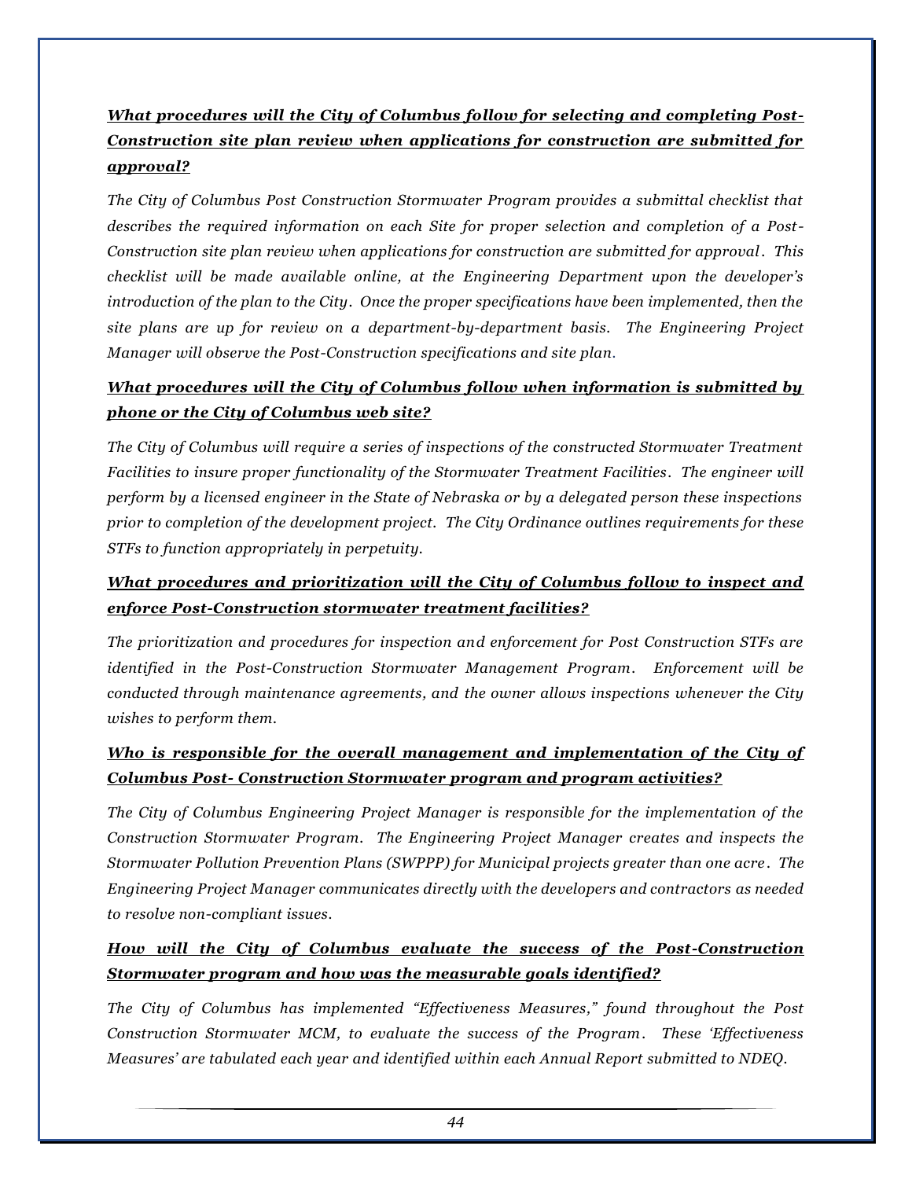***What procedures will the City of Columbus follow for selecting and completing Post-Construction site plan review when applications for construction are submitted for approval?***

*The City of Columbus Post Construction Stormwater Program provides a submittal checklist that describes the required information on each Site for proper selection and completion of a Post-Construction site plan review when applications for construction are submitted for approval. This checklist will be made available online, at the Engineering Department upon the developer's introduction of the plan to the City. Once the proper specifications have been implemented, then the site plans are up for review on a department-by-department basis. The Engineering Project Manager will observe the Post-Construction specifications and site plan.*

***What procedures will the City of Columbus follow when information is submitted by phone or the City of Columbus web site?***

*The City of Columbus will require a series of inspections of the constructed Stormwater Treatment Facilities to insure proper functionality of the Stormwater Treatment Facilities. The engineer will perform by a licensed engineer in the State of Nebraska or by a delegated person these inspections prior to completion of the development project. The City Ordinance outlines requirements for these STFs to function appropriately in perpetuity.*

***What procedures and prioritization will the City of Columbus follow to inspect and enforce Post-Construction stormwater treatment facilities?***

*The prioritization and procedures for inspection and enforcement for Post Construction STFs are identified in the Post-Construction Stormwater Management Program. Enforcement will be conducted through maintenance agreements, and the owner allows inspections whenever the City wishes to perform them.*

***Who is responsible for the overall management and implementation of the City of Columbus Post- Construction Stormwater program and program activities?***

*The City of Columbus Engineering Project Manager is responsible for the implementation of the Construction Stormwater Program. The Engineering Project Manager creates and inspects the Stormwater Pollution Prevention Plans (SWPPP) for Municipal projects greater than one acre. The Engineering Project Manager communicates directly with the developers and contractors as needed to resolve non-compliant issues.*

***How will the City of Columbus evaluate the success of the Post-Construction Stormwater program and how was the measurable goals identified?***

*The City of Columbus has implemented "Effectiveness Measures," found throughout the Post Construction Stormwater MCM, to evaluate the success of the Program. These 'Effectiveness Measures' are tabulated each year and identified within each Annual Report submitted to NDEQ.*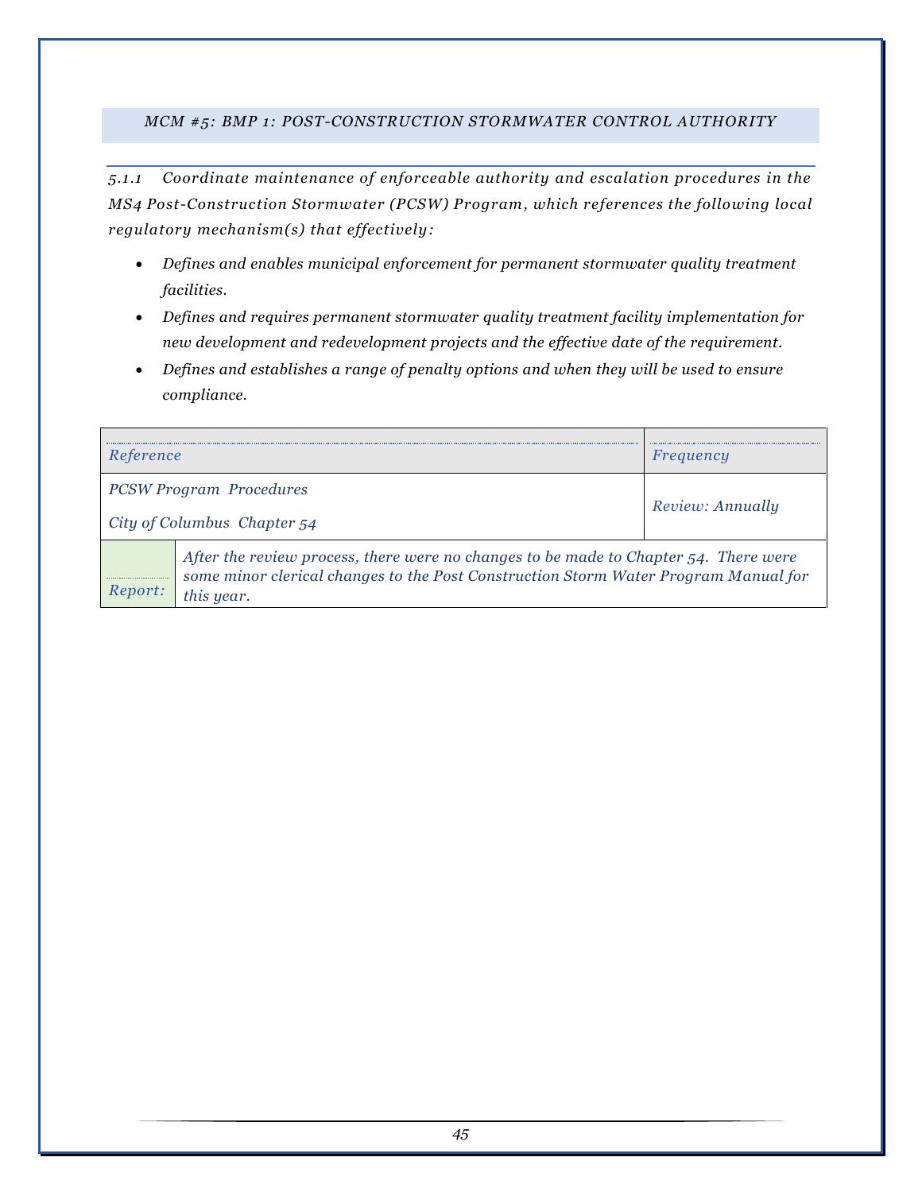## *MCM #5: BMP 1: POST-CONSTRUCTION STORMWATER CONTROL AUTHORITY*

*5.1.1 Coordinate maintenance of enforceable authority and escalation procedures in the MS4 Post-Construction Stormwater (PCSW) Program, which references the following local regulatory mechanism(s) that effectively:*

- *Defines and enables municipal enforcement for permanent stormwater quality treatment facilities.*
- *Defines and requires permanent stormwater quality treatment facility implementation for new development and redevelopment projects and the effective date of the requirement.*
- *Defines and establishes a range of penalty options and when they will be used to ensure compliance.*

| Reference | Frequency |
|---|---|
| PCSW Program Procedures<br>City of Columbus Chapter 54 | Review: Annually |

| | |
|---|---|
| Report: | After the review process, there were no changes to be made to Chapter 54. There were some minor clerical changes to the Post Construction Storm Water Program Manual for this year. |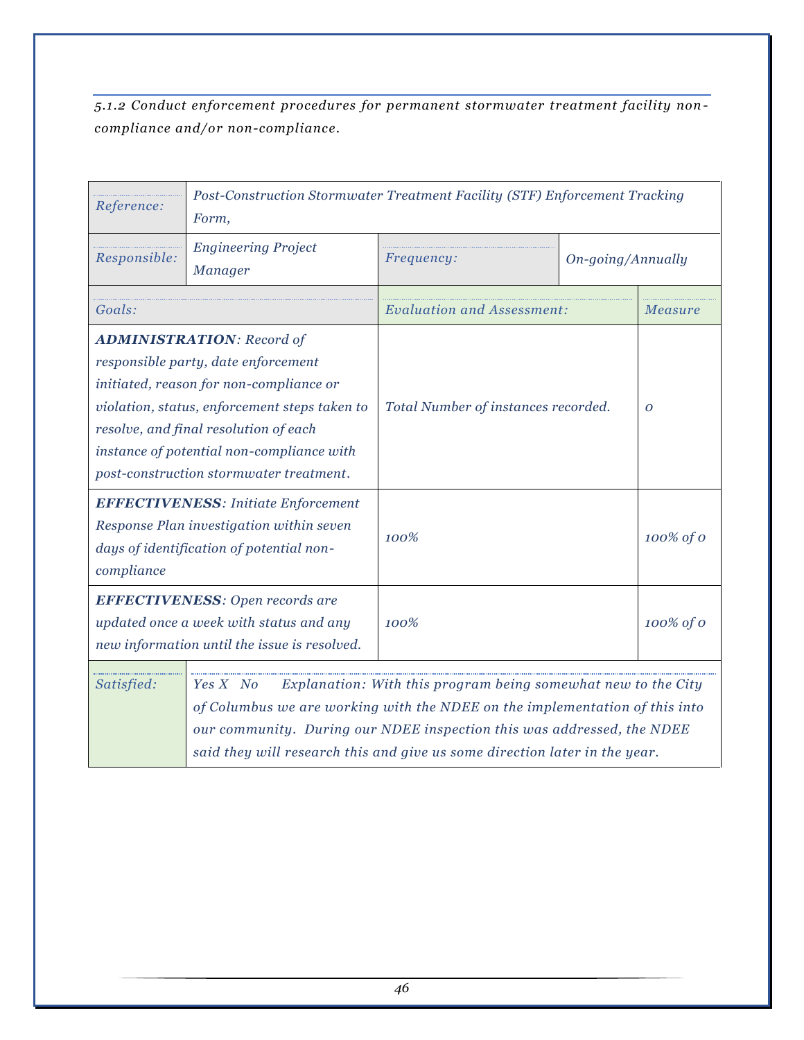*5.1.2 Conduct enforcement procedures for permanent stormwater treatment facility non-compliance and/or non-compliance.*

| *Reference:* | *Post-Construction Stormwater Treatment Facility (STF) Enforcement Tracking Form,* | | |
|---|---|---|---|
| *Responsible:* | *Engineering Project Manager* | *Frequency:* | *On-going/Annually* |

| *Goals:* | *Evaluation and Assessment:* | *Measure* |
|---|---|---|
| ***ADMINISTRATION**: Record of responsible party, date enforcement initiated, reason for non-compliance or violation, status, enforcement steps taken to resolve, and final resolution of each instance of potential non-compliance with post-construction stormwater treatment.* | *Total Number of instances recorded.* | *0* |
| ***EFFECTIVENESS**: Initiate Enforcement Response Plan investigation within seven days of identification of potential non-compliance* | *100%* | *100% of 0* |
| ***EFFECTIVENESS**: Open records are updated once a week with status and any new information until the issue is resolved.* | *100%* | *100% of 0* |

| *Satisfied:* | *Yes X No Explanation: With this program being somewhat new to the City of Columbus we are working with the NDEE on the implementation of this into our community. During our NDEE inspection this was addressed, the NDEE said they will research this and give us some direction later in the year.* |
|---|---|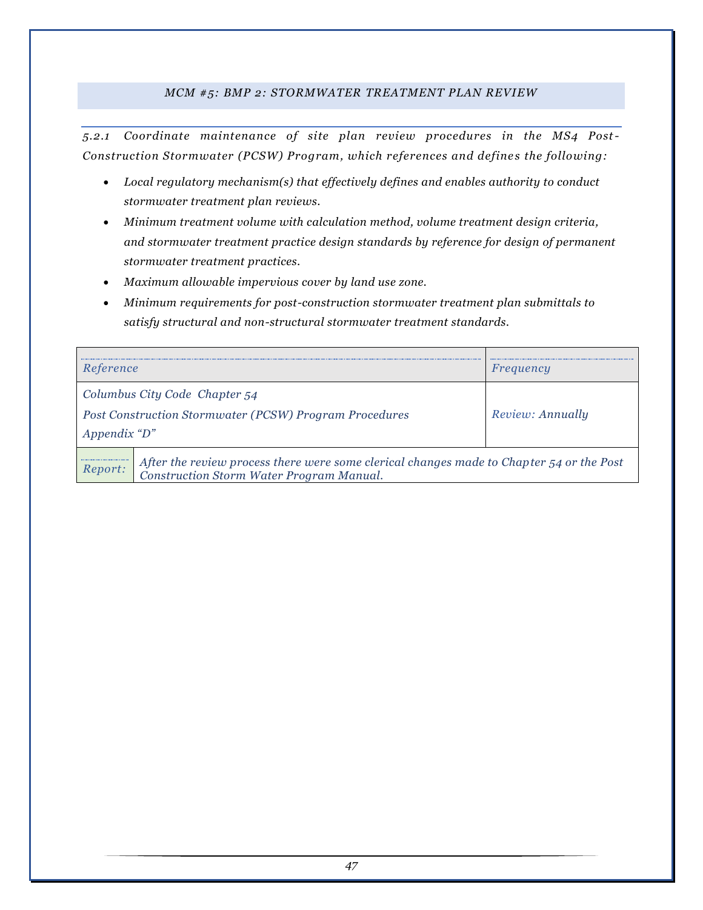## *MCM #5: BMP 2: STORMWATER TREATMENT PLAN REVIEW*

*5.2.1 Coordinate maintenance of site plan review procedures in the MS4 Post-Construction Stormwater (PCSW) Program, which references and defines the following:*

- *Local regulatory mechanism(s) that effectively defines and enables authority to conduct stormwater treatment plan reviews.*
- *Minimum treatment volume with calculation method, volume treatment design criteria, and stormwater treatment practice design standards by reference for design of permanent stormwater treatment practices.*
- *Maximum allowable impervious cover by land use zone.*
- *Minimum requirements for post-construction stormwater treatment plan submittals to satisfy structural and non-structural stormwater treatment standards.*

| *Reference* | *Frequency* |
|---|---|
| *Columbus City Code Chapter 54*<br>*Post Construction Stormwater (PCSW) Program Procedures*<br>*Appendix "D"* | *Review: Annually* |

| *Report:* | *After the review process there were some clerical changes made to Chapter 54 or the Post Construction Storm Water Program Manual.* |
|---|---|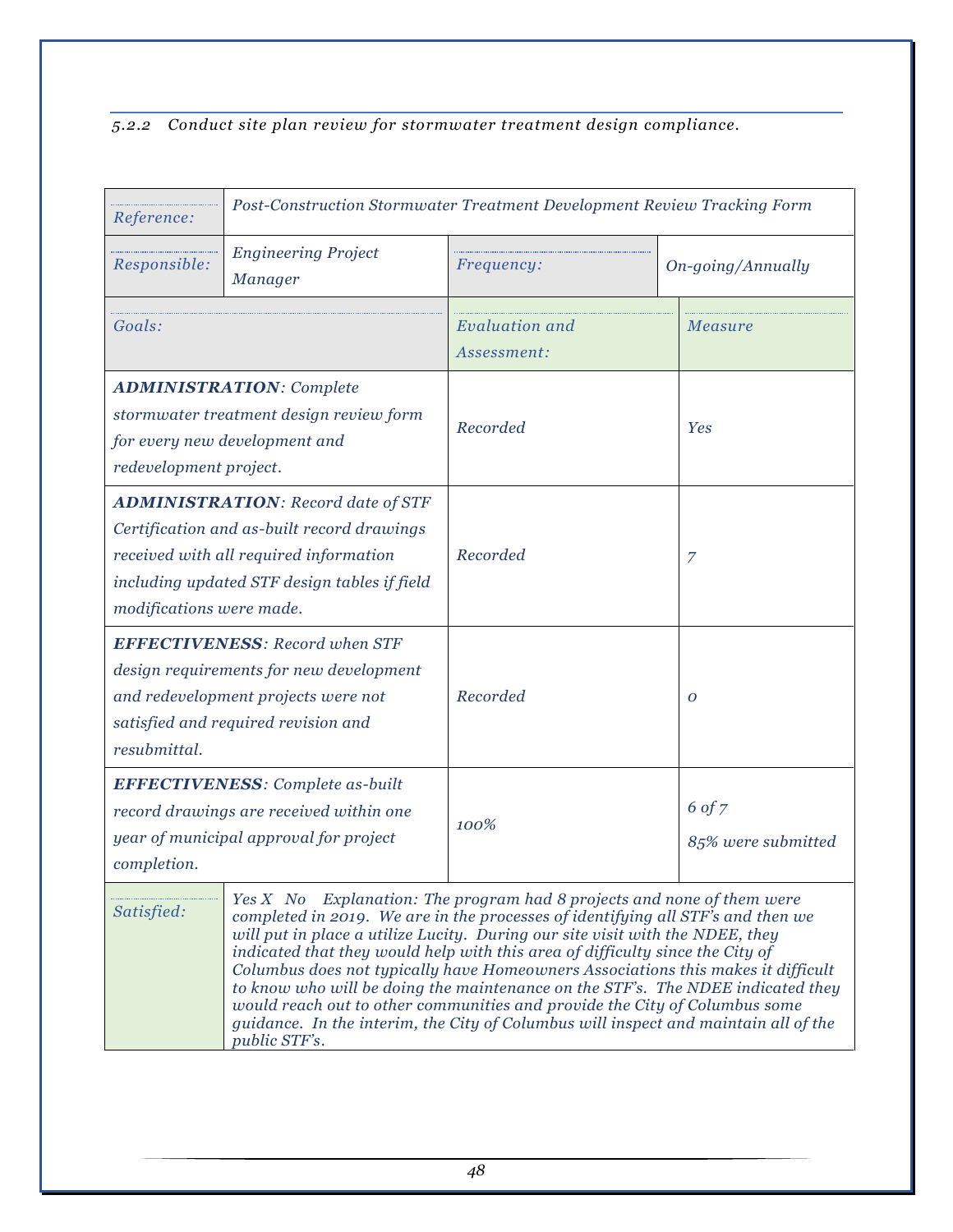### *5.2.2 Conduct site plan review for stormwater treatment design compliance.*

| | | | |
|---|---|---|---|
| *Reference:* | *Post-Construction Stormwater Treatment Development Review Tracking Form* | | |
| *Responsible:* | *Engineering Project Manager* | *Frequency:* | *On-going/Annually* |
| *Goals:* | | *Evaluation and Assessment:* | *Measure* |
| ***ADMINISTRATION**: Complete stormwater treatment design review form for every new development and redevelopment project.* | | *Recorded* | *Yes* |
| ***ADMINISTRATION**: Record date of STF Certification and as-built record drawings received with all required information including updated STF design tables if field modifications were made.* | | *Recorded* | *7* |
| ***EFFECTIVENESS**: Record when STF design requirements for new development and redevelopment projects were not satisfied and required revision and resubmittal.* | | *Recorded* | *0* |
| ***EFFECTIVENESS**: Complete as-built record drawings are received within one year of municipal approval for project completion.* | | *100%* | *6 of 7*<br>*85% were submitted* |
| *Satisfied:* | *Yes X No Explanation: The program had 8 projects and none of them were completed in 2019. We are in the processes of identifying all STF's and then we will put in place a utilize Lucity. During our site visit with the NDEE, they indicated that they would help with this area of difficulty since the City of Columbus does not typically have Homeowners Associations this makes it difficult to know who will be doing the maintenance on the STF's. The NDEE indicated they would reach out to other communities and provide the City of Columbus some guidance. In the interim, the City of Columbus will inspect and maintain all of the public STF's.* | | |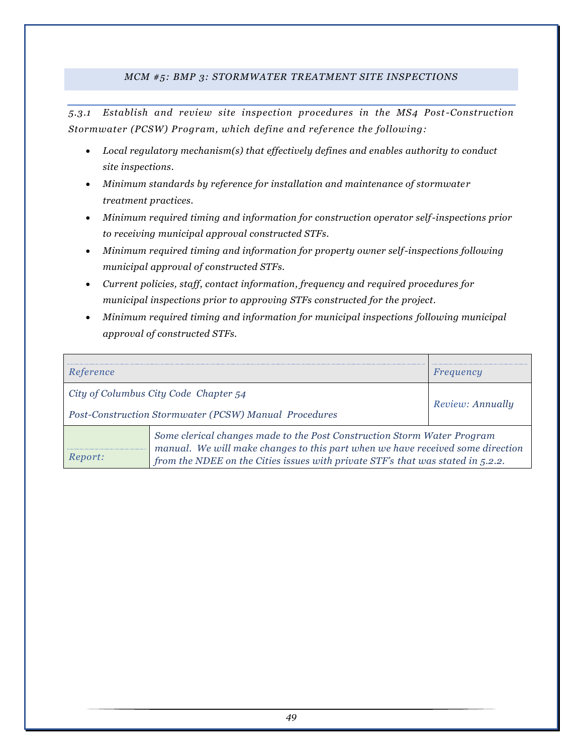## *MCM #5: BMP 3: STORMWATER TREATMENT SITE INSPECTIONS*

*5.3.1 Establish and review site inspection procedures in the MS4 Post-Construction Stormwater (PCSW) Program, which define and reference the following:*

- *Local regulatory mechanism(s) that effectively defines and enables authority to conduct site inspections.*
- *Minimum standards by reference for installation and maintenance of stormwater treatment practices.*
- *Minimum required timing and information for construction operator self-inspections prior to receiving municipal approval constructed STFs.*
- *Minimum required timing and information for property owner self-inspections following municipal approval of constructed STFs.*
- *Current policies, staff, contact information, frequency and required procedures for municipal inspections prior to approving STFs constructed for the project.*
- *Minimum required timing and information for municipal inspections following municipal approval of constructed STFs.*

| *Reference* | | *Frequency* |
|---|---|---|
| *City of Columbus City Code Chapter 54*<br>*Post-Construction Stormwater (PCSW) Manual Procedures* | | *Review: Annually* |
| *Report:* | *Some clerical changes made to the Post Construction Storm Water Program manual. We will make changes to this part when we have received some direction from the NDEE on the Cities issues with private STF's that was stated in 5.2.2.* | |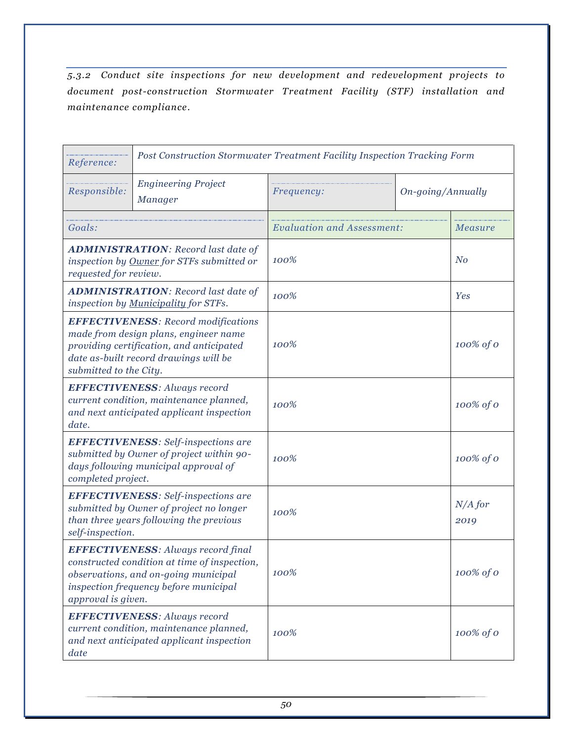*5.3.2 Conduct site inspections for new development and redevelopment projects to document post-construction Stormwater Treatment Facility (STF) installation and maintenance compliance.*

| | | | | |
|---|---|---|---|---|
| *Reference:* | *Post Construction Stormwater Treatment Facility Inspection Tracking Form* | | | |
| *Responsible:* | *Engineering Project Manager* | *Frequency:* | *On-going/Annually* | |
| *Goals:* | | *Evaluation and Assessment:* | | *Measure* |
| ***ADMINISTRATION**: Record last date of inspection by Owner for STFs submitted or requested for review.* | | *100%* | | *No* |
| ***ADMINISTRATION**: Record last date of inspection by Municipality for STFs.* | | *100%* | | *Yes* |
| ***EFFECTIVENESS**: Record modifications made from design plans, engineer name providing certification, and anticipated date as-built record drawings will be submitted to the City.* | | *100%* | | *100% of 0* |
| ***EFFECTIVENESS**: Always record current condition, maintenance planned, and next anticipated applicant inspection date.* | | *100%* | | *100% of 0* |
| ***EFFECTIVENESS**: Self-inspections are submitted by Owner of project within 90-days following municipal approval of completed project.* | | *100%* | | *100% of 0* |
| ***EFFECTIVENESS**: Self-inspections are submitted by Owner of project no longer than three years following the previous self-inspection.* | | *100%* | | *N/A for 2019* |
| ***EFFECTIVENESS**: Always record final constructed condition at time of inspection, observations, and on-going municipal inspection frequency before municipal approval is given.* | | *100%* | | *100% of 0* |
| ***EFFECTIVENESS**: Always record current condition, maintenance planned, and next anticipated applicant inspection date* | | *100%* | | *100% of 0* |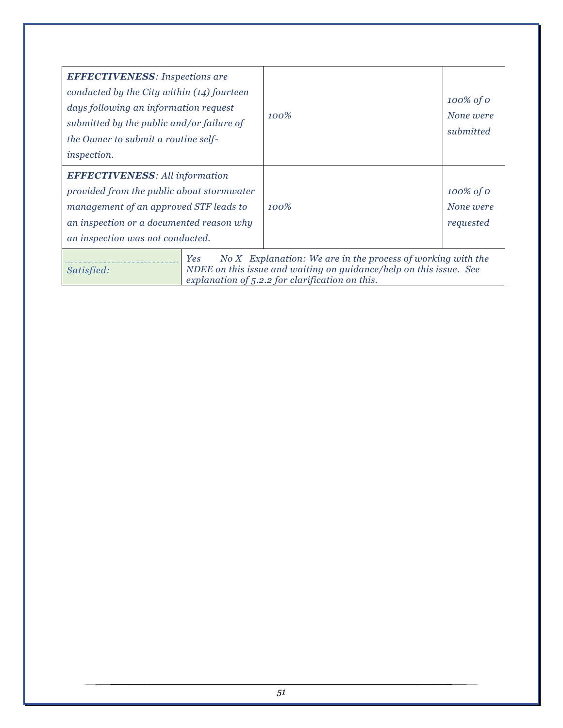| | | |
|---|---|---|
| ***EFFECTIVENESS**: Inspections are conducted by the City within (14) fourteen days following an information request submitted by the public and/or failure of the Owner to submit a routine self-inspection.* | *100%* | *100% of 0 None were submitted* |
| ***EFFECTIVENESS**: All information provided from the public about stormwater management of an approved STF leads to an inspection or a documented reason why an inspection was not conducted.* | *100%* | *100% of 0 None were requested* |
| *Satisfied:* | *Yes No X Explanation: We are in the process of working with the NDEE on this issue and waiting on guidance/help on this issue. See explanation of 5.2.2 for clarification on this.* | |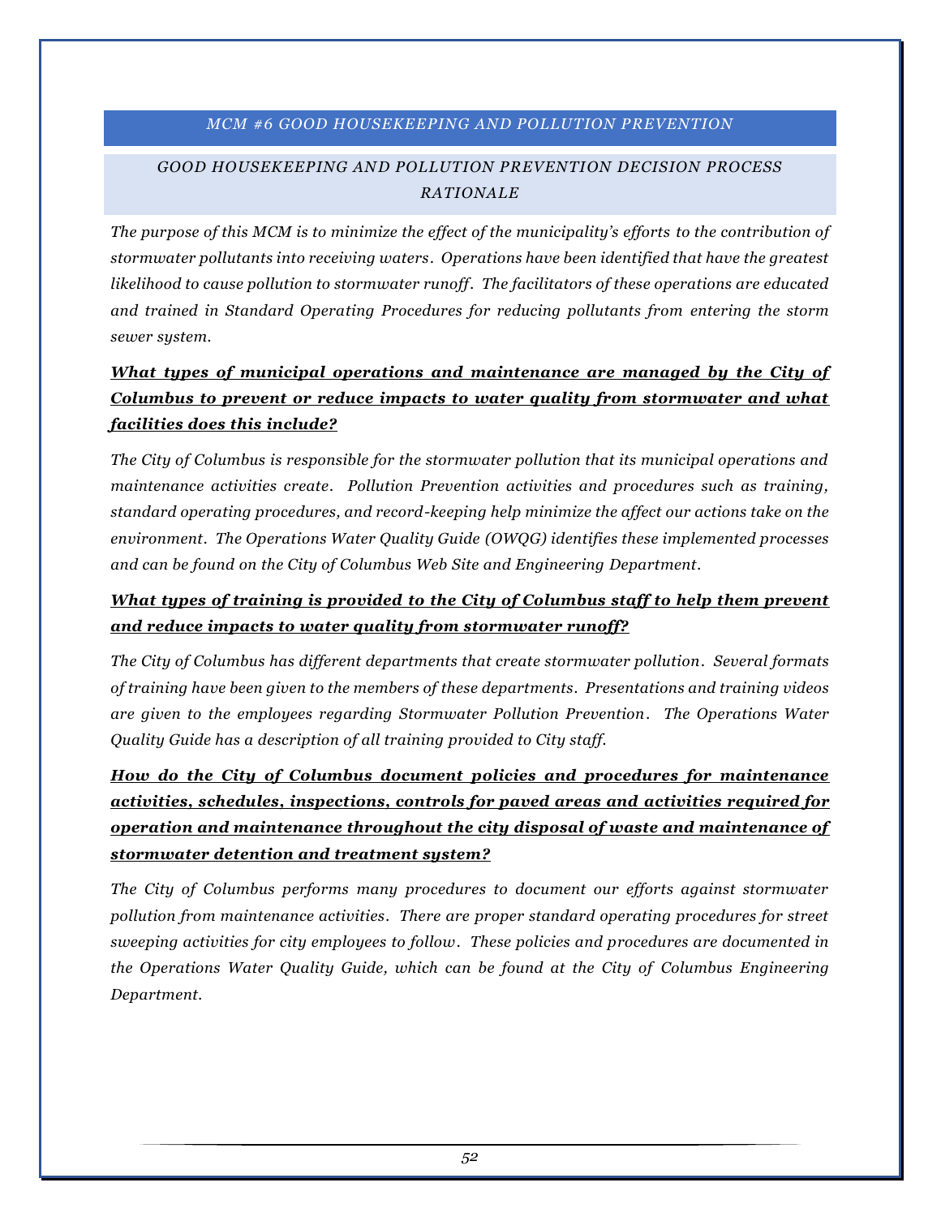## *MCM #6 GOOD HOUSEKEEPING AND POLLUTION PREVENTION*

### *GOOD HOUSEKEEPING AND POLLUTION PREVENTION DECISION PROCESS RATIONALE*

*The purpose of this MCM is to minimize the effect of the municipality's efforts to the contribution of stormwater pollutants into receiving waters. Operations have been identified that have the greatest likelihood to cause pollution to stormwater runoff. The facilitators of these operations are educated and trained in Standard Operating Procedures for reducing pollutants from entering the storm sewer system.*

***What types of municipal operations and maintenance are managed by the City of Columbus to prevent or reduce impacts to water quality from stormwater and what facilities does this include?***

*The City of Columbus is responsible for the stormwater pollution that its municipal operations and maintenance activities create. Pollution Prevention activities and procedures such as training, standard operating procedures, and record-keeping help minimize the affect our actions take on the environment. The Operations Water Quality Guide (OWQG) identifies these implemented processes and can be found on the City of Columbus Web Site and Engineering Department.*

***What types of training is provided to the City of Columbus staff to help them prevent and reduce impacts to water quality from stormwater runoff?***

*The City of Columbus has different departments that create stormwater pollution. Several formats of training have been given to the members of these departments. Presentations and training videos are given to the employees regarding Stormwater Pollution Prevention. The Operations Water Quality Guide has a description of all training provided to City staff.*

***How do the City of Columbus document policies and procedures for maintenance activities, schedules, inspections, controls for paved areas and activities required for operation and maintenance throughout the city disposal of waste and maintenance of stormwater detention and treatment system?***

*The City of Columbus performs many procedures to document our efforts against stormwater pollution from maintenance activities. There are proper standard operating procedures for street sweeping activities for city employees to follow. These policies and procedures are documented in the Operations Water Quality Guide, which can be found at the City of Columbus Engineering Department.*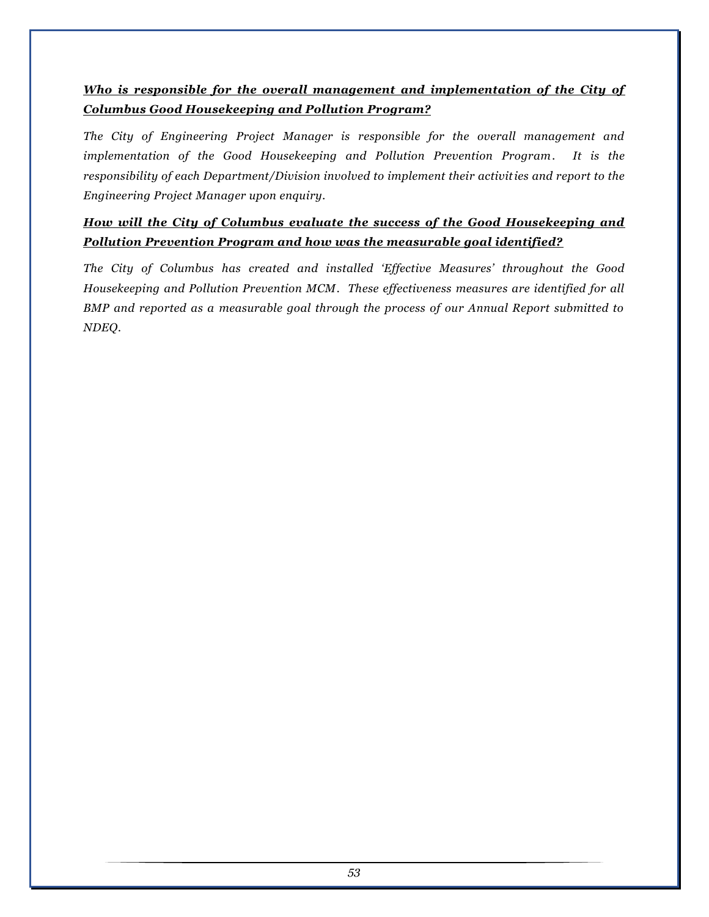***Who is responsible for the overall management and implementation of the City of Columbus Good Housekeeping and Pollution Program?***

*The City of Engineering Project Manager is responsible for the overall management and implementation of the Good Housekeeping and Pollution Prevention Program. It is the responsibility of each Department/Division involved to implement their activities and report to the Engineering Project Manager upon enquiry.*

***How will the City of Columbus evaluate the success of the Good Housekeeping and Pollution Prevention Program and how was the measurable goal identified?***

*The City of Columbus has created and installed 'Effective Measures' throughout the Good Housekeeping and Pollution Prevention MCM. These effectiveness measures are identified for all BMP and reported as a measurable goal through the process of our Annual Report submitted to NDEQ.*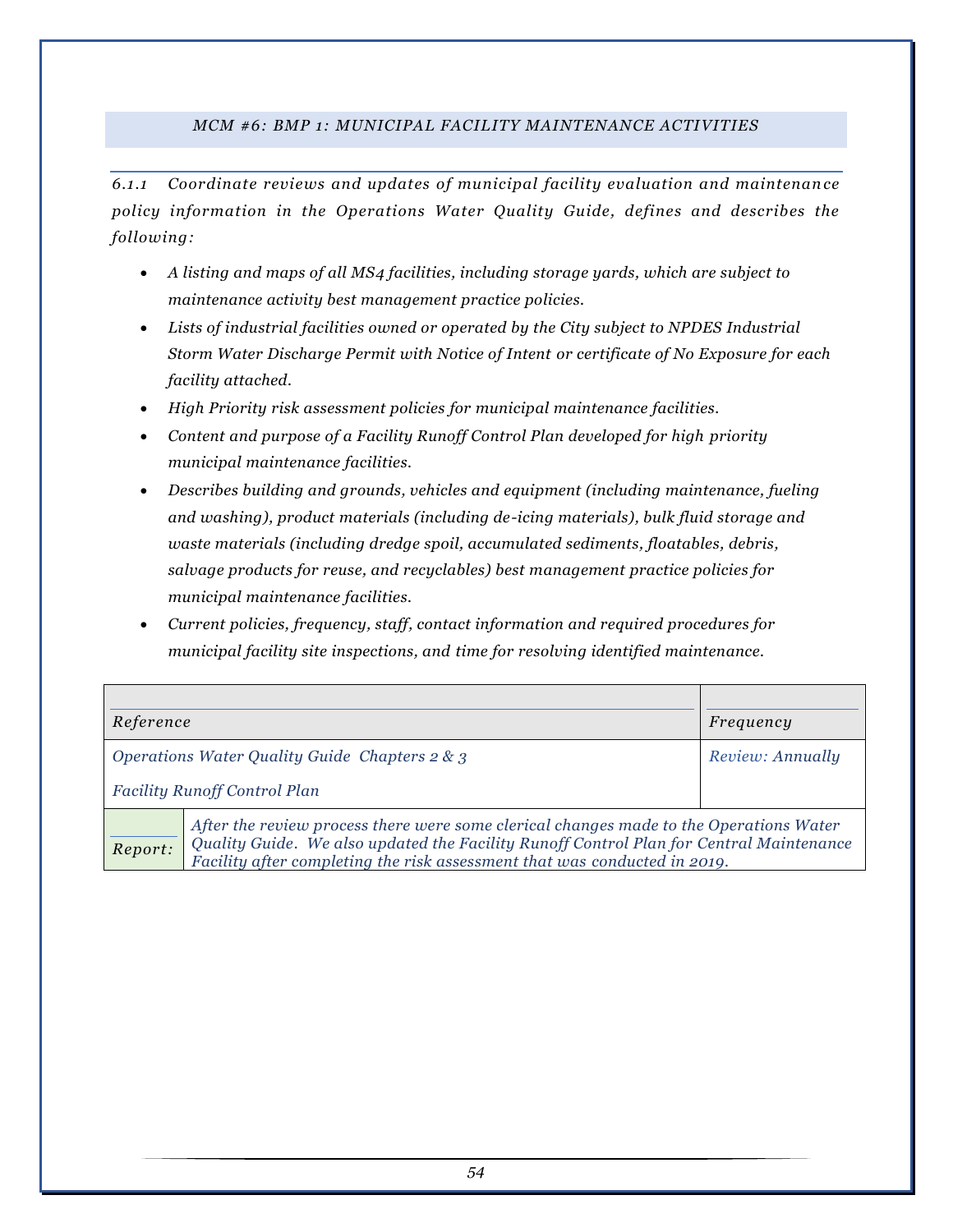## *MCM #6: BMP 1: MUNICIPAL FACILITY MAINTENANCE ACTIVITIES*

*6.1.1 Coordinate reviews and updates of municipal facility evaluation and maintenance policy information in the Operations Water Quality Guide, defines and describes the following:*

- *A listing and maps of all MS4 facilities, including storage yards, which are subject to maintenance activity best management practice policies.*
- *Lists of industrial facilities owned or operated by the City subject to NPDES Industrial Storm Water Discharge Permit with Notice of Intent or certificate of No Exposure for each facility attached.*
- *High Priority risk assessment policies for municipal maintenance facilities.*
- *Content and purpose of a Facility Runoff Control Plan developed for high priority municipal maintenance facilities.*
- *Describes building and grounds, vehicles and equipment (including maintenance, fueling and washing), product materials (including de-icing materials), bulk fluid storage and waste materials (including dredge spoil, accumulated sediments, floatables, debris, salvage products for reuse, and recyclables) best management practice policies for municipal maintenance facilities.*
- *Current policies, frequency, staff, contact information and required procedures for municipal facility site inspections, and time for resolving identified maintenance.*

| *Reference* | | *Frequency* |
|---|---|---|
| *Operations Water Quality Guide Chapters 2 & 3*<br>*Facility Runoff Control Plan* | | *Review: Annually* |
| *Report:* | *After the review process there were some clerical changes made to the Operations Water Quality Guide. We also updated the Facility Runoff Control Plan for Central Maintenance Facility after completing the risk assessment that was conducted in 2019.* | |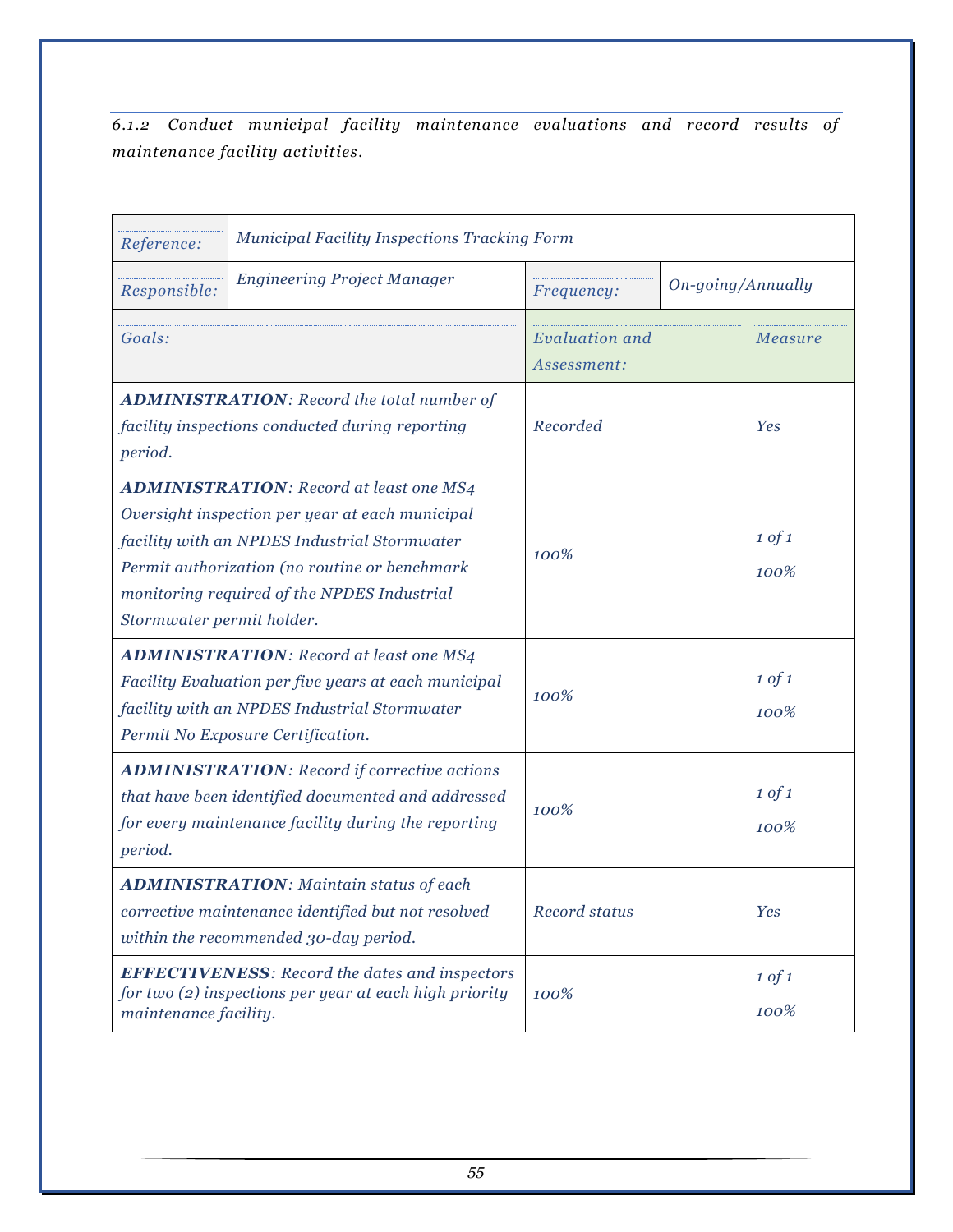*6.1.2 Conduct municipal facility maintenance evaluations and record results of maintenance facility activities.*

| | | | | |
|---|---|---|---|---|
| *Reference:* | *Municipal Facility Inspections Tracking Form* | | | |
| *Responsible:* | *Engineering Project Manager* | *Frequency:* | *On-going/Annually* | |
| *Goals:* | | *Evaluation and Assessment:* | | *Measure* |
| ***ADMINISTRATION**: Record the total number of facility inspections conducted during reporting period.* | | *Recorded* | | *Yes* |
| ***ADMINISTRATION**: Record at least one MS4 Oversight inspection per year at each municipal facility with an NPDES Industrial Stormwater Permit authorization (no routine or benchmark monitoring required of the NPDES Industrial Stormwater permit holder.* | | *100%* | | *1 of 1*<br>*100%* |
| ***ADMINISTRATION**: Record at least one MS4 Facility Evaluation per five years at each municipal facility with an NPDES Industrial Stormwater Permit No Exposure Certification.* | | *100%* | | *1 of 1*<br>*100%* |
| ***ADMINISTRATION**: Record if corrective actions that have been identified documented and addressed for every maintenance facility during the reporting period.* | | *100%* | | *1 of 1*<br>*100%* |
| ***ADMINISTRATION**: Maintain status of each corrective maintenance identified but not resolved within the recommended 30-day period.* | | *Record status* | | *Yes* |
| ***EFFECTIVENESS**: Record the dates and inspectors for two (2) inspections per year at each high priority maintenance facility.* | | *100%* | | *1 of 1*<br>*100%* |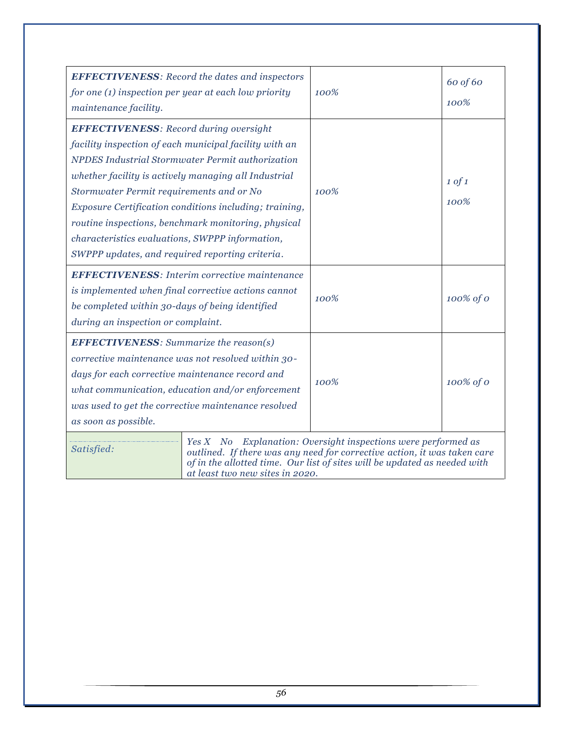| | | |
|---|---|---|
| ***EFFECTIVENESS**: Record the dates and inspectors for one (1) inspection per year at each low priority maintenance facility.* | *100%* | *60 of 60*<br>*100%* |
| ***EFFECTIVENESS**: Record during oversight facility inspection of each municipal facility with an NPDES Industrial Stormwater Permit authorization whether facility is actively managing all Industrial Stormwater Permit requirements and or No Exposure Certification conditions including; training, routine inspections, benchmark monitoring, physical characteristics evaluations, SWPPP information, SWPPP updates, and required reporting criteria.* | *100%* | *1 of 1*<br>*100%* |
| ***EFFECTIVENESS**: Interim corrective maintenance is implemented when final corrective actions cannot be completed within 30-days of being identified during an inspection or complaint.* | *100%* | *100% of 0* |
| ***EFFECTIVENESS**: Summarize the reason(s) corrective maintenance was not resolved within 30-days for each corrective maintenance record and what communication, education and/or enforcement was used to get the corrective maintenance resolved as soon as possible.* | *100%* | *100% of 0* |
| *Satisfied:* | *Yes X No Explanation: Oversight inspections were performed as outlined. If there was any need for corrective action, it was taken care of in the allotted time. Our list of sites will be updated as needed with at least two new sites in 2020.* | |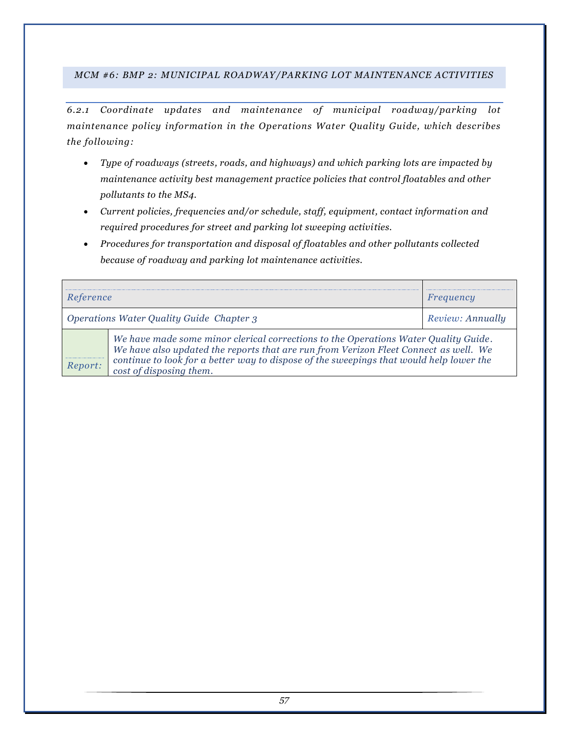## *MCM #6: BMP 2: MUNICIPAL ROADWAY/PARKING LOT MAINTENANCE ACTIVITIES*

*6.2.1 Coordinate updates and maintenance of municipal roadway/parking lot maintenance policy information in the Operations Water Quality Guide, which describes the following:*

- *Type of roadways (streets, roads, and highways) and which parking lots are impacted by maintenance activity best management practice policies that control floatables and other pollutants to the MS4.*
- *Current policies, frequencies and/or schedule, staff, equipment, contact information and required procedures for street and parking lot sweeping activities.*
- *Procedures for transportation and disposal of floatables and other pollutants collected because of roadway and parking lot maintenance activities.*

| *Reference* | | *Frequency* |
|---|---|---|
| *Operations Water Quality Guide Chapter 3* | | *Review: Annually* |
| *Report:* | *We have made some minor clerical corrections to the Operations Water Quality Guide. We have also updated the reports that are run from Verizon Fleet Connect as well. We continue to look for a better way to dispose of the sweepings that would help lower the cost of disposing them.* | |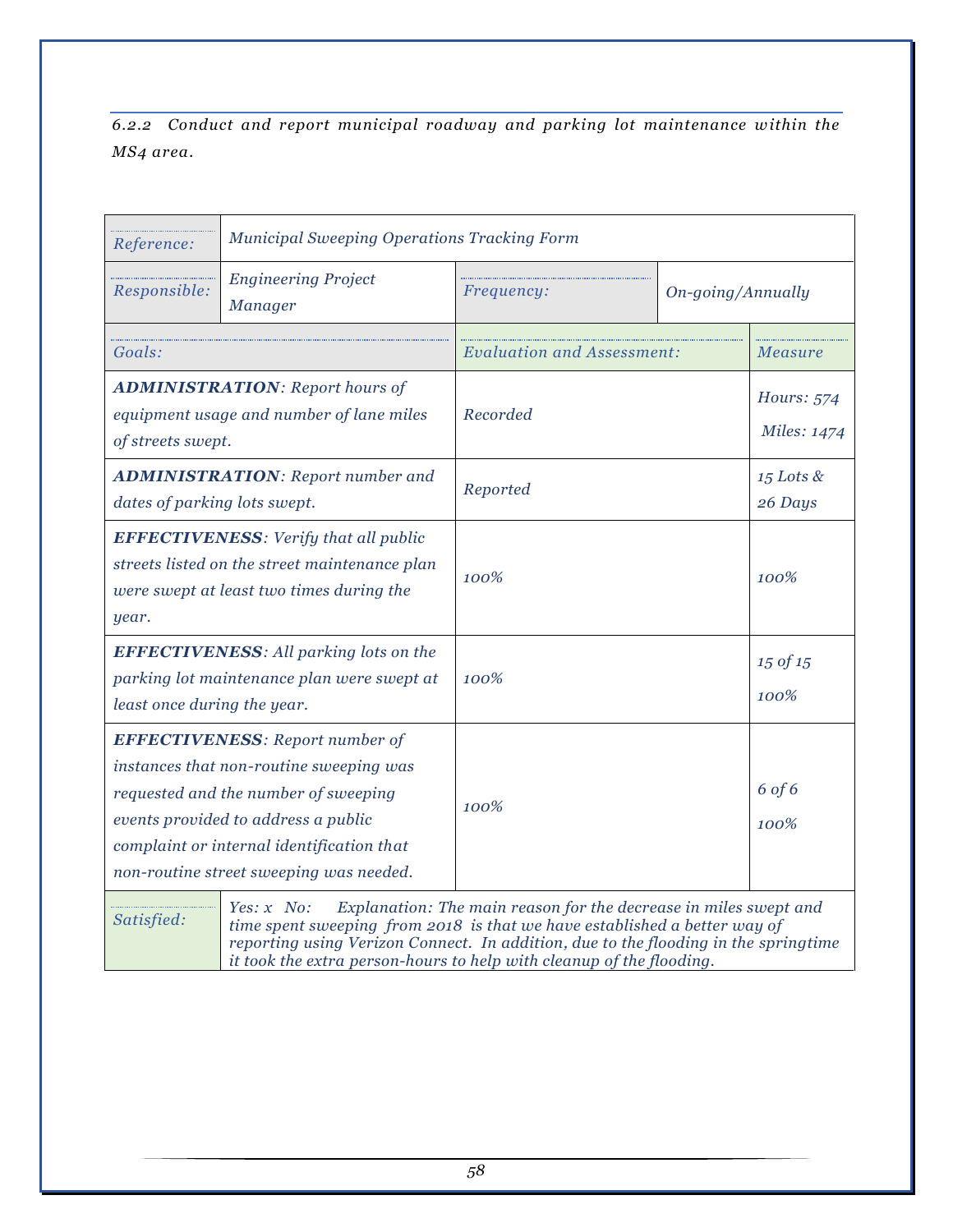### *6.2.2 Conduct and report municipal roadway and parking lot maintenance within the MS4 area.*

| | | | | |
|---|---|---|---|---|
| *Reference:* | *Municipal Sweeping Operations Tracking Form* | | | |
| *Responsible:* | *Engineering Project Manager* | *Frequency:* | *On-going/Annually* | |
| *Goals:* | | *Evaluation and Assessment:* | | *Measure* |
| ***ADMINISTRATION**: Report hours of equipment usage and number of lane miles of streets swept.* | | *Recorded* | | *Hours: 574 Miles: 1474* |
| ***ADMINISTRATION**: Report number and dates of parking lots swept.* | | *Reported* | | *15 Lots & 26 Days* |
| ***EFFECTIVENESS**: Verify that all public streets listed on the street maintenance plan were swept at least two times during the year.* | | *100%* | | *100%* |
| ***EFFECTIVENESS**: All parking lots on the parking lot maintenance plan were swept at least once during the year.* | | *100%* | | *15 of 15 100%* |
| ***EFFECTIVENESS**: Report number of instances that non-routine sweeping was requested and the number of sweeping events provided to address a public complaint or internal identification that non-routine street sweeping was needed.* | | *100%* | | *6 of 6 100%* |
| *Satisfied:* | *Yes: x No: Explanation: The main reason for the decrease in miles swept and time spent sweeping from 2018 is that we have established a better way of reporting using Verizon Connect. In addition, due to the flooding in the springtime it took the extra person-hours to help with cleanup of the flooding.* | | | |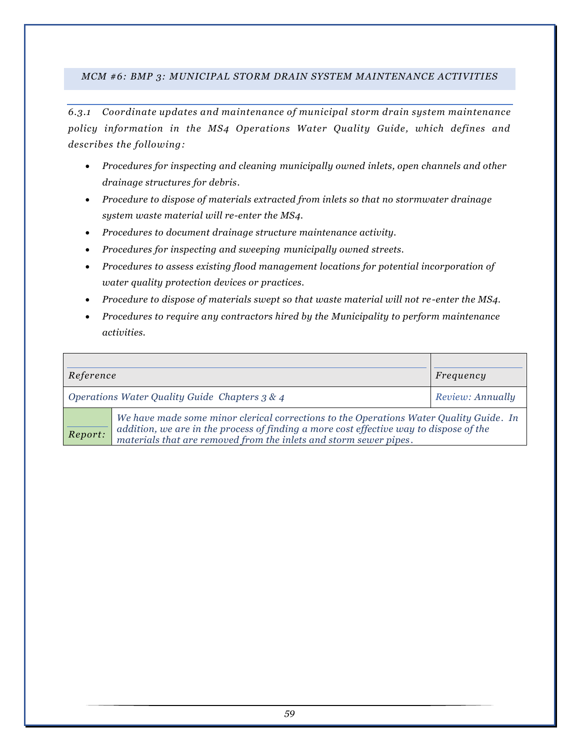### *MCM #6: BMP 3: MUNICIPAL STORM DRAIN SYSTEM MAINTENANCE ACTIVITIES*

*6.3.1 Coordinate updates and maintenance of municipal storm drain system maintenance policy information in the MS4 Operations Water Quality Guide, which defines and describes the following:*

- *Procedures for inspecting and cleaning municipally owned inlets, open channels and other drainage structures for debris.*
- *Procedure to dispose of materials extracted from inlets so that no stormwater drainage system waste material will re-enter the MS4.*
- *Procedures to document drainage structure maintenance activity.*
- *Procedures for inspecting and sweeping municipally owned streets.*
- *Procedures to assess existing flood management locations for potential incorporation of water quality protection devices or practices.*
- *Procedure to dispose of materials swept so that waste material will not re-enter the MS4.*
- *Procedures to require any contractors hired by the Municipality to perform maintenance activities.*

| *Reference* | | *Frequency* |
|---|---|---|
| *Operations Water Quality Guide Chapters 3 & 4* | | *Review: Annually* |
| *Report:* | *We have made some minor clerical corrections to the Operations Water Quality Guide. In addition, we are in the process of finding a more cost effective way to dispose of the materials that are removed from the inlets and storm sewer pipes.* | |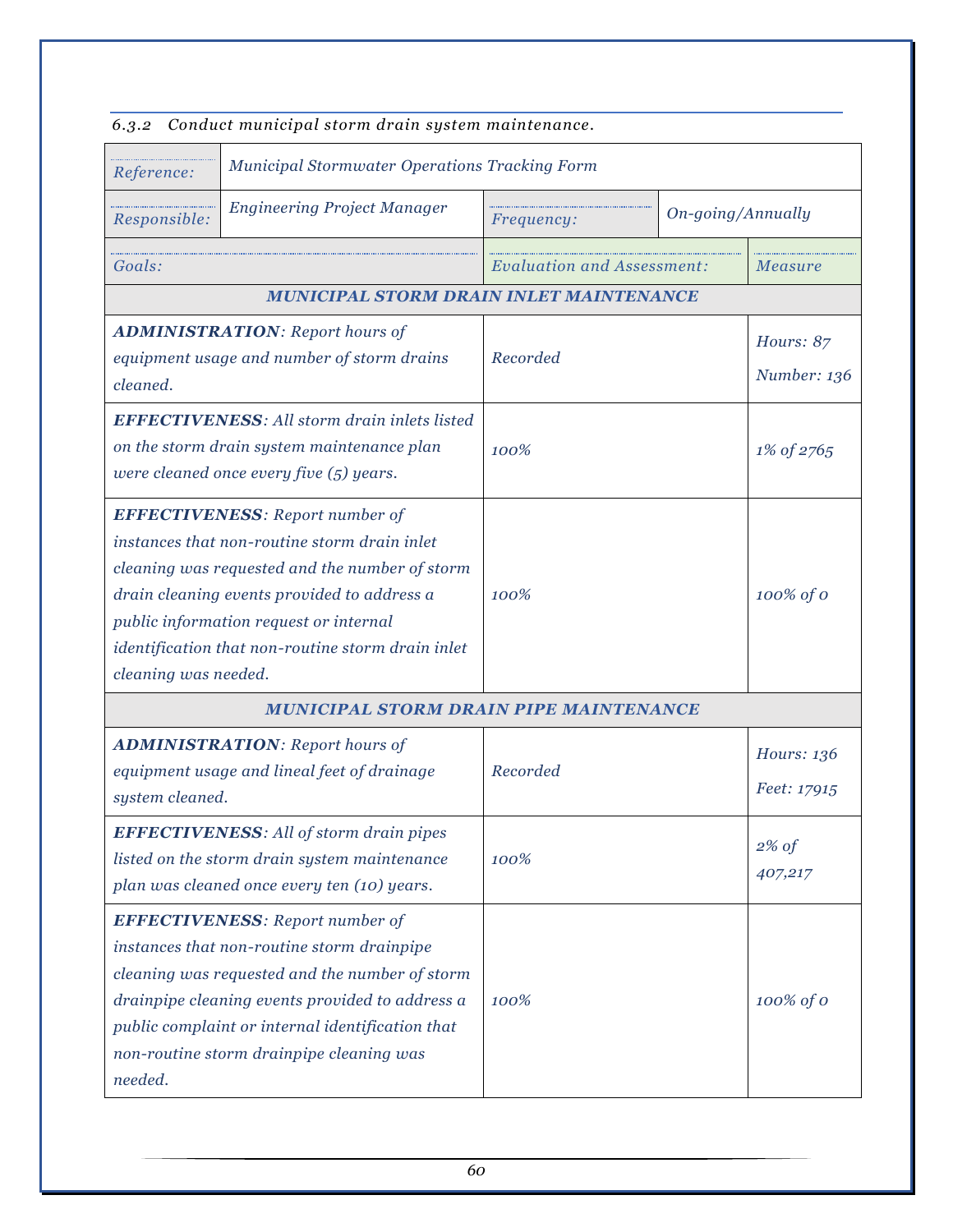### *6.3.2 Conduct municipal storm drain system maintenance.*

| | | | | |
|---|---|---|---|---|
| *Reference:* | *Municipal Stormwater Operations Tracking Form* | | | |
| *Responsible:* | *Engineering Project Manager* | *Frequency:* | *On-going/Annually* | |

| *Goals:* | *Evaluation and Assessment:* | *Measure* |
|---|---|---|
| ***MUNICIPAL STORM DRAIN INLET MAINTENANCE*** | | |
| ***ADMINISTRATION**: Report hours of equipment usage and number of storm drains cleaned.* | *Recorded* | *Hours: 87* <br> *Number: 136* |
| ***EFFECTIVENESS**: All storm drain inlets listed on the storm drain system maintenance plan were cleaned once every five (5) years.* | *100%* | *1% of 2765* |
| ***EFFECTIVENESS**: Report number of instances that non-routine storm drain inlet cleaning was requested and the number of storm drain cleaning events provided to address a public information request or internal identification that non-routine storm drain inlet cleaning was needed.* | *100%* | *100% of 0* |
| ***MUNICIPAL STORM DRAIN PIPE MAINTENANCE*** | | |
| ***ADMINISTRATION**: Report hours of equipment usage and lineal feet of drainage system cleaned.* | *Recorded* | *Hours: 136* <br> *Feet: 17915* |
| ***EFFECTIVENESS**: All of storm drain pipes listed on the storm drain system maintenance plan was cleaned once every ten (10) years.* | *100%* | *2% of 407,217* |
| ***EFFECTIVENESS**: Report number of instances that non-routine storm drainpipe cleaning was requested and the number of storm drainpipe cleaning events provided to address a public complaint or internal identification that non-routine storm drainpipe cleaning was needed.* | *100%* | *100% of 0* |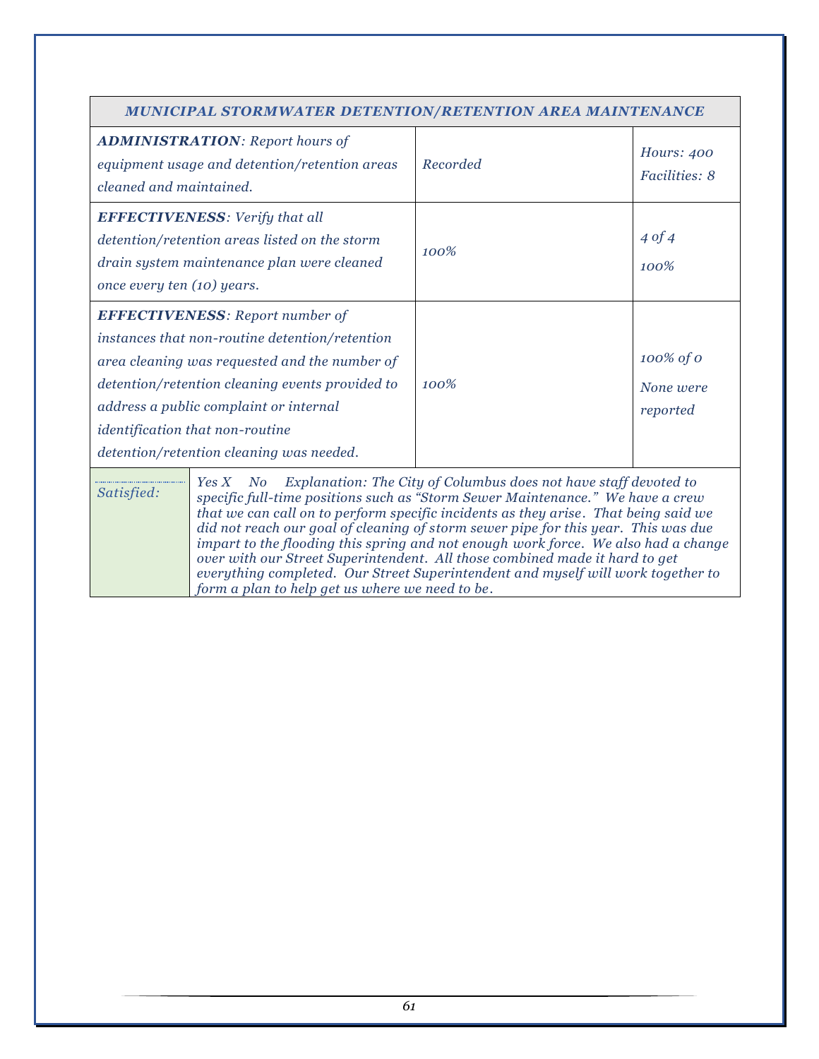| MUNICIPAL STORMWATER DETENTION/RETENTION AREA MAINTENANCE | | |
|---|---|---|
| ***ADMINISTRATION**: Report hours of equipment usage and detention/retention areas cleaned and maintained.* | *Recorded* | *Hours: 400*<br>*Facilities: 8* |
| ***EFFECTIVENESS**: Verify that all detention/retention areas listed on the storm drain system maintenance plan were cleaned once every ten (10) years.* | *100%* | *4 of 4*<br>*100%* |
| ***EFFECTIVENESS**: Report number of instances that non-routine detention/retention area cleaning was requested and the number of detention/retention cleaning events provided to address a public complaint or internal identification that non-routine detention/retention cleaning was needed.* | *100%* | *100% of 0*<br>*None were reported* |
| *Satisfied:* | *Yes X No Explanation: The City of Columbus does not have staff devoted to specific full-time positions such as "Storm Sewer Maintenance." We have a crew that we can call on to perform specific incidents as they arise. That being said we did not reach our goal of cleaning of storm sewer pipe for this year. This was due impart to the flooding this spring and not enough work force. We also had a change over with our Street Superintendent. All those combined made it hard to get everything completed. Our Street Superintendent and myself will work together to form a plan to help get us where we need to be.* | |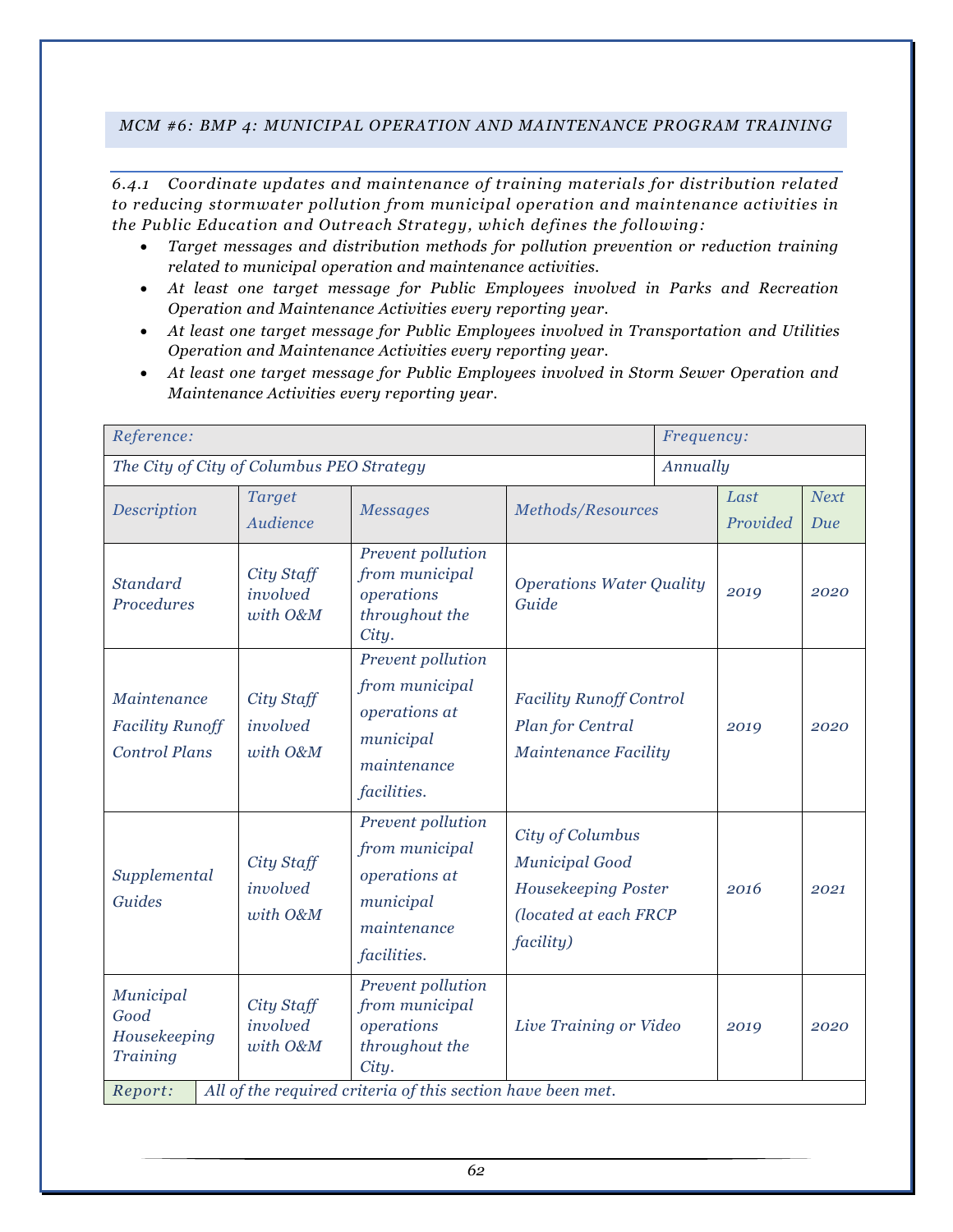## *MCM #6: BMP 4: MUNICIPAL OPERATION AND MAINTENANCE PROGRAM TRAINING*

*6.4.1 Coordinate updates and maintenance of training materials for distribution related to reducing stormwater pollution from municipal operation and maintenance activities in the Public Education and Outreach Strategy, which defines the following:*

- *Target messages and distribution methods for pollution prevention or reduction training related to municipal operation and maintenance activities.*
- *At least one target message for Public Employees involved in Parks and Recreation Operation and Maintenance Activities every reporting year.*
- *At least one target message for Public Employees involved in Transportation and Utilities Operation and Maintenance Activities every reporting year.*
- *At least one target message for Public Employees involved in Storm Sewer Operation and Maintenance Activities every reporting year.*

| Reference: | | | | Frequency: | |
|---|---|---|---|---|---|
| The City of City of Columbus PEO Strategy | | | | Annually | |
| Description | Target Audience | Messages | Methods/Resources | Last Provided | Next Due |
| Standard Procedures | City Staff involved with O&M | Prevent pollution from municipal operations throughout the City. | Operations Water Quality Guide | 2019 | 2020 |
| Maintenance Facility Runoff Control Plans | City Staff involved with O&M | Prevent pollution from municipal operations at municipal maintenance facilities. | Facility Runoff Control Plan for Central Maintenance Facility | 2019 | 2020 |
| Supplemental Guides | City Staff involved with O&M | Prevent pollution from municipal operations at municipal maintenance facilities. | City of Columbus Municipal Good Housekeeping Poster (located at each FRCP facility) | 2016 | 2021 |
| Municipal Good Housekeeping Training | City Staff involved with O&M | Prevent pollution from municipal operations throughout the City. | Live Training or Video | 2019 | 2020 |
| Report: | All of the required criteria of this section have been met. | | | | |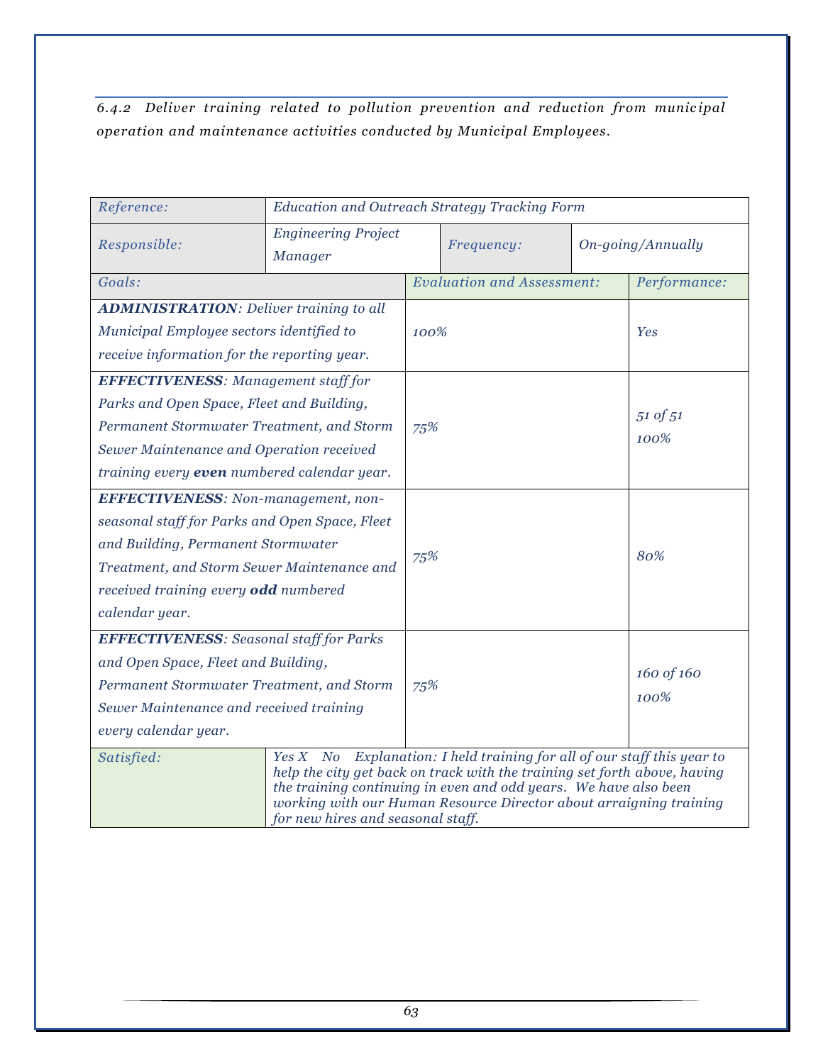*6.4.2 Deliver training related to pollution prevention and reduction from municipal operation and maintenance activities conducted by Municipal Employees.*

| | | | |
|---|---|---|---|
| *Reference:* | *Education and Outreach Strategy Tracking Form* | | |
| *Responsible:* | *Engineering Project Manager* | *Frequency:* | *On-going/Annually* |

| *Goals:* | *Evaluation and Assessment:* | *Performance:* |
|---|---|---|
| ***ADMINISTRATION**: Deliver training to all Municipal Employee sectors identified to receive information for the reporting year.* | *100%* | *Yes* |
| ***EFFECTIVENESS**: Management staff for Parks and Open Space, Fleet and Building, Permanent Stormwater Treatment, and Storm Sewer Maintenance and Operation received training every **even** numbered calendar year.* | *75%* | *51 of 51 100%* |
| ***EFFECTIVENESS**: Non-management, non-seasonal staff for Parks and Open Space, Fleet and Building, Permanent Stormwater Treatment, and Storm Sewer Maintenance and received training every **odd** numbered calendar year.* | *75%* | *80%* |
| ***EFFECTIVENESS**: Seasonal staff for Parks and Open Space, Fleet and Building, Permanent Stormwater Treatment, and Storm Sewer Maintenance and received training every calendar year.* | *75%* | *160 of 160 100%* |
| *Satisfied:* | *Yes X No Explanation: I held training for all of our staff this year to help the city get back on track with the training set forth above, having the training continuing in even and odd years. We have also been working with our Human Resource Director about arraigning training for new hires and seasonal staff.* | |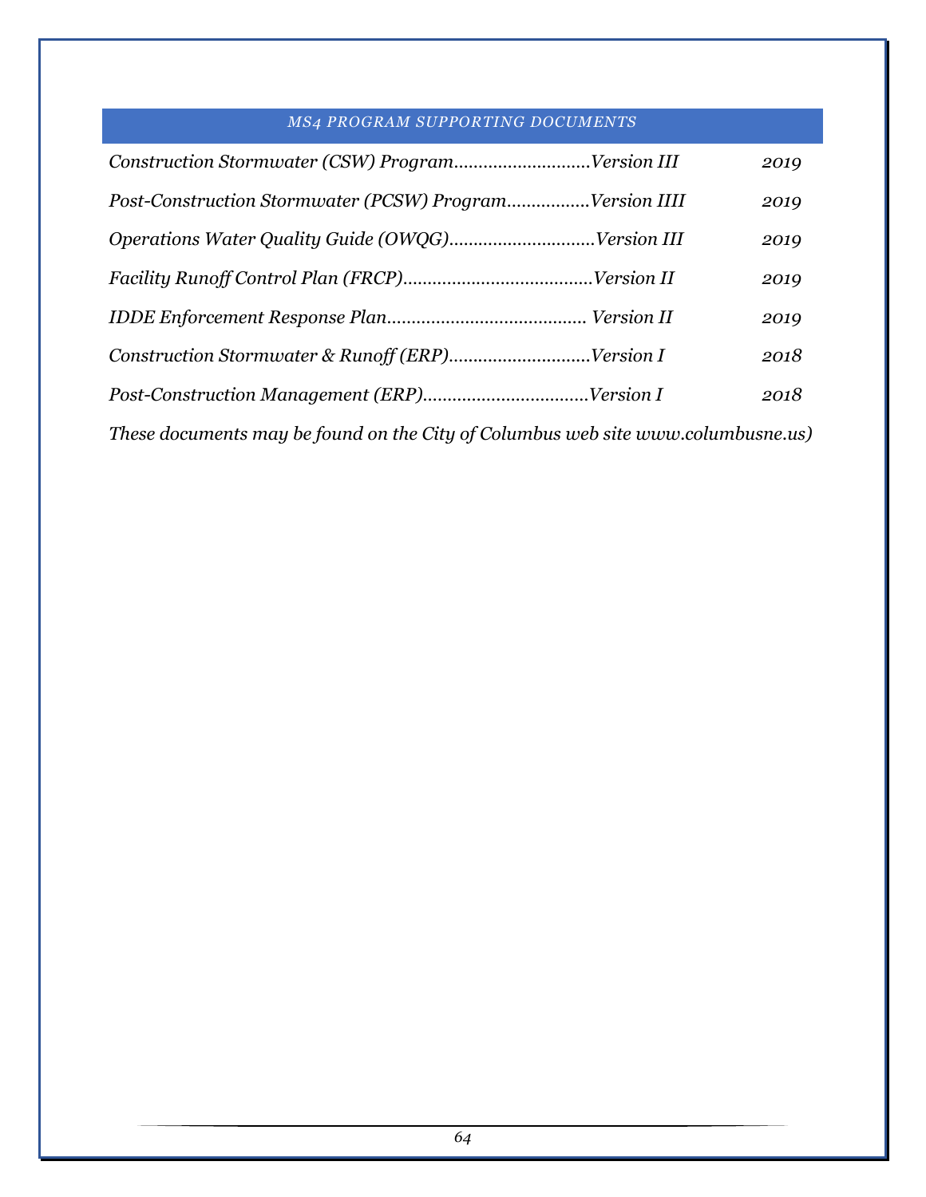| *MS4 PROGRAM SUPPORTING DOCUMENTS* | |
|---|---|
| *Construction Stormwater (CSW) Program............................Version III* | *2019* |
| *Post-Construction Stormwater (PCSW) Program.................Version IIII* | *2019* |
| *Operations Water Quality Guide (OWQG)..............................Version III* | *2019* |
| *Facility Runoff Control Plan (FRCP).......................................Version II* | *2019* |
| *IDDE Enforcement Response Plan......................................... Version II* | *2019* |
| *Construction Stormwater & Runoff (ERP).............................Version I* | *2018* |
| *Post-Construction Management (ERP)..................................Version I* | *2018* |

*These documents may be found on the City of Columbus web site www.columbusne.us)*